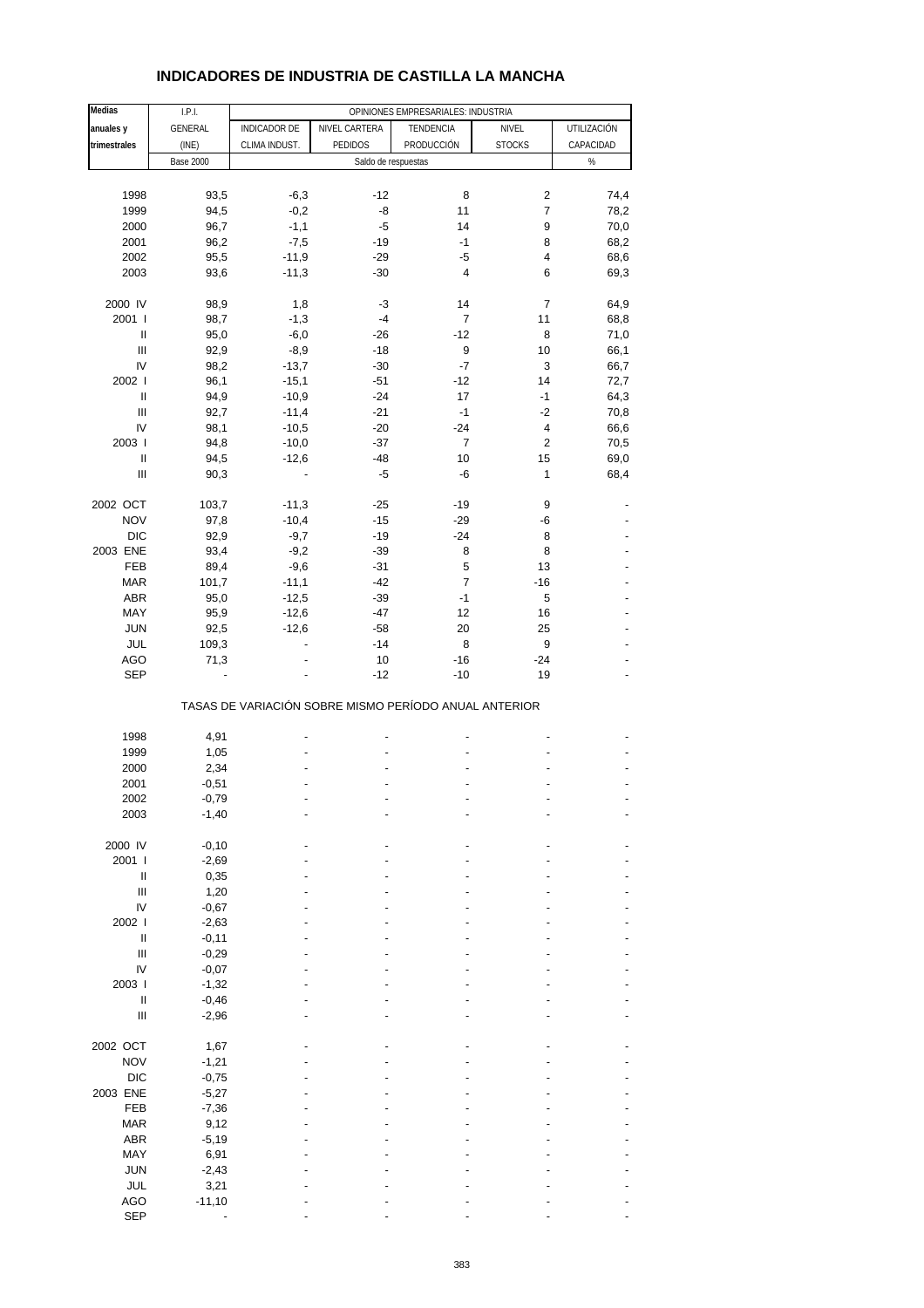# INDICADORES DE INDUSTRIA DE CASTILLA LA MANCHA

| Medias anuales y trimestrales | I.P.I. GENERAL (INE) | OPINIONES EMPRESARIALES: INDUSTRIA | | | | |
|---|---|---|---|---|---|---|
| | | INDICADOR DE CLIMA INDUST. | NIVEL CARTERA PEDIDOS | TENDENCIA PRODUCCIÓN | NIVEL STOCKS | UTILIZACIÓN CAPACIDAD |
| | Base 2000 | Saldo de respuestas | | | | % |
| 1998 | 93,5 | -6,3 | -12 | 8 | 2 | 74,4 |
| 1999 | 94,5 | -0,2 | -8 | 11 | 7 | 78,2 |
| 2000 | 96,7 | -1,1 | -5 | 14 | 9 | 70,0 |
| 2001 | 96,2 | -7,5 | -19 | -1 | 8 | 68,2 |
| 2002 | 95,5 | -11,9 | -29 | -5 | 4 | 68,6 |
| 2003 | 93,6 | -11,3 | -30 | 4 | 6 | 69,3 |
| 2000 IV | 98,9 | 1,8 | -3 | 14 | 7 | 64,9 |
| 2001 I | 98,7 | -1,3 | -4 | 7 | 11 | 68,8 |
| II | 95,0 | -6,0 | -26 | -12 | 8 | 71,0 |
| III | 92,9 | -8,9 | -18 | 9 | 10 | 66,1 |
| IV | 98,2 | -13,7 | -30 | -7 | 3 | 66,7 |
| 2002 I | 96,1 | -15,1 | -51 | -12 | 14 | 72,7 |
| II | 94,9 | -10,9 | -24 | 17 | -1 | 64,3 |
| III | 92,7 | -11,4 | -21 | -1 | -2 | 70,8 |
| IV | 98,1 | -10,5 | -20 | -24 | 4 | 66,6 |
| 2003 I | 94,8 | -10,0 | -37 | 7 | 2 | 70,5 |
| II | 94,5 | -12,6 | -48 | 10 | 15 | 69,0 |
| III | 90,3 | - | -5 | -6 | 1 | 68,4 |
| 2002 OCT | 103,7 | -11,3 | -25 | -19 | 9 | - |
| NOV | 97,8 | -10,4 | -15 | -29 | -6 | - |
| DIC | 92,9 | -9,7 | -19 | -24 | 8 | - |
| 2003 ENE | 93,4 | -9,2 | -39 | 8 | 8 | - |
| FEB | 89,4 | -9,6 | -31 | 5 | 13 | - |
| MAR | 101,7 | -11,1 | -42 | 7 | -16 | - |
| ABR | 95,0 | -12,5 | -39 | -1 | 5 | - |
| MAY | 95,9 | -12,6 | -47 | 12 | 16 | - |
| JUN | 92,5 | -12,6 | -58 | 20 | 25 | - |
| JUL | 109,3 | - | -14 | 8 | 9 | - |
| AGO | 71,3 | - | 10 | -16 | -24 | - |
| SEP | - | - | -12 | -10 | 19 | - |
| | TASAS DE VARIACIÓN SOBRE MISMO PERÍODO ANUAL ANTERIOR | | | | | |
| 1998 | 4,91 | - | - | - | - | - |
| 1999 | 1,05 | - | - | - | - | - |
| 2000 | 2,34 | - | - | - | - | - |
| 2001 | -0,51 | - | - | - | - | - |
| 2002 | -0,79 | - | - | - | - | - |
| 2003 | -1,40 | - | - | - | - | - |
| 2000 IV | -0,10 | - | - | - | - | - |
| 2001 I | -2,69 | - | - | - | - | - |
| II | 0,35 | - | - | - | - | - |
| III | 1,20 | - | - | - | - | - |
| IV | -0,67 | - | - | - | - | - |
| 2002 I | -2,63 | - | - | - | - | - |
| II | -0,11 | - | - | - | - | - |
| III | -0,29 | - | - | - | - | - |
| IV | -0,07 | - | - | - | - | - |
| 2003 I | -1,32 | - | - | - | - | - |
| II | -0,46 | - | - | - | - | - |
| III | -2,96 | - | - | - | - | - |
| 2002 OCT | 1,67 | - | - | - | - | - |
| NOV | -1,21 | - | - | - | - | - |
| DIC | -0,75 | - | - | - | - | - |
| 2003 ENE | -5,27 | - | - | - | - | - |
| FEB | -7,36 | - | - | - | - | - |
| MAR | 9,12 | - | - | - | - | - |
| ABR | -5,19 | - | - | - | - | - |
| MAY | 6,91 | - | - | - | - | - |
| JUN | -2,43 | - | - | - | - | - |
| JUL | 3,21 | - | - | - | - | - |
| AGO | -11,10 | - | - | - | - | - |
| SEP | - | - | - | - | - | - |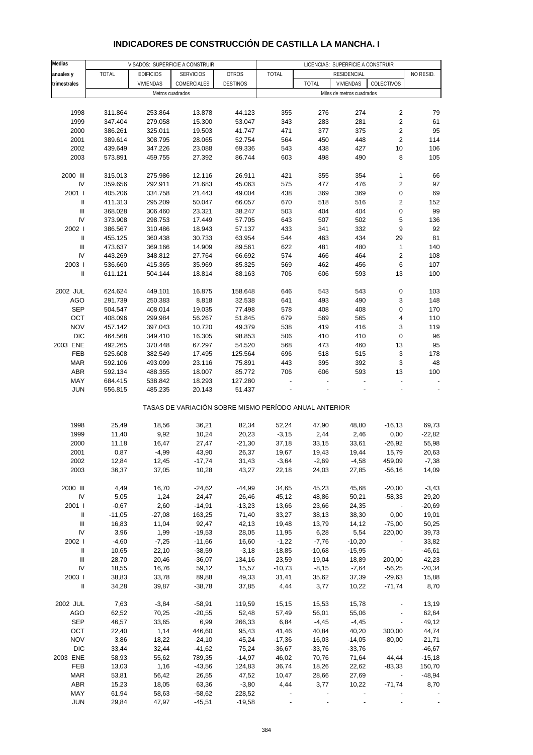# INDICADORES DE CONSTRUCCIÓN DE CASTILLA LA MANCHA. I

| Medias anuales y trimestrales | VISADOS: SUPERFICIE A CONSTRUIR | | | | LICENCIAS: SUPERFICIE A CONSTRUIR | | | | |
|---|---|---|---|---|---|---|---|---|---|
| | TOTAL | EDIFICIOS VIVIENDAS | SERVICIOS COMERCIALES | OTROS DESTINOS | TOTAL | RESIDENCIAL | | | NO RESID. |
| | | | | | | TOTAL | VIVIENDAS | COLECTIVOS | |
| | Metros cuadrados | | | | Miles de metros cuadrados | | | | |
| 1998 | 311.864 | 253.864 | 13.878 | 44.123 | 355 | 276 | 274 | 2 | 79 |
| 1999 | 347.404 | 279.058 | 15.300 | 53.047 | 343 | 283 | 281 | 2 | 61 |
| 2000 | 386.261 | 325.011 | 19.503 | 41.747 | 471 | 377 | 375 | 2 | 95 |
| 2001 | 389.614 | 308.795 | 28.065 | 52.754 | 564 | 450 | 448 | 2 | 114 |
| 2002 | 439.649 | 347.226 | 23.088 | 69.336 | 543 | 438 | 427 | 10 | 106 |
| 2003 | 573.891 | 459.755 | 27.392 | 86.744 | 603 | 498 | 490 | 8 | 105 |
| 2000 III | 315.013 | 275.986 | 12.116 | 26.911 | 421 | 355 | 354 | 1 | 66 |
| IV | 359.656 | 292.911 | 21.683 | 45.063 | 575 | 477 | 476 | 2 | 97 |
| 2001 I | 405.206 | 334.758 | 21.443 | 49.004 | 438 | 369 | 369 | 0 | 69 |
| II | 411.313 | 295.209 | 50.047 | 66.057 | 670 | 518 | 516 | 2 | 152 |
| III | 368.028 | 306.460 | 23.321 | 38.247 | 503 | 404 | 404 | 0 | 99 |
| IV | 373.908 | 298.753 | 17.449 | 57.705 | 643 | 507 | 502 | 5 | 136 |
| 2002 I | 386.567 | 310.486 | 18.943 | 57.137 | 433 | 341 | 332 | 9 | 92 |
| II | 455.125 | 360.438 | 30.733 | 63.954 | 544 | 463 | 434 | 29 | 81 |
| III | 473.637 | 369.166 | 14.909 | 89.561 | 622 | 481 | 480 | 1 | 140 |
| IV | 443.269 | 348.812 | 27.764 | 66.692 | 574 | 466 | 464 | 2 | 108 |
| 2003 I | 536.660 | 415.365 | 35.969 | 85.325 | 569 | 462 | 456 | 6 | 107 |
| II | 611.121 | 504.144 | 18.814 | 88.163 | 706 | 606 | 593 | 13 | 100 |
| 2002 JUL | 624.624 | 449.101 | 16.875 | 158.648 | 646 | 543 | 543 | 0 | 103 |
| AGO | 291.739 | 250.383 | 8.818 | 32.538 | 641 | 493 | 490 | 3 | 148 |
| SEP | 504.547 | 408.014 | 19.035 | 77.498 | 578 | 408 | 408 | 0 | 170 |
| OCT | 408.096 | 299.984 | 56.267 | 51.845 | 679 | 569 | 565 | 4 | 110 |
| NOV | 457.142 | 397.043 | 10.720 | 49.379 | 538 | 419 | 416 | 3 | 119 |
| DIC | 464.568 | 349.410 | 16.305 | 98.853 | 506 | 410 | 410 | 0 | 96 |
| 2003 ENE | 492.265 | 370.448 | 67.297 | 54.520 | 568 | 473 | 460 | 13 | 95 |
| FEB | 525.608 | 382.549 | 17.495 | 125.564 | 696 | 518 | 515 | 3 | 178 |
| MAR | 592.106 | 493.099 | 23.116 | 75.891 | 443 | 395 | 392 | 3 | 48 |
| ABR | 592.134 | 488.355 | 18.007 | 85.772 | 706 | 606 | 593 | 13 | 100 |
| MAY | 684.415 | 538.842 | 18.293 | 127.280 | - | - | - | - | - |
| JUN | 556.815 | 485.235 | 20.143 | 51.437 | - | - | - | - | - |

TASAS DE VARIACIÓN SOBRE MISMO PERÍODO ANUAL ANTERIOR

| | TOTAL | EDIFICIOS VIVIENDAS | SERVICIOS COMERCIALES | OTROS DESTINOS | TOTAL | RESIDENCIAL TOTAL | VIVIENDAS | COLECTIVOS | NO RESID. |
|---|---|---|---|---|---|---|---|---|---|
| 1998 | 25,49 | 18,56 | 36,21 | 82,34 | 52,24 | 47,90 | 48,80 | -16,13 | 69,73 |
| 1999 | 11,40 | 9,92 | 10,24 | 20,23 | -3,15 | 2,44 | 2,46 | 0,00 | -22,82 |
| 2000 | 11,18 | 16,47 | 27,47 | -21,30 | 37,18 | 33,15 | 33,61 | -26,92 | 55,98 |
| 2001 | 0,87 | -4,99 | 43,90 | 26,37 | 19,67 | 19,43 | 19,44 | 15,79 | 20,63 |
| 2002 | 12,84 | 12,45 | -17,74 | 31,43 | -3,64 | -2,69 | -4,58 | 459,09 | -7,38 |
| 2003 | 36,37 | 37,05 | 10,28 | 43,27 | 22,18 | 24,03 | 27,85 | -56,16 | 14,09 |
| 2000 III | 4,49 | 16,70 | -24,62 | -44,99 | 34,65 | 45,23 | 45,68 | -20,00 | -3,43 |
| IV | 5,05 | 1,24 | 24,47 | 26,46 | 45,12 | 48,86 | 50,21 | -58,33 | 29,20 |
| 2001 I | -0,67 | 2,60 | -14,91 | -13,23 | 13,66 | 23,66 | 24,35 | - | -20,69 |
| II | -11,05 | -27,08 | 163,25 | 71,40 | 33,27 | 38,13 | 38,30 | 0,00 | 19,01 |
| III | 16,83 | 11,04 | 92,47 | 42,13 | 19,48 | 13,79 | 14,12 | -75,00 | 50,25 |
| IV | 3,96 | 1,99 | -19,53 | 28,05 | 11,95 | 6,28 | 5,54 | 220,00 | 39,73 |
| 2002 I | -4,60 | -7,25 | -11,66 | 16,60 | -1,22 | -7,76 | -10,20 | - | 33,82 |
| II | 10,65 | 22,10 | -38,59 | -3,18 | -18,85 | -10,68 | -15,95 | - | -46,61 |
| III | 28,70 | 20,46 | -36,07 | 134,16 | 23,59 | 19,04 | 18,89 | 200,00 | 42,23 |
| IV | 18,55 | 16,76 | 59,12 | 15,57 | -10,73 | -8,15 | -7,64 | -56,25 | -20,34 |
| 2003 I | 38,83 | 33,78 | 89,88 | 49,33 | 31,41 | 35,62 | 37,39 | -29,63 | 15,88 |
| II | 34,28 | 39,87 | -38,78 | 37,85 | 4,44 | 3,77 | 10,22 | -71,74 | 8,70 |
| 2002 JUL | 7,63 | -3,84 | -58,91 | 119,59 | 15,15 | 15,53 | 15,78 | - | 13,19 |
| AGO | 62,52 | 70,25 | -20,55 | 52,48 | 57,49 | 56,01 | 55,06 | - | 62,64 |
| SEP | 46,57 | 33,65 | 6,99 | 266,33 | 6,84 | -4,45 | -4,45 | - | 49,12 |
| OCT | 22,40 | 1,14 | 446,60 | 95,43 | 41,46 | 40,84 | 40,20 | 300,00 | 44,74 |
| NOV | 3,86 | 18,22 | -24,10 | -45,24 | -17,36 | -16,03 | -14,05 | -80,00 | -21,71 |
| DIC | 33,44 | 32,44 | -41,62 | 75,24 | -36,67 | -33,76 | -33,76 | - | -46,67 |
| 2003 ENE | 58,93 | 55,62 | 789,35 | -14,97 | 46,02 | 70,76 | 71,64 | 44,44 | -15,18 |
| FEB | 13,03 | 1,16 | -43,56 | 124,83 | 36,74 | 18,26 | 22,62 | -83,33 | 150,70 |
| MAR | 53,81 | 56,42 | 26,55 | 47,52 | 10,47 | 28,66 | 27,69 | - | -48,94 |
| ABR | 15,23 | 18,05 | 63,36 | -3,80 | 4,44 | 3,77 | 10,22 | -71,74 | 8,70 |
| MAY | 61,94 | 58,63 | -58,62 | 228,52 | - | - | - | - | - |
| JUN | 29,84 | 47,97 | -45,51 | -19,58 | - | - | - | - | - |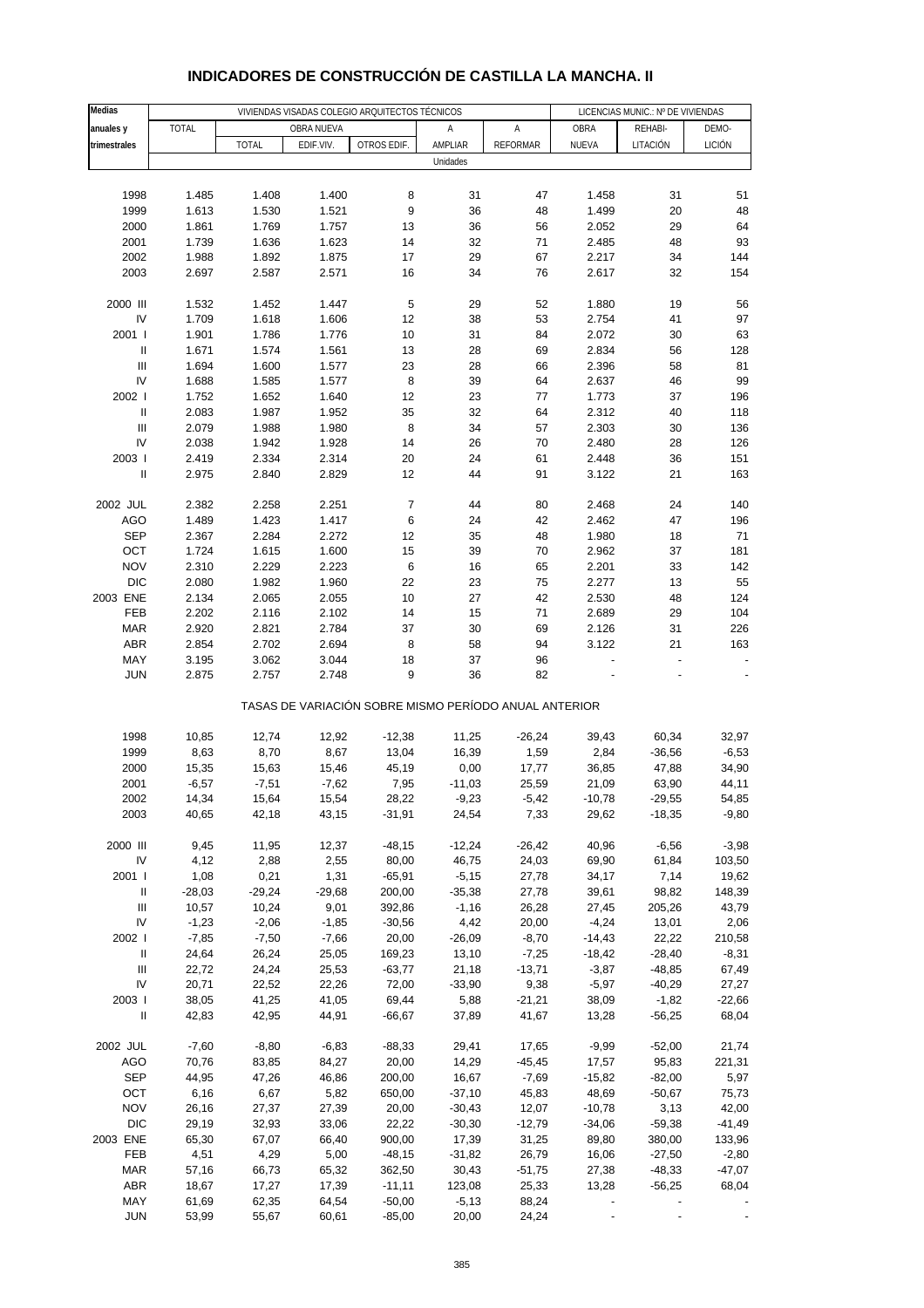# INDICADORES DE CONSTRUCCIÓN DE CASTILLA LA MANCHA. II

| Medias anuales y trimestrales | VIVIENDAS VISADAS COLEGIO ARQUITECTOS TÉCNICOS | | | | | | LICENCIAS MUNIC.: Nº DE VIVIENDAS | | |
|---|---|---|---|---|---|---|---|---|---|
| | TOTAL | OBRA NUEVA | | | A AMPLIAR | A REFORMAR | OBRA NUEVA | REHABI- LITACIÓN | DEMO- LICIÓN |
| | | TOTAL | EDIF.VIV. | OTROS EDIF. | | | | | |
| | Unidades | | | | | | | | |
| 1998 | 1.485 | 1.408 | 1.400 | 8 | 31 | 47 | 1.458 | 31 | 51 |
| 1999 | 1.613 | 1.530 | 1.521 | 9 | 36 | 48 | 1.499 | 20 | 48 |
| 2000 | 1.861 | 1.769 | 1.757 | 13 | 36 | 56 | 2.052 | 29 | 64 |
| 2001 | 1.739 | 1.636 | 1.623 | 14 | 32 | 71 | 2.485 | 48 | 93 |
| 2002 | 1.988 | 1.892 | 1.875 | 17 | 29 | 67 | 2.217 | 34 | 144 |
| 2003 | 2.697 | 2.587 | 2.571 | 16 | 34 | 76 | 2.617 | 32 | 154 |
| 2000 III | 1.532 | 1.452 | 1.447 | 5 | 29 | 52 | 1.880 | 19 | 56 |
| IV | 1.709 | 1.618 | 1.606 | 12 | 38 | 53 | 2.754 | 41 | 97 |
| 2001 I | 1.901 | 1.786 | 1.776 | 10 | 31 | 84 | 2.072 | 30 | 63 |
| II | 1.671 | 1.574 | 1.561 | 13 | 28 | 69 | 2.834 | 56 | 128 |
| III | 1.694 | 1.600 | 1.577 | 23 | 28 | 66 | 2.396 | 58 | 81 |
| IV | 1.688 | 1.585 | 1.577 | 8 | 39 | 64 | 2.637 | 46 | 99 |
| 2002 I | 1.752 | 1.652 | 1.640 | 12 | 23 | 77 | 1.773 | 37 | 196 |
| II | 2.083 | 1.987 | 1.952 | 35 | 32 | 64 | 2.312 | 40 | 118 |
| III | 2.079 | 1.988 | 1.980 | 8 | 34 | 57 | 2.303 | 30 | 136 |
| IV | 2.038 | 1.942 | 1.928 | 14 | 26 | 70 | 2.480 | 28 | 126 |
| 2003 I | 2.419 | 2.334 | 2.314 | 20 | 24 | 61 | 2.448 | 36 | 151 |
| II | 2.975 | 2.840 | 2.829 | 12 | 44 | 91 | 3.122 | 21 | 163 |
| 2002 JUL | 2.382 | 2.258 | 2.251 | 7 | 44 | 80 | 2.468 | 24 | 140 |
| AGO | 1.489 | 1.423 | 1.417 | 6 | 24 | 42 | 2.462 | 47 | 196 |
| SEP | 2.367 | 2.284 | 2.272 | 12 | 35 | 48 | 1.980 | 18 | 71 |
| OCT | 1.724 | 1.615 | 1.600 | 15 | 39 | 70 | 2.962 | 37 | 181 |
| NOV | 2.310 | 2.229 | 2.223 | 6 | 16 | 65 | 2.201 | 33 | 142 |
| DIC | 2.080 | 1.982 | 1.960 | 22 | 23 | 75 | 2.277 | 13 | 55 |
| 2003 ENE | 2.134 | 2.065 | 2.055 | 10 | 27 | 42 | 2.530 | 48 | 124 |
| FEB | 2.202 | 2.116 | 2.102 | 14 | 15 | 71 | 2.689 | 29 | 104 |
| MAR | 2.920 | 2.821 | 2.784 | 37 | 30 | 69 | 2.126 | 31 | 226 |
| ABR | 2.854 | 2.702 | 2.694 | 8 | 58 | 94 | 3.122 | 21 | 163 |
| MAY | 3.195 | 3.062 | 3.044 | 18 | 37 | 96 | - | - | - |
| JUN | 2.875 | 2.757 | 2.748 | 9 | 36 | 82 | - | - | - |
| | TASAS DE VARIACIÓN SOBRE MISMO PERÍODO ANUAL ANTERIOR | | | | | | | | |
| 1998 | 10,85 | 12,74 | 12,92 | -12,38 | 11,25 | -26,24 | 39,43 | 60,34 | 32,97 |
| 1999 | 8,63 | 8,70 | 8,67 | 13,04 | 16,39 | 1,59 | 2,84 | -36,56 | -6,53 |
| 2000 | 15,35 | 15,63 | 15,46 | 45,19 | 0,00 | 17,77 | 36,85 | 47,88 | 34,90 |
| 2001 | -6,57 | -7,51 | -7,62 | 7,95 | -11,03 | 25,59 | 21,09 | 63,90 | 44,11 |
| 2002 | 14,34 | 15,64 | 15,54 | 28,22 | -9,23 | -5,42 | -10,78 | -29,55 | 54,85 |
| 2003 | 40,65 | 42,18 | 43,15 | -31,91 | 24,54 | 7,33 | 29,62 | -18,35 | -9,80 |
| 2000 III | 9,45 | 11,95 | 12,37 | -48,15 | -12,24 | -26,42 | 40,96 | -6,56 | -3,98 |
| IV | 4,12 | 2,88 | 2,55 | 80,00 | 46,75 | 24,03 | 69,90 | 61,84 | 103,50 |
| 2001 I | 1,08 | 0,21 | 1,31 | -65,91 | -5,15 | 27,78 | 34,17 | 7,14 | 19,62 |
| II | -28,03 | -29,24 | -29,68 | 200,00 | -35,38 | 27,78 | 39,61 | 98,82 | 148,39 |
| III | 10,57 | 10,24 | 9,01 | 392,86 | -1,16 | 26,28 | 27,45 | 205,26 | 43,79 |
| IV | -1,23 | -2,06 | -1,85 | -30,56 | 4,42 | 20,00 | -4,24 | 13,01 | 2,06 |
| 2002 I | -7,85 | -7,50 | -7,66 | 20,00 | -26,09 | -8,70 | -14,43 | 22,22 | 210,58 |
| II | 24,64 | 26,24 | 25,05 | 169,23 | 13,10 | -7,25 | -18,42 | -28,40 | -8,31 |
| III | 22,72 | 24,24 | 25,53 | -63,77 | 21,18 | -13,71 | -3,87 | -48,85 | 67,49 |
| IV | 20,71 | 22,52 | 22,26 | 72,00 | -33,90 | 9,38 | -5,97 | -40,29 | 27,27 |
| 2003 I | 38,05 | 41,25 | 41,05 | 69,44 | 5,88 | -21,21 | 38,09 | -1,82 | -22,66 |
| II | 42,83 | 42,95 | 44,91 | -66,67 | 37,89 | 41,67 | 13,28 | -56,25 | 68,04 |
| 2002 JUL | -7,60 | -8,80 | -6,83 | -88,33 | 29,41 | 17,65 | -9,99 | -52,00 | 21,74 |
| AGO | 70,76 | 83,85 | 84,27 | 20,00 | 14,29 | -45,45 | 17,57 | 95,83 | 221,31 |
| SEP | 44,95 | 47,26 | 46,86 | 200,00 | 16,67 | -7,69 | -15,82 | -82,00 | 5,97 |
| OCT | 6,16 | 6,67 | 5,82 | 650,00 | -37,10 | 45,83 | 48,69 | -50,67 | 75,73 |
| NOV | 26,16 | 27,37 | 27,39 | 20,00 | -30,43 | 12,07 | -10,78 | 3,13 | 42,00 |
| DIC | 29,19 | 32,93 | 33,06 | 22,22 | -30,30 | -12,79 | -34,06 | -59,38 | -41,49 |
| 2003 ENE | 65,30 | 67,07 | 66,40 | 900,00 | 17,39 | 31,25 | 89,80 | 380,00 | 133,96 |
| FEB | 4,51 | 4,29 | 5,00 | -48,15 | -31,82 | 26,79 | 16,06 | -27,50 | -2,80 |
| MAR | 57,16 | 66,73 | 65,32 | 362,50 | 30,43 | -51,75 | 27,38 | -48,33 | -47,07 |
| ABR | 18,67 | 17,27 | 17,39 | -11,11 | 123,08 | 25,33 | 13,28 | -56,25 | 68,04 |
| MAY | 61,69 | 62,35 | 64,54 | -50,00 | -5,13 | 88,24 | - | - | - |
| JUN | 53,99 | 55,67 | 60,61 | -85,00 | 20,00 | 24,24 | - | - | - |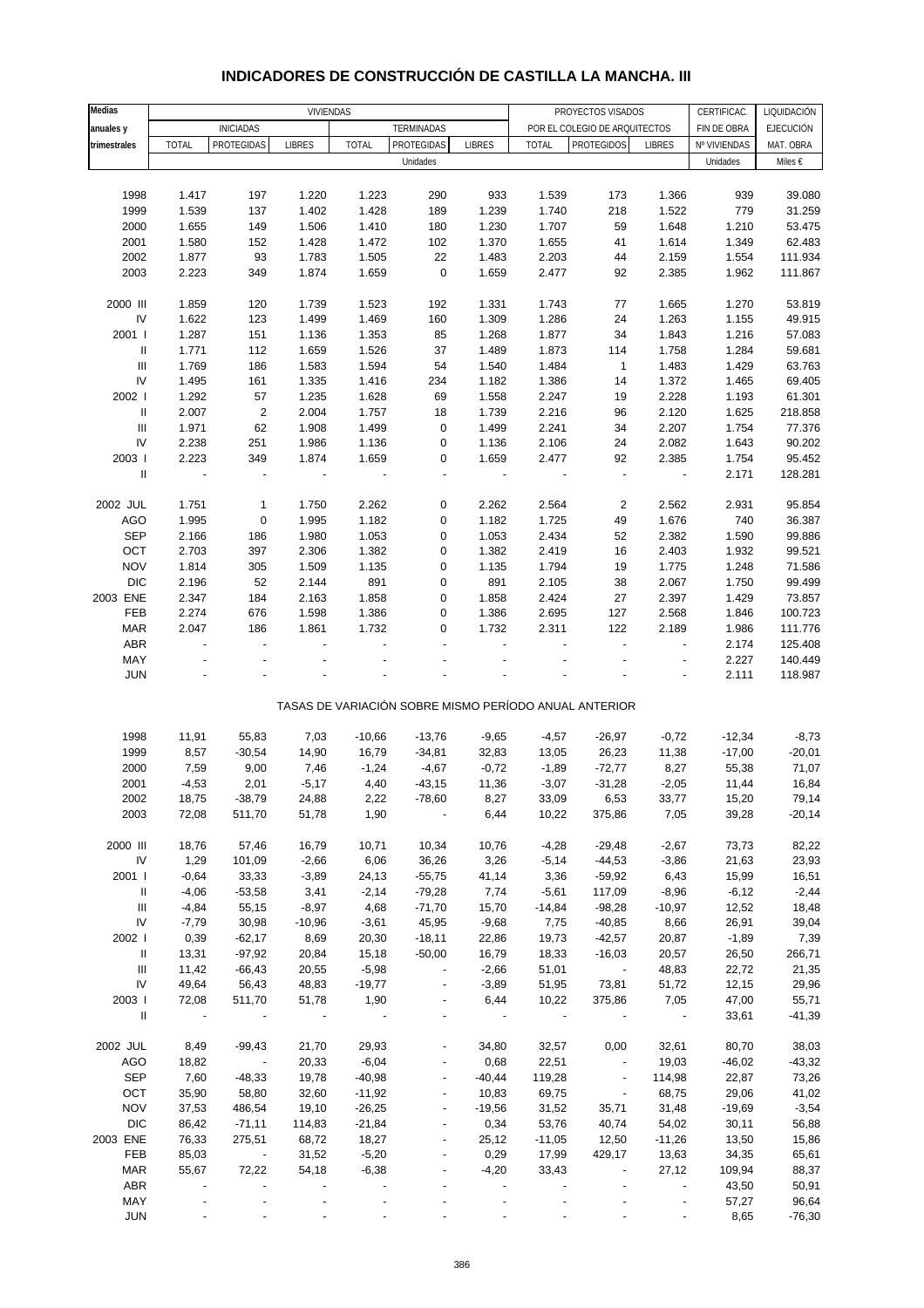# INDICADORES DE CONSTRUCCIÓN DE CASTILLA LA MANCHA. III

| Medias anuales y trimestrales | VIVIENDAS | | | | | | PROYECTOS VISADOS | | | CERTIFICAC. | LIQUIDACIÓN |
|---|---|---|---|---|---|---|---|---|---|---|---|
| | INICIADAS | | | TERMINADAS | | | POR EL COLEGIO DE ARQUITECTOS | | | FIN DE OBRA | EJECUCIÓN |
| | TOTAL | PROTEGIDAS | LIBRES | TOTAL | PROTEGIDAS | LIBRES | TOTAL | PROTEGIDOS | LIBRES | Nº VIVIENDAS | MAT. OBRA |
| | Unidades | | | | | | | | | Unidades | Miles € |
| 1998 | 1.417 | 197 | 1.220 | 1.223 | 290 | 933 | 1.539 | 173 | 1.366 | 939 | 39.080 |
| 1999 | 1.539 | 137 | 1.402 | 1.428 | 189 | 1.239 | 1.740 | 218 | 1.522 | 779 | 31.259 |
| 2000 | 1.655 | 149 | 1.506 | 1.410 | 180 | 1.230 | 1.707 | 59 | 1.648 | 1.210 | 53.475 |
| 2001 | 1.580 | 152 | 1.428 | 1.472 | 102 | 1.370 | 1.655 | 41 | 1.614 | 1.349 | 62.483 |
| 2002 | 1.877 | 93 | 1.783 | 1.505 | 22 | 1.483 | 2.203 | 44 | 2.159 | 1.554 | 111.934 |
| 2003 | 2.223 | 349 | 1.874 | 1.659 | 0 | 1.659 | 2.477 | 92 | 2.385 | 1.962 | 111.867 |
| 2000 III | 1.859 | 120 | 1.739 | 1.523 | 192 | 1.331 | 1.743 | 77 | 1.665 | 1.270 | 53.819 |
| IV | 1.622 | 123 | 1.499 | 1.469 | 160 | 1.309 | 1.286 | 24 | 1.263 | 1.155 | 49.915 |
| 2001 I | 1.287 | 151 | 1.136 | 1.353 | 85 | 1.268 | 1.877 | 34 | 1.843 | 1.216 | 57.083 |
| II | 1.771 | 112 | 1.659 | 1.526 | 37 | 1.489 | 1.873 | 114 | 1.758 | 1.284 | 59.681 |
| III | 1.769 | 186 | 1.583 | 1.594 | 54 | 1.540 | 1.484 | 1 | 1.483 | 1.429 | 63.763 |
| IV | 1.495 | 161 | 1.335 | 1.416 | 234 | 1.182 | 1.386 | 14 | 1.372 | 1.465 | 69.405 |
| 2002 I | 1.292 | 57 | 1.235 | 1.628 | 69 | 1.558 | 2.247 | 19 | 2.228 | 1.193 | 61.301 |
| II | 2.007 | 2 | 2.004 | 1.757 | 18 | 1.739 | 2.216 | 96 | 2.120 | 1.625 | 218.858 |
| III | 1.971 | 62 | 1.908 | 1.499 | 0 | 1.499 | 2.241 | 34 | 2.207 | 1.754 | 77.376 |
| IV | 2.238 | 251 | 1.986 | 1.136 | 0 | 1.136 | 2.106 | 24 | 2.082 | 1.643 | 90.202 |
| 2003 I | 2.223 | 349 | 1.874 | 1.659 | 0 | 1.659 | 2.477 | 92 | 2.385 | 1.754 | 95.452 |
| II | - | - | - | - | - | - | - | - | - | 2.171 | 128.281 |
| 2002 JUL | 1.751 | 1 | 1.750 | 2.262 | 0 | 2.262 | 2.564 | 2 | 2.562 | 2.931 | 95.854 |
| AGO | 1.995 | 0 | 1.995 | 1.182 | 0 | 1.182 | 1.725 | 49 | 1.676 | 740 | 36.387 |
| SEP | 2.166 | 186 | 1.980 | 1.053 | 0 | 1.053 | 2.434 | 52 | 2.382 | 1.590 | 99.886 |
| OCT | 2.703 | 397 | 2.306 | 1.382 | 0 | 1.382 | 2.419 | 16 | 2.403 | 1.932 | 99.521 |
| NOV | 1.814 | 305 | 1.509 | 1.135 | 0 | 1.135 | 1.794 | 19 | 1.775 | 1.248 | 71.586 |
| DIC | 2.196 | 52 | 2.144 | 891 | 0 | 891 | 2.105 | 38 | 2.067 | 1.750 | 99.499 |
| 2003 ENE | 2.347 | 184 | 2.163 | 1.858 | 0 | 1.858 | 2.424 | 27 | 2.397 | 1.429 | 73.857 |
| FEB | 2.274 | 676 | 1.598 | 1.386 | 0 | 1.386 | 2.695 | 127 | 2.568 | 1.846 | 100.723 |
| MAR | 2.047 | 186 | 1.861 | 1.732 | 0 | 1.732 | 2.311 | 122 | 2.189 | 1.986 | 111.776 |
| ABR | - | - | - | - | - | - | - | - | - | 2.174 | 125.408 |
| MAY | - | - | - | - | - | - | - | - | - | 2.227 | 140.449 |
| JUN | - | - | - | - | - | - | - | - | - | 2.111 | 118.987 |
| TASAS DE VARIACIÓN SOBRE MISMO PERÍODO ANUAL ANTERIOR | | | | | | | | | | | |
| 1998 | 11,91 | 55,83 | 7,03 | -10,66 | -13,76 | -9,65 | -4,57 | -26,97 | -0,72 | -12,34 | -8,73 |
| 1999 | 8,57 | -30,54 | 14,90 | 16,79 | -34,81 | 32,83 | 13,05 | 26,23 | 11,38 | -17,00 | -20,01 |
| 2000 | 7,59 | 9,00 | 7,46 | -1,24 | -4,67 | -0,72 | -1,89 | -72,77 | 8,27 | 55,38 | 71,07 |
| 2001 | -4,53 | 2,01 | -5,17 | 4,40 | -43,15 | 11,36 | -3,07 | -31,28 | -2,05 | 11,44 | 16,84 |
| 2002 | 18,75 | -38,79 | 24,88 | 2,22 | -78,60 | 8,27 | 33,09 | 6,53 | 33,77 | 15,20 | 79,14 |
| 2003 | 72,08 | 511,70 | 51,78 | 1,90 | - | 6,44 | 10,22 | 375,86 | 7,05 | 39,28 | -20,14 |
| 2000 III | 18,76 | 57,46 | 16,79 | 10,71 | 10,34 | 10,76 | -4,28 | -29,48 | -2,67 | 73,73 | 82,22 |
| IV | 1,29 | 101,09 | -2,66 | 6,06 | 36,26 | 3,26 | -5,14 | -44,53 | -3,86 | 21,63 | 23,93 |
| 2001 I | -0,64 | 33,33 | -3,89 | 24,13 | -55,75 | 41,14 | 3,36 | -59,92 | 6,43 | 15,99 | 16,51 |
| II | -4,06 | -53,58 | 3,41 | -2,14 | -79,28 | 7,74 | -5,61 | 117,09 | -8,96 | -6,12 | -2,44 |
| III | -4,84 | 55,15 | -8,97 | 4,68 | -71,70 | 15,70 | -14,84 | -98,28 | -10,97 | 12,52 | 18,48 |
| IV | -7,79 | 30,98 | -10,96 | -3,61 | 45,95 | -9,68 | 7,75 | -40,85 | 8,66 | 26,91 | 39,04 |
| 2002 I | 0,39 | -62,17 | 8,69 | 20,30 | -18,11 | 22,86 | 19,73 | -42,57 | 20,87 | -1,89 | 7,39 |
| II | 13,31 | -97,92 | 20,84 | 15,18 | -50,00 | 16,79 | 18,33 | -16,03 | 20,57 | 26,50 | 266,71 |
| III | 11,42 | -66,43 | 20,55 | -5,98 | - | -2,66 | 51,01 | - | 48,83 | 22,72 | 21,35 |
| IV | 49,64 | 56,43 | 48,83 | -19,77 | - | -3,89 | 51,95 | 73,81 | 51,72 | 12,15 | 29,96 |
| 2003 I | 72,08 | 511,70 | 51,78 | 1,90 | - | 6,44 | 10,22 | 375,86 | 7,05 | 47,00 | 55,71 |
| II | - | - | - | - | - | - | - | - | - | 33,61 | -41,39 |
| 2002 JUL | 8,49 | -99,43 | 21,70 | 29,93 | - | 34,80 | 32,57 | 0,00 | 32,61 | 80,70 | 38,03 |
| AGO | 18,82 | - | 20,33 | -6,04 | - | 0,68 | 22,51 | - | 19,03 | -46,02 | -43,32 |
| SEP | 7,60 | -48,33 | 19,78 | -40,98 | - | -40,44 | 119,28 | - | 114,98 | 22,87 | 73,26 |
| OCT | 35,90 | 58,80 | 32,60 | -11,92 | - | 10,83 | 69,75 | - | 68,75 | 29,06 | 41,02 |
| NOV | 37,53 | 486,54 | 19,10 | -26,25 | - | -19,56 | 31,52 | 35,71 | 31,48 | -19,69 | -3,54 |
| DIC | 86,42 | -71,11 | 114,83 | -21,84 | - | 0,34 | 53,76 | 40,74 | 54,02 | 30,11 | 56,88 |
| 2003 ENE | 76,33 | 275,51 | 68,72 | 18,27 | - | 25,12 | -11,05 | 12,50 | -11,26 | 13,50 | 15,86 |
| FEB | 85,03 | - | 31,52 | -5,20 | - | 0,29 | 17,99 | 429,17 | 13,63 | 34,35 | 65,61 |
| MAR | 55,67 | 72,22 | 54,18 | -6,38 | - | -4,20 | 33,43 | - | 27,12 | 109,94 | 88,37 |
| ABR | - | - | - | - | - | - | - | - | - | 43,50 | 50,91 |
| MAY | - | - | - | - | - | - | - | - | - | 57,27 | 96,64 |
| JUN | - | - | - | - | - | - | - | - | - | 8,65 | -76,30 |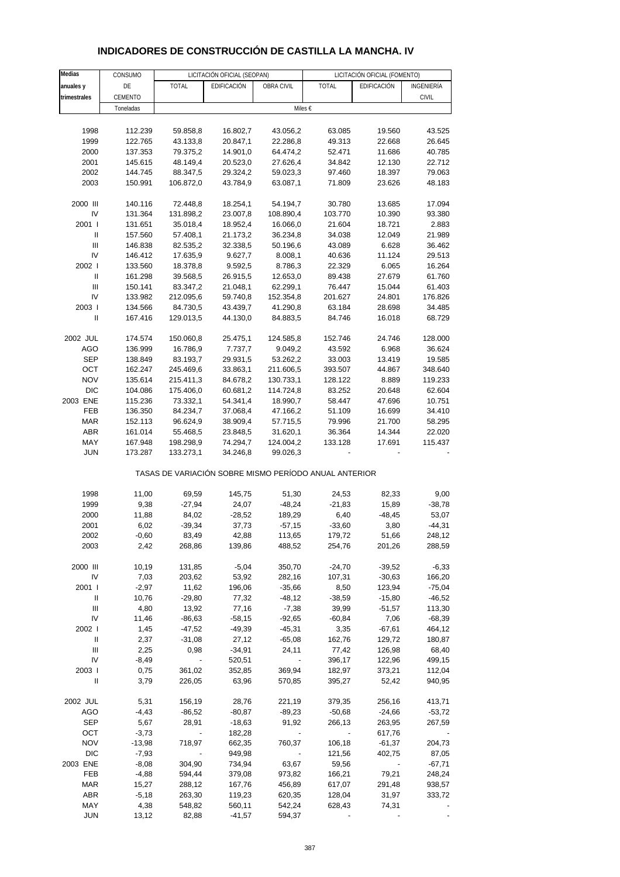# INDICADORES DE CONSTRUCCIÓN DE CASTILLA LA MANCHA. IV

| Medias anuales y trimestrales | CONSUMO DE CEMENTO | LICITACIÓN OFICIAL (SEOPAN) | | | LICITACIÓN OFICIAL (FOMENTO) | | |
|---|---|---|---|---|---|---|---|
| | | TOTAL | EDIFICACIÓN | OBRA CIVIL | TOTAL | EDIFICACIÓN | INGENIERÍA CIVIL |
| | Toneladas | Miles € | | | | | |
| 1998 | 112.239 | 59.858,8 | 16.802,7 | 43.056,2 | 63.085 | 19.560 | 43.525 |
| 1999 | 122.765 | 43.133,8 | 20.847,1 | 22.286,8 | 49.313 | 22.668 | 26.645 |
| 2000 | 137.353 | 79.375,2 | 14.901,0 | 64.474,2 | 52.471 | 11.686 | 40.785 |
| 2001 | 145.615 | 48.149,4 | 20.523,0 | 27.626,4 | 34.842 | 12.130 | 22.712 |
| 2002 | 144.745 | 88.347,5 | 29.324,2 | 59.023,3 | 97.460 | 18.397 | 79.063 |
| 2003 | 150.991 | 106.872,0 | 43.784,9 | 63.087,1 | 71.809 | 23.626 | 48.183 |
| 2000 III | 140.116 | 72.448,8 | 18.254,1 | 54.194,7 | 30.780 | 13.685 | 17.094 |
| IV | 131.364 | 131.898,2 | 23.007,8 | 108.890,4 | 103.770 | 10.390 | 93.380 |
| 2001 I | 131.651 | 35.018,4 | 18.952,4 | 16.066,0 | 21.604 | 18.721 | 2.883 |
| II | 157.560 | 57.408,1 | 21.173,2 | 36.234,8 | 34.038 | 12.049 | 21.989 |
| III | 146.838 | 82.535,2 | 32.338,5 | 50.196,6 | 43.089 | 6.628 | 36.462 |
| IV | 146.412 | 17.635,9 | 9.627,7 | 8.008,1 | 40.636 | 11.124 | 29.513 |
| 2002 I | 133.560 | 18.378,8 | 9.592,5 | 8.786,3 | 22.329 | 6.065 | 16.264 |
| II | 161.298 | 39.568,5 | 26.915,5 | 12.653,0 | 89.438 | 27.679 | 61.760 |
| III | 150.141 | 83.347,2 | 21.048,1 | 62.299,1 | 76.447 | 15.044 | 61.403 |
| IV | 133.982 | 212.095,6 | 59.740,8 | 152.354,8 | 201.627 | 24.801 | 176.826 |
| 2003 I | 134.566 | 84.730,5 | 43.439,7 | 41.290,8 | 63.184 | 28.698 | 34.485 |
| II | 167.416 | 129.013,5 | 44.130,0 | 84.883,5 | 84.746 | 16.018 | 68.729 |
| 2002 JUL | 174.574 | 150.060,8 | 25.475,1 | 124.585,8 | 152.746 | 24.746 | 128.000 |
| AGO | 136.999 | 16.786,9 | 7.737,7 | 9.049,2 | 43.592 | 6.968 | 36.624 |
| SEP | 138.849 | 83.193,7 | 29.931,5 | 53.262,2 | 33.003 | 13.419 | 19.585 |
| OCT | 162.247 | 245.469,6 | 33.863,1 | 211.606,5 | 393.507 | 44.867 | 348.640 |
| NOV | 135.614 | 215.411,3 | 84.678,2 | 130.733,1 | 128.122 | 8.889 | 119.233 |
| DIC | 104.086 | 175.406,0 | 60.681,2 | 114.724,8 | 83.252 | 20.648 | 62.604 |
| 2003 ENE | 115.236 | 73.332,1 | 54.341,4 | 18.990,7 | 58.447 | 47.696 | 10.751 |
| FEB | 136.350 | 84.234,7 | 37.068,4 | 47.166,2 | 51.109 | 16.699 | 34.410 |
| MAR | 152.113 | 96.624,9 | 38.909,4 | 57.715,5 | 79.996 | 21.700 | 58.295 |
| ABR | 161.014 | 55.468,5 | 23.848,5 | 31.620,1 | 36.364 | 14.344 | 22.020 |
| MAY | 167.948 | 198.298,9 | 74.294,7 | 124.004,2 | 133.128 | 17.691 | 115.437 |
| JUN | 173.287 | 133.273,1 | 34.246,8 | 99.026,3 | - | - | - |
| TASAS DE VARIACIÓN SOBRE MISMO PERÍODO ANUAL ANTERIOR | | | | | | | |
| 1998 | 11,00 | 69,59 | 145,75 | 51,30 | 24,53 | 82,33 | 9,00 |
| 1999 | 9,38 | -27,94 | 24,07 | -48,24 | -21,83 | 15,89 | -38,78 |
| 2000 | 11,88 | 84,02 | -28,52 | 189,29 | 6,40 | -48,45 | 53,07 |
| 2001 | 6,02 | -39,34 | 37,73 | -57,15 | -33,60 | 3,80 | -44,31 |
| 2002 | -0,60 | 83,49 | 42,88 | 113,65 | 179,72 | 51,66 | 248,12 |
| 2003 | 2,42 | 268,86 | 139,86 | 488,52 | 254,76 | 201,26 | 288,59 |
| 2000 III | 10,19 | 131,85 | -5,04 | 350,70 | -24,70 | -39,52 | -6,33 |
| IV | 7,03 | 203,62 | 53,92 | 282,16 | 107,31 | -30,63 | 166,20 |
| 2001 I | -2,97 | 11,62 | 196,06 | -35,66 | 8,50 | 123,94 | -75,04 |
| II | 10,76 | -29,80 | 77,32 | -48,12 | -38,59 | -15,80 | -46,52 |
| III | 4,80 | 13,92 | 77,16 | -7,38 | 39,99 | -51,57 | 113,30 |
| IV | 11,46 | -86,63 | -58,15 | -92,65 | -60,84 | 7,06 | -68,39 |
| 2002 I | 1,45 | -47,52 | -49,39 | -45,31 | 3,35 | -67,61 | 464,12 |
| II | 2,37 | -31,08 | 27,12 | -65,08 | 162,76 | 129,72 | 180,87 |
| III | 2,25 | 0,98 | -34,91 | 24,11 | 77,42 | 126,98 | 68,40 |
| IV | -8,49 | - | 520,51 | - | 396,17 | 122,96 | 499,15 |
| 2003 I | 0,75 | 361,02 | 352,85 | 369,94 | 182,97 | 373,21 | 112,04 |
| II | 3,79 | 226,05 | 63,96 | 570,85 | 395,27 | 52,42 | 940,95 |
| 2002 JUL | 5,31 | 156,19 | 28,76 | 221,19 | 379,35 | 256,16 | 413,71 |
| AGO | -4,43 | -86,52 | -80,87 | -89,23 | -50,68 | -24,66 | -53,72 |
| SEP | 5,67 | 28,91 | -18,63 | 91,92 | 266,13 | 263,95 | 267,59 |
| OCT | -3,73 | - | 182,28 | - | - | 617,76 | - |
| NOV | -13,98 | 718,97 | 662,35 | 760,37 | 106,18 | -61,37 | 204,73 |
| DIC | -7,93 | - | 949,98 | - | 121,56 | 402,75 | 87,05 |
| 2003 ENE | -8,08 | 304,90 | 734,94 | 63,67 | 59,56 | - | -67,71 |
| FEB | -4,88 | 594,44 | 379,08 | 973,82 | 166,21 | 79,21 | 248,24 |
| MAR | 15,27 | 288,12 | 167,76 | 456,89 | 617,07 | 291,48 | 938,57 |
| ABR | -5,18 | 263,30 | 119,23 | 620,35 | 128,04 | 31,97 | 333,72 |
| MAY | 4,38 | 548,82 | 560,11 | 542,24 | 628,43 | 74,31 | - |
| JUN | 13,12 | 82,88 | -41,57 | 594,37 | - | - | - |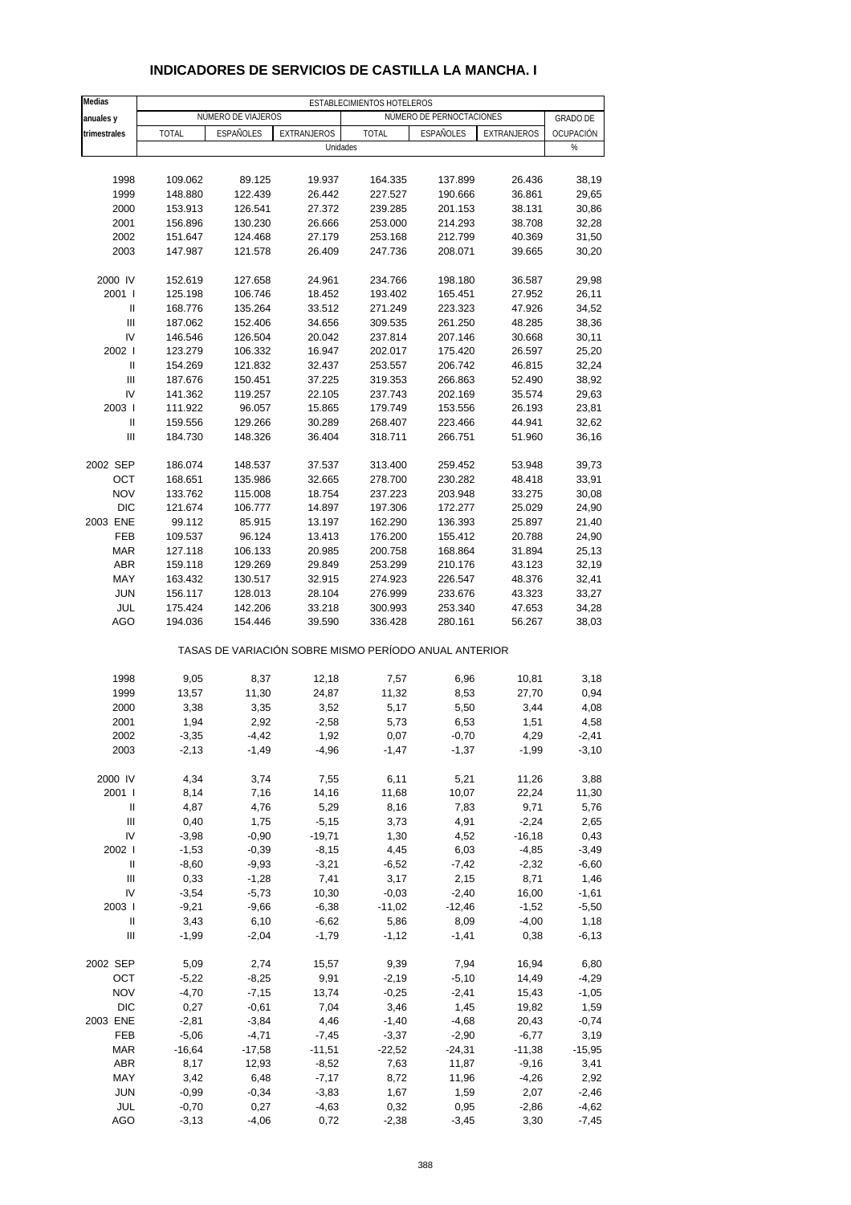# INDICADORES DE SERVICIOS DE CASTILLA LA MANCHA. I

| Medias anuales y trimestrales | ESTABLECIMIENTOS HOTELEROS | | | | | | |
|---|---|---|---|---|---|---|---|
| | NÚMERO DE VIAJEROS | | | NÚMERO DE PERNOCTACIONES | | | GRADO DE OCUPACIÓN |
| | TOTAL | ESPAÑOLES | EXTRANJEROS | TOTAL | ESPAÑOLES | EXTRANJEROS | |
| | Unidades | | | | | | % |
| 1998 | 109.062 | 89.125 | 19.937 | 164.335 | 137.899 | 26.436 | 38,19 |
| 1999 | 148.880 | 122.439 | 26.442 | 227.527 | 190.666 | 36.861 | 29,65 |
| 2000 | 153.913 | 126.541 | 27.372 | 239.285 | 201.153 | 38.131 | 30,86 |
| 2001 | 156.896 | 130.230 | 26.666 | 253.000 | 214.293 | 38.708 | 32,28 |
| 2002 | 151.647 | 124.468 | 27.179 | 253.168 | 212.799 | 40.369 | 31,50 |
| 2003 | 147.987 | 121.578 | 26.409 | 247.736 | 208.071 | 39.665 | 30,20 |
| 2000 IV | 152.619 | 127.658 | 24.961 | 234.766 | 198.180 | 36.587 | 29,98 |
| 2001 I | 125.198 | 106.746 | 18.452 | 193.402 | 165.451 | 27.952 | 26,11 |
| II | 168.776 | 135.264 | 33.512 | 271.249 | 223.323 | 47.926 | 34,52 |
| III | 187.062 | 152.406 | 34.656 | 309.535 | 261.250 | 48.285 | 38,36 |
| IV | 146.546 | 126.504 | 20.042 | 237.814 | 207.146 | 30.668 | 30,11 |
| 2002 I | 123.279 | 106.332 | 16.947 | 202.017 | 175.420 | 26.597 | 25,20 |
| II | 154.269 | 121.832 | 32.437 | 253.557 | 206.742 | 46.815 | 32,24 |
| III | 187.676 | 150.451 | 37.225 | 319.353 | 266.863 | 52.490 | 38,92 |
| IV | 141.362 | 119.257 | 22.105 | 237.743 | 202.169 | 35.574 | 29,63 |
| 2003 I | 111.922 | 96.057 | 15.865 | 179.749 | 153.556 | 26.193 | 23,81 |
| II | 159.556 | 129.266 | 30.289 | 268.407 | 223.466 | 44.941 | 32,62 |
| III | 184.730 | 148.326 | 36.404 | 318.711 | 266.751 | 51.960 | 36,16 |
| 2002 SEP | 186.074 | 148.537 | 37.537 | 313.400 | 259.452 | 53.948 | 39,73 |
| OCT | 168.651 | 135.986 | 32.665 | 278.700 | 230.282 | 48.418 | 33,91 |
| NOV | 133.762 | 115.008 | 18.754 | 237.223 | 203.948 | 33.275 | 30,08 |
| DIC | 121.674 | 106.777 | 14.897 | 197.306 | 172.277 | 25.029 | 24,90 |
| 2003 ENE | 99.112 | 85.915 | 13.197 | 162.290 | 136.393 | 25.897 | 21,40 |
| FEB | 109.537 | 96.124 | 13.413 | 176.200 | 155.412 | 20.788 | 24,90 |
| MAR | 127.118 | 106.133 | 20.985 | 200.758 | 168.864 | 31.894 | 25,13 |
| ABR | 159.118 | 129.269 | 29.849 | 253.299 | 210.176 | 43.123 | 32,19 |
| MAY | 163.432 | 130.517 | 32.915 | 274.923 | 226.547 | 48.376 | 32,41 |
| JUN | 156.117 | 128.013 | 28.104 | 276.999 | 233.676 | 43.323 | 33,27 |
| JUL | 175.424 | 142.206 | 33.218 | 300.993 | 253.340 | 47.653 | 34,28 |
| AGO | 194.036 | 154.446 | 39.590 | 336.428 | 280.161 | 56.267 | 38,03 |
| | TASAS DE VARIACIÓN SOBRE MISMO PERÍODO ANUAL ANTERIOR | | | | | | |
| 1998 | 9,05 | 8,37 | 12,18 | 7,57 | 6,96 | 10,81 | 3,18 |
| 1999 | 13,57 | 11,30 | 24,87 | 11,32 | 8,53 | 27,70 | 0,94 |
| 2000 | 3,38 | 3,35 | 3,52 | 5,17 | 5,50 | 3,44 | 4,08 |
| 2001 | 1,94 | 2,92 | -2,58 | 5,73 | 6,53 | 1,51 | 4,58 |
| 2002 | -3,35 | -4,42 | 1,92 | 0,07 | -0,70 | 4,29 | -2,41 |
| 2003 | -2,13 | -1,49 | -4,96 | -1,47 | -1,37 | -1,99 | -3,10 |
| 2000 IV | 4,34 | 3,74 | 7,55 | 6,11 | 5,21 | 11,26 | 3,88 |
| 2001 I | 8,14 | 7,16 | 14,16 | 11,68 | 10,07 | 22,24 | 11,30 |
| II | 4,87 | 4,76 | 5,29 | 8,16 | 7,83 | 9,71 | 5,76 |
| III | 0,40 | 1,75 | -5,15 | 3,73 | 4,91 | -2,24 | 2,65 |
| IV | -3,98 | -0,90 | -19,71 | 1,30 | 4,52 | -16,18 | 0,43 |
| 2002 I | -1,53 | -0,39 | -8,15 | 4,45 | 6,03 | -4,85 | -3,49 |
| II | -8,60 | -9,93 | -3,21 | -6,52 | -7,42 | -2,32 | -6,60 |
| III | 0,33 | -1,28 | 7,41 | 3,17 | 2,15 | 8,71 | 1,46 |
| IV | -3,54 | -5,73 | 10,30 | -0,03 | -2,40 | 16,00 | -1,61 |
| 2003 I | -9,21 | -9,66 | -6,38 | -11,02 | -12,46 | -1,52 | -5,50 |
| II | 3,43 | 6,10 | -6,62 | 5,86 | 8,09 | -4,00 | 1,18 |
| III | -1,99 | -2,04 | -1,79 | -1,12 | -1,41 | 0,38 | -6,13 |
| 2002 SEP | 5,09 | 2,74 | 15,57 | 9,39 | 7,94 | 16,94 | 6,80 |
| OCT | -5,22 | -8,25 | 9,91 | -2,19 | -5,10 | 14,49 | -4,29 |
| NOV | -4,70 | -7,15 | 13,74 | -0,25 | -2,41 | 15,43 | -1,05 |
| DIC | 0,27 | -0,61 | 7,04 | 3,46 | 1,45 | 19,82 | 1,59 |
| 2003 ENE | -2,81 | -3,84 | 4,46 | -1,40 | -4,68 | 20,43 | -0,74 |
| FEB | -5,06 | -4,71 | -7,45 | -3,37 | -2,90 | -6,77 | 3,19 |
| MAR | -16,64 | -17,58 | -11,51 | -22,52 | -24,31 | -11,38 | -15,95 |
| ABR | 8,17 | 12,93 | -8,52 | 7,63 | 11,87 | -9,16 | 3,41 |
| MAY | 3,42 | 6,48 | -7,17 | 8,72 | 11,96 | -4,26 | 2,92 |
| JUN | -0,99 | -0,34 | -3,83 | 1,67 | 1,59 | 2,07 | -2,46 |
| JUL | -0,70 | 0,27 | -4,63 | 0,32 | 0,95 | -2,86 | -4,62 |
| AGO | -3,13 | -4,06 | 0,72 | -2,38 | -3,45 | 3,30 | -7,45 |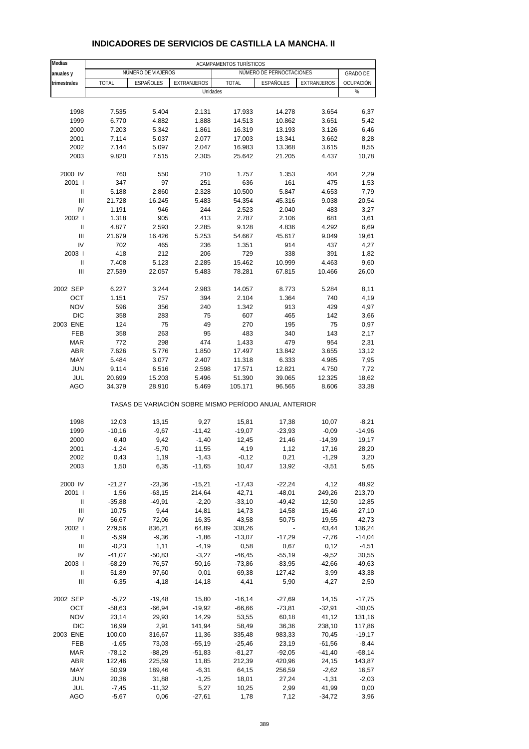# INDICADORES DE SERVICIOS DE CASTILLA LA MANCHA. II

| Medias anuales y trimestrales | ACAMPAMENTOS TURÍSTICOS | | | | | | |
|---|---|---|---|---|---|---|---|
| | NÚMERO DE VIAJEROS | | | NÚMERO DE PERNOCTACIONES | | | GRADO DE |
| | TOTAL | ESPAÑOLES | EXTRANJEROS | TOTAL | ESPAÑOLES | EXTRANJEROS | OCUPACIÓN |
| | Unidades | | | | | | % |
| 1998 | 7.535 | 5.404 | 2.131 | 17.933 | 14.278 | 3.654 | 6,37 |
| 1999 | 6.770 | 4.882 | 1.888 | 14.513 | 10.862 | 3.651 | 5,42 |
| 2000 | 7.203 | 5.342 | 1.861 | 16.319 | 13.193 | 3.126 | 6,46 |
| 2001 | 7.114 | 5.037 | 2.077 | 17.003 | 13.341 | 3.662 | 8,28 |
| 2002 | 7.144 | 5.097 | 2.047 | 16.983 | 13.368 | 3.615 | 8,55 |
| 2003 | 9.820 | 7.515 | 2.305 | 25.642 | 21.205 | 4.437 | 10,78 |
| 2000 IV | 760 | 550 | 210 | 1.757 | 1.353 | 404 | 2,29 |
| 2001 I | 347 | 97 | 251 | 636 | 161 | 475 | 1,53 |
| II | 5.188 | 2.860 | 2.328 | 10.500 | 5.847 | 4.653 | 7,79 |
| III | 21.728 | 16.245 | 5.483 | 54.354 | 45.316 | 9.038 | 20,54 |
| IV | 1.191 | 946 | 244 | 2.523 | 2.040 | 483 | 3,27 |
| 2002 I | 1.318 | 905 | 413 | 2.787 | 2.106 | 681 | 3,61 |
| II | 4.877 | 2.593 | 2.285 | 9.128 | 4.836 | 4.292 | 6,69 |
| III | 21.679 | 16.426 | 5.253 | 54.667 | 45.617 | 9.049 | 19,61 |
| IV | 702 | 465 | 236 | 1.351 | 914 | 437 | 4,27 |
| 2003 I | 418 | 212 | 206 | 729 | 338 | 391 | 1,82 |
| II | 7.408 | 5.123 | 2.285 | 15.462 | 10.999 | 4.463 | 9,60 |
| III | 27.539 | 22.057 | 5.483 | 78.281 | 67.815 | 10.466 | 26,00 |
| 2002 SEP | 6.227 | 3.244 | 2.983 | 14.057 | 8.773 | 5.284 | 8,11 |
| OCT | 1.151 | 757 | 394 | 2.104 | 1.364 | 740 | 4,19 |
| NOV | 596 | 356 | 240 | 1.342 | 913 | 429 | 4,97 |
| DIC | 358 | 283 | 75 | 607 | 465 | 142 | 3,66 |
| 2003 ENE | 124 | 75 | 49 | 270 | 195 | 75 | 0,97 |
| FEB | 358 | 263 | 95 | 483 | 340 | 143 | 2,17 |
| MAR | 772 | 298 | 474 | 1.433 | 479 | 954 | 2,31 |
| ABR | 7.626 | 5.776 | 1.850 | 17.497 | 13.842 | 3.655 | 13,12 |
| MAY | 5.484 | 3.077 | 2.407 | 11.318 | 6.333 | 4.985 | 7,95 |
| JUN | 9.114 | 6.516 | 2.598 | 17.571 | 12.821 | 4.750 | 7,72 |
| JUL | 20.699 | 15.203 | 5.496 | 51.390 | 39.065 | 12.325 | 18,62 |
| AGO | 34.379 | 28.910 | 5.469 | 105.171 | 96.565 | 8.606 | 33,38 |
| | TASAS DE VARIACIÓN SOBRE MISMO PERÍODO ANUAL ANTERIOR | | | | | | |
| 1998 | 12,03 | 13,15 | 9,27 | 15,81 | 17,38 | 10,07 | -8,21 |
| 1999 | -10,16 | -9,67 | -11,42 | -19,07 | -23,93 | -0,09 | -14,96 |
| 2000 | 6,40 | 9,42 | -1,40 | 12,45 | 21,46 | -14,39 | 19,17 |
| 2001 | -1,24 | -5,70 | 11,55 | 4,19 | 1,12 | 17,16 | 28,20 |
| 2002 | 0,43 | 1,19 | -1,43 | -0,12 | 0,21 | -1,29 | 3,20 |
| 2003 | 1,50 | 6,35 | -11,65 | 10,47 | 13,92 | -3,51 | 5,65 |
| 2000 IV | -21,27 | -23,36 | -15,21 | -17,43 | -22,24 | 4,12 | 48,92 |
| 2001 I | 1,56 | -63,15 | 214,64 | 42,71 | -48,01 | 249,26 | 213,70 |
| II | -35,88 | -49,91 | -2,20 | -33,10 | -49,42 | 12,50 | 12,85 |
| III | 10,75 | 9,44 | 14,81 | 14,73 | 14,58 | 15,46 | 27,10 |
| IV | 56,67 | 72,06 | 16,35 | 43,58 | 50,75 | 19,55 | 42,73 |
| 2002 I | 279,56 | 836,21 | 64,89 | 338,26 | - | 43,44 | 136,24 |
| II | -5,99 | -9,36 | -1,86 | -13,07 | -17,29 | -7,76 | -14,04 |
| III | -0,23 | 1,11 | -4,19 | 0,58 | 0,67 | 0,12 | -4,51 |
| IV | -41,07 | -50,83 | -3,27 | -46,45 | -55,19 | -9,52 | 30,55 |
| 2003 I | -68,29 | -76,57 | -50,16 | -73,86 | -83,95 | -42,66 | -49,63 |
| II | 51,89 | 97,60 | 0,01 | 69,38 | 127,42 | 3,99 | 43,38 |
| III | -6,35 | -4,18 | -14,18 | 4,41 | 5,90 | -4,27 | 2,50 |
| 2002 SEP | -5,72 | -19,48 | 15,80 | -16,14 | -27,69 | 14,15 | -17,75 |
| OCT | -58,63 | -66,94 | -19,92 | -66,66 | -73,81 | -32,91 | -30,05 |
| NOV | 23,14 | 29,93 | 14,29 | 53,55 | 60,18 | 41,12 | 131,16 |
| DIC | 16,99 | 2,91 | 141,94 | 58,49 | 36,36 | 238,10 | 117,86 |
| 2003 ENE | 100,00 | 316,67 | 11,36 | 335,48 | 983,33 | 70,45 | -19,17 |
| FEB | -1,65 | 73,03 | -55,19 | -25,46 | 23,19 | -61,56 | -8,44 |
| MAR | -78,12 | -88,29 | -51,83 | -81,27 | -92,05 | -41,40 | -68,14 |
| ABR | 122,46 | 225,59 | 11,85 | 212,39 | 420,96 | 24,15 | 143,87 |
| MAY | 50,99 | 189,46 | -6,31 | 64,15 | 256,59 | -2,62 | 16,57 |
| JUN | 20,36 | 31,88 | -1,25 | 18,01 | 27,24 | -1,31 | -2,03 |
| JUL | -7,45 | -11,32 | 5,27 | 10,25 | 2,99 | 41,99 | 0,00 |
| AGO | -5,67 | 0,06 | -27,61 | 1,78 | 7,12 | -34,72 | 3,96 |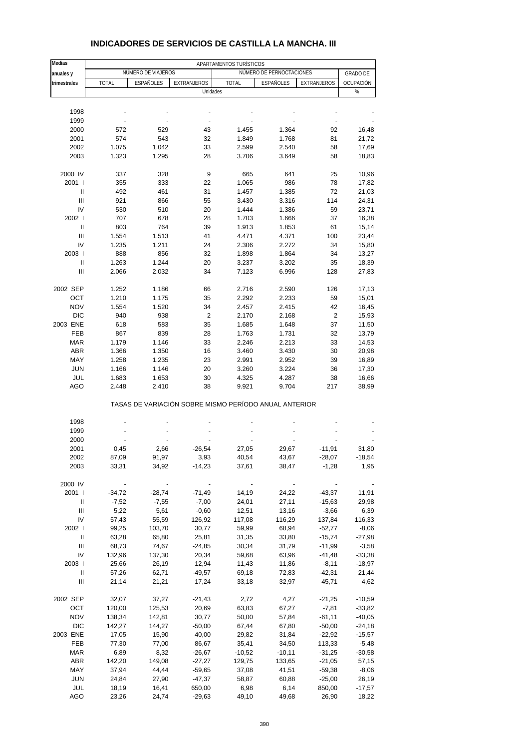# INDICADORES DE SERVICIOS DE CASTILLA LA MANCHA. III

| Medias anuales y trimestrales | APARTAMENTOS TURÍSTICOS | | | | | | |
|---|---|---|---|---|---|---|---|
| | NÚMERO DE VIAJEROS | | | NÚMERO DE PERNOCTACIONES | | | GRADO DE OCUPACIÓN |
| | TOTAL | ESPAÑOLES | EXTRANJEROS | TOTAL | ESPAÑOLES | EXTRANJEROS | |
| | Unidades | | | | | | % |
| 1998 | - | - | - | - | - | - | - |
| 1999 | - | - | - | - | - | - | - |
| 2000 | 572 | 529 | 43 | 1.455 | 1.364 | 92 | 16,48 |
| 2001 | 574 | 543 | 32 | 1.849 | 1.768 | 81 | 21,72 |
| 2002 | 1.075 | 1.042 | 33 | 2.599 | 2.540 | 58 | 17,69 |
| 2003 | 1.323 | 1.295 | 28 | 3.706 | 3.649 | 58 | 18,83 |
| 2000 IV | 337 | 328 | 9 | 665 | 641 | 25 | 10,96 |
| 2001 I | 355 | 333 | 22 | 1.065 | 986 | 78 | 17,82 |
| II | 492 | 461 | 31 | 1.457 | 1.385 | 72 | 21,03 |
| III | 921 | 866 | 55 | 3.430 | 3.316 | 114 | 24,31 |
| IV | 530 | 510 | 20 | 1.444 | 1.386 | 59 | 23,71 |
| 2002 I | 707 | 678 | 28 | 1.703 | 1.666 | 37 | 16,38 |
| II | 803 | 764 | 39 | 1.913 | 1.853 | 61 | 15,14 |
| III | 1.554 | 1.513 | 41 | 4.471 | 4.371 | 100 | 23,44 |
| IV | 1.235 | 1.211 | 24 | 2.306 | 2.272 | 34 | 15,80 |
| 2003 I | 888 | 856 | 32 | 1.898 | 1.864 | 34 | 13,27 |
| II | 1.263 | 1.244 | 20 | 3.237 | 3.202 | 35 | 18,39 |
| III | 2.066 | 2.032 | 34 | 7.123 | 6.996 | 128 | 27,83 |
| 2002 SEP | 1.252 | 1.186 | 66 | 2.716 | 2.590 | 126 | 17,13 |
| OCT | 1.210 | 1.175 | 35 | 2.292 | 2.233 | 59 | 15,01 |
| NOV | 1.554 | 1.520 | 34 | 2.457 | 2.415 | 42 | 16,45 |
| DIC | 940 | 938 | 2 | 2.170 | 2.168 | 2 | 15,93 |
| 2003 ENE | 618 | 583 | 35 | 1.685 | 1.648 | 37 | 11,50 |
| FEB | 867 | 839 | 28 | 1.763 | 1.731 | 32 | 13,79 |
| MAR | 1.179 | 1.146 | 33 | 2.246 | 2.213 | 33 | 14,53 |
| ABR | 1.366 | 1.350 | 16 | 3.460 | 3.430 | 30 | 20,98 |
| MAY | 1.258 | 1.235 | 23 | 2.991 | 2.952 | 39 | 16,89 |
| JUN | 1.166 | 1.146 | 20 | 3.260 | 3.224 | 36 | 17,30 |
| JUL | 1.683 | 1.653 | 30 | 4.325 | 4.287 | 38 | 16,66 |
| AGO | 2.448 | 2.410 | 38 | 9.921 | 9.704 | 217 | 38,99 |
| | TASAS DE VARIACIÓN SOBRE MISMO PERÍODO ANUAL ANTERIOR | | | | | | |
| 1998 | - | - | - | - | - | - | - |
| 1999 | - | - | - | - | - | - | - |
| 2000 | - | - | - | - | - | - | - |
| 2001 | 0,45 | 2,66 | -26,54 | 27,05 | 29,67 | -11,91 | 31,80 |
| 2002 | 87,09 | 91,97 | 3,93 | 40,54 | 43,67 | -28,07 | -18,54 |
| 2003 | 33,31 | 34,92 | -14,23 | 37,61 | 38,47 | -1,28 | 1,95 |
| 2000 IV | - | - | - | - | - | - | - |
| 2001 I | -34,72 | -28,74 | -71,49 | 14,19 | 24,22 | -43,37 | 11,91 |
| II | -7,52 | -7,55 | -7,00 | 24,01 | 27,11 | -15,63 | 29,98 |
| III | 5,22 | 5,61 | -0,60 | 12,51 | 13,16 | -3,66 | 6,39 |
| IV | 57,43 | 55,59 | 126,92 | 117,08 | 116,29 | 137,84 | 116,33 |
| 2002 I | 99,25 | 103,70 | 30,77 | 59,99 | 68,94 | -52,77 | -8,06 |
| II | 63,28 | 65,80 | 25,81 | 31,35 | 33,80 | -15,74 | -27,98 |
| III | 68,73 | 74,67 | -24,85 | 30,34 | 31,79 | -11,99 | -3,58 |
| IV | 132,96 | 137,30 | 20,34 | 59,68 | 63,96 | -41,48 | -33,38 |
| 2003 I | 25,66 | 26,19 | 12,94 | 11,43 | 11,86 | -8,11 | -18,97 |
| II | 57,26 | 62,71 | -49,57 | 69,18 | 72,83 | -42,31 | 21,44 |
| III | 21,14 | 21,21 | 17,24 | 33,18 | 32,97 | 45,71 | 4,62 |
| 2002 SEP | 32,07 | 37,27 | -21,43 | 2,72 | 4,27 | -21,25 | -10,59 |
| OCT | 120,00 | 125,53 | 20,69 | 63,83 | 67,27 | -7,81 | -33,82 |
| NOV | 138,34 | 142,81 | 30,77 | 50,00 | 57,84 | -61,11 | -40,05 |
| DIC | 142,27 | 144,27 | -50,00 | 67,44 | 67,80 | -50,00 | -24,18 |
| 2003 ENE | 17,05 | 15,90 | 40,00 | 29,82 | 31,84 | -22,92 | -15,57 |
| FEB | 77,30 | 77,00 | 86,67 | 35,41 | 34,50 | 113,33 | -5,48 |
| MAR | 6,89 | 8,32 | -26,67 | -10,52 | -10,11 | -31,25 | -30,58 |
| ABR | 142,20 | 149,08 | -27,27 | 129,75 | 133,65 | -21,05 | 57,15 |
| MAY | 37,94 | 44,44 | -59,65 | 37,08 | 41,51 | -59,38 | -8,06 |
| JUN | 24,84 | 27,90 | -47,37 | 58,87 | 60,88 | -25,00 | 26,19 |
| JUL | 18,19 | 16,41 | 650,00 | 6,98 | 6,14 | 850,00 | -17,57 |
| AGO | 23,26 | 24,74 | -29,63 | 49,10 | 49,68 | 26,90 | 18,22 |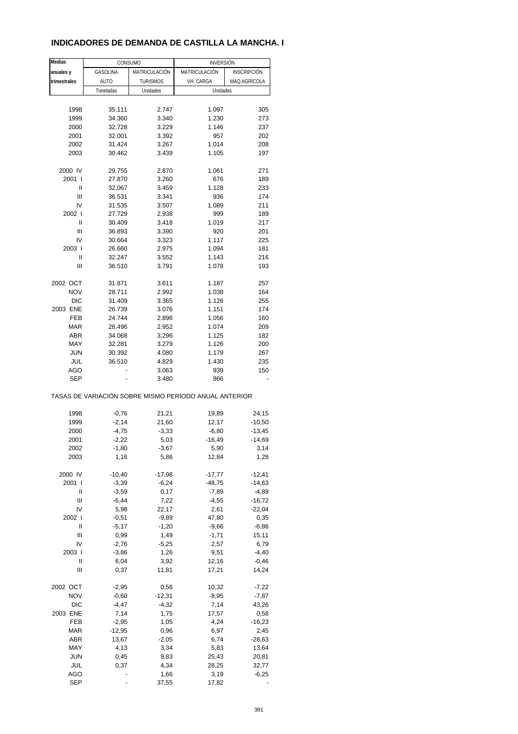# INDICADORES DE DEMANDA DE CASTILLA LA MANCHA. I

| Medias anuales y trimestrales | CONSUMO | | INVERSIÓN | |
|---|---|---|---|---|
| | GASOLINA AUTO | MATRICULACIÓN TURISMOS | MATRICULACIÓN VH. CARGA | INSCRIPCIÓN MAQ.AGRÍCOLA |
| | Toneladas | Unidades | Unidades | |
| 1998 | 35.111 | 2.747 | 1.097 | 305 |
| 1999 | 34.360 | 3.340 | 1.230 | 273 |
| 2000 | 32.728 | 3.229 | 1.146 | 237 |
| 2001 | 32.001 | 3.392 | 957 | 202 |
| 2002 | 31.424 | 3.267 | 1.014 | 208 |
| 2003 | 30.462 | 3.439 | 1.105 | 197 |
| 2000 IV | 29.755 | 2.870 | 1.061 | 271 |
| 2001 I | 27.870 | 3.260 | 676 | 189 |
| II | 32.067 | 3.459 | 1.128 | 233 |
| III | 36.531 | 3.341 | 936 | 174 |
| IV | 31.535 | 3.507 | 1.089 | 211 |
| 2002 I | 27.729 | 2.938 | 999 | 189 |
| II | 30.409 | 3.418 | 1.019 | 217 |
| III | 36.893 | 3.390 | 920 | 201 |
| IV | 30.664 | 3.323 | 1.117 | 225 |
| 2003 I | 26.660 | 2.975 | 1.094 | 181 |
| II | 32.247 | 3.552 | 1.143 | 216 |
| III | 36.510 | 3.791 | 1.078 | 193 |
| 2002 OCT | 31.871 | 3.611 | 1.187 | 257 |
| NOV | 28.711 | 2.992 | 1.038 | 164 |
| DIC | 31.409 | 3.365 | 1.126 | 255 |
| 2003 ENE | 26.739 | 3.076 | 1.151 | 174 |
| FEB | 24.744 | 2.896 | 1.056 | 160 |
| MAR | 28.496 | 2.952 | 1.074 | 209 |
| ABR | 34.068 | 3.296 | 1.125 | 182 |
| MAY | 32.281 | 3.279 | 1.126 | 200 |
| JUN | 30.392 | 4.080 | 1.179 | 267 |
| JUL | 36.510 | 4.829 | 1.430 | 235 |
| AGO | - | 3.063 | 939 | 150 |
| SEP | - | 3.480 | 866 | - |

TASAS DE VARIACIÓN SOBRE MISMO PERÍODO ANUAL ANTERIOR

| | GASOLINA AUTO | MATRICULACIÓN TURISMOS | MATRICULACIÓN VH. CARGA | INSCRIPCIÓN MAQ.AGRÍCOLA |
|---|---|---|---|---|
| 1998 | -0,76 | 21,21 | 19,89 | 24,15 |
| 1999 | -2,14 | 21,60 | 12,17 | -10,50 |
| 2000 | -4,75 | -3,33 | -6,80 | -13,45 |
| 2001 | -2,22 | 5,03 | -16,49 | -14,69 |
| 2002 | -1,80 | -3,67 | 5,90 | 3,14 |
| 2003 | 1,16 | 5,86 | 12,84 | 1,28 |
| 2000 IV | -10,40 | -17,98 | -17,77 | -12,41 |
| 2001 I | -3,39 | -6,24 | -48,75 | -14,63 |
| II | -3,59 | 0,17 | -7,89 | -4,89 |
| III | -6,44 | 7,22 | -4,55 | -16,72 |
| IV | 5,98 | 22,17 | 2,61 | -22,04 |
| 2002 I | -0,51 | -9,89 | 47,80 | 0,35 |
| II | -5,17 | -1,20 | -9,66 | -6,86 |
| III | 0,99 | 1,49 | -1,71 | 15,11 |
| IV | -2,76 | -5,25 | 2,57 | 6,79 |
| 2003 I | -3,86 | 1,26 | 9,51 | -4,40 |
| II | 6,04 | 3,92 | 12,16 | -0,46 |
| III | 0,37 | 11,81 | 17,21 | 14,24 |
| 2002 OCT | -2,95 | 0,56 | 10,32 | -7,22 |
| NOV | -0,60 | -12,31 | -8,95 | -7,87 |
| DIC | -4,47 | -4,32 | 7,14 | 43,26 |
| 2003 ENE | 7,14 | 1,75 | 17,57 | 0,58 |
| FEB | -2,95 | 1,05 | 4,24 | -16,23 |
| MAR | -12,95 | 0,96 | 6,97 | 2,45 |
| ABR | 13,67 | -2,05 | 6,74 | -28,63 |
| MAY | 4,13 | 3,34 | 5,83 | 13,64 |
| JUN | 0,45 | 9,83 | 25,43 | 20,81 |
| JUL | 0,37 | 4,34 | 28,25 | 32,77 |
| AGO | - | 1,66 | 3,19 | -6,25 |
| SEP | - | 37,55 | 17,82 | - |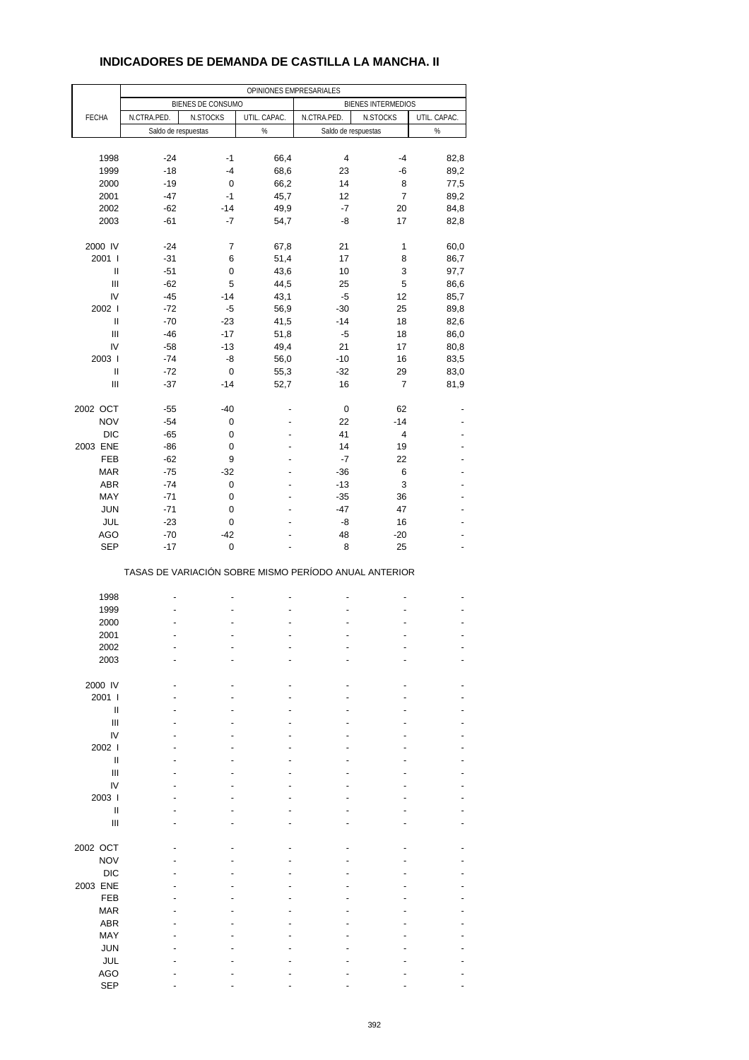# INDICADORES DE DEMANDA DE CASTILLA LA MANCHA. II

| FECHA | OPINIONES EMPRESARIALES | | | | | |
|---|---|---|---|---|---|---|
| | BIENES DE CONSUMO | | | BIENES INTERMEDIOS | | |
| | N.CTRA.PED. | N.STOCKS | UTIL. CAPAC. | N.CTRA.PED. | N.STOCKS | UTIL. CAPAC. |
| | Saldo de respuestas | | % | Saldo de respuestas | | % |
| 1998 | -24 | -1 | 66,4 | 4 | -4 | 82,8 |
| 1999 | -18 | -4 | 68,6 | 23 | -6 | 89,2 |
| 2000 | -19 | 0 | 66,2 | 14 | 8 | 77,5 |
| 2001 | -47 | -1 | 45,7 | 12 | 7 | 89,2 |
| 2002 | -62 | -14 | 49,9 | -7 | 20 | 84,8 |
| 2003 | -61 | -7 | 54,7 | -8 | 17 | 82,8 |
| 2000 IV | -24 | 7 | 67,8 | 21 | 1 | 60,0 |
| 2001 I | -31 | 6 | 51,4 | 17 | 8 | 86,7 |
| II | -51 | 0 | 43,6 | 10 | 3 | 97,7 |
| III | -62 | 5 | 44,5 | 25 | 5 | 86,6 |
| IV | -45 | -14 | 43,1 | -5 | 12 | 85,7 |
| 2002 I | -72 | -5 | 56,9 | -30 | 25 | 89,8 |
| II | -70 | -23 | 41,5 | -14 | 18 | 82,6 |
| III | -46 | -17 | 51,8 | -5 | 18 | 86,0 |
| IV | -58 | -13 | 49,4 | 21 | 17 | 80,8 |
| 2003 I | -74 | -8 | 56,0 | -10 | 16 | 83,5 |
| II | -72 | 0 | 55,3 | -32 | 29 | 83,0 |
| III | -37 | -14 | 52,7 | 16 | 7 | 81,9 |
| 2002 OCT | -55 | -40 | - | 0 | 62 | - |
| NOV | -54 | 0 | - | 22 | -14 | - |
| DIC | -65 | 0 | - | 41 | 4 | - |
| 2003 ENE | -86 | 0 | - | 14 | 19 | - |
| FEB | -62 | 9 | - | -7 | 22 | - |
| MAR | -75 | -32 | - | -36 | 6 | - |
| ABR | -74 | 0 | - | -13 | 3 | - |
| MAY | -71 | 0 | - | -35 | 36 | - |
| JUN | -71 | 0 | - | -47 | 47 | - |
| JUL | -23 | 0 | - | -8 | 16 | - |
| AGO | -70 | -42 | - | 48 | -20 | - |
| SEP | -17 | 0 | - | 8 | 25 | - |

TASAS DE VARIACIÓN SOBRE MISMO PERÍODO ANUAL ANTERIOR

| FECHA | N.CTRA.PED. | N.STOCKS | UTIL. CAPAC. | N.CTRA.PED. | N.STOCKS | UTIL. CAPAC. |
|---|---|---|---|---|---|---|
| 1998 | - | - | - | - | - | - |
| 1999 | - | - | - | - | - | - |
| 2000 | - | - | - | - | - | - |
| 2001 | - | - | - | - | - | - |
| 2002 | - | - | - | - | - | - |
| 2003 | - | - | - | - | - | - |
| 2000 IV | - | - | - | - | - | - |
| 2001 I | - | - | - | - | - | - |
| II | - | - | - | - | - | - |
| III | - | - | - | - | - | - |
| IV | - | - | - | - | - | - |
| 2002 I | - | - | - | - | - | - |
| II | - | - | - | - | - | - |
| III | - | - | - | - | - | - |
| IV | - | - | - | - | - | - |
| 2003 I | - | - | - | - | - | - |
| II | - | - | - | - | - | - |
| III | - | - | - | - | - | - |
| 2002 OCT | - | - | - | - | - | - |
| NOV | - | - | - | - | - | - |
| DIC | - | - | - | - | - | - |
| 2003 ENE | - | - | - | - | - | - |
| FEB | - | - | - | - | - | - |
| MAR | - | - | - | - | - | - |
| ABR | - | - | - | - | - | - |
| MAY | - | - | - | - | - | - |
| JUN | - | - | - | - | - | - |
| JUL | - | - | - | - | - | - |
| AGO | - | - | - | - | - | - |
| SEP | - | - | - | - | - | - |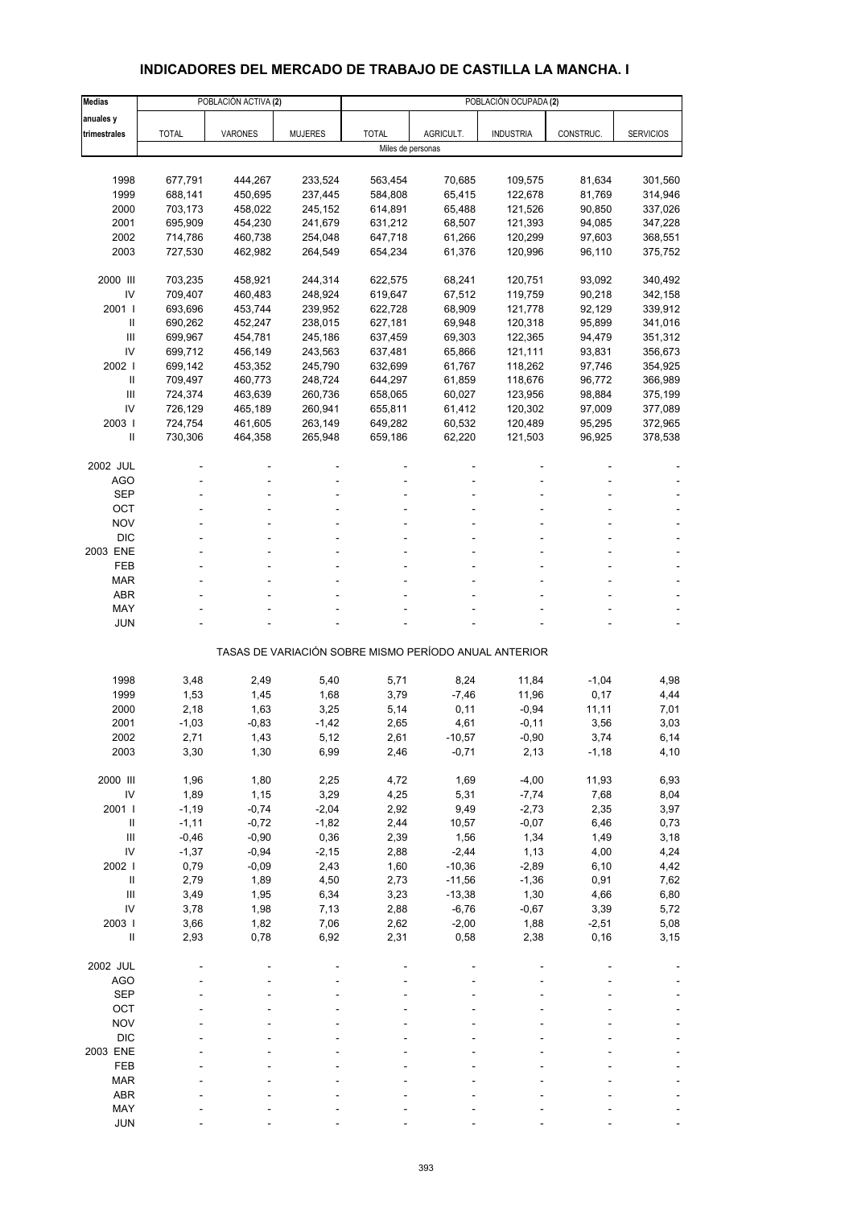# INDICADORES DEL MERCADO DE TRABAJO DE CASTILLA LA MANCHA. I

| Medias anuales y trimestrales | POBLACIÓN ACTIVA (2) | | | POBLACIÓN OCUPADA (2) | | | | |
|---|---|---|---|---|---|---|---|---|
| | TOTAL | VARONES | MUJERES | TOTAL | AGRICULT. | INDUSTRIA | CONSTRUC. | SERVICIOS |
| | Miles de personas | | | | | | | |
| 1998 | 677,791 | 444,267 | 233,524 | 563,454 | 70,685 | 109,575 | 81,634 | 301,560 |
| 1999 | 688,141 | 450,695 | 237,445 | 584,808 | 65,415 | 122,678 | 81,769 | 314,946 |
| 2000 | 703,173 | 458,022 | 245,152 | 614,891 | 65,488 | 121,526 | 90,850 | 337,026 |
| 2001 | 695,909 | 454,230 | 241,679 | 631,212 | 68,507 | 121,393 | 94,085 | 347,228 |
| 2002 | 714,786 | 460,738 | 254,048 | 647,718 | 61,266 | 120,299 | 97,603 | 368,551 |
| 2003 | 727,530 | 462,982 | 264,549 | 654,234 | 61,376 | 120,996 | 96,110 | 375,752 |
| 2000 III | 703,235 | 458,921 | 244,314 | 622,575 | 68,241 | 120,751 | 93,092 | 340,492 |
| IV | 709,407 | 460,483 | 248,924 | 619,647 | 67,512 | 119,759 | 90,218 | 342,158 |
| 2001 I | 693,696 | 453,744 | 239,952 | 622,728 | 68,909 | 121,778 | 92,129 | 339,912 |
| II | 690,262 | 452,247 | 238,015 | 627,181 | 69,948 | 120,318 | 95,899 | 341,016 |
| III | 699,967 | 454,781 | 245,186 | 637,459 | 69,303 | 122,365 | 94,479 | 351,312 |
| IV | 699,712 | 456,149 | 243,563 | 637,481 | 65,866 | 121,111 | 93,831 | 356,673 |
| 2002 I | 699,142 | 453,352 | 245,790 | 632,699 | 61,767 | 118,262 | 97,746 | 354,925 |
| II | 709,497 | 460,773 | 248,724 | 644,297 | 61,859 | 118,676 | 96,772 | 366,989 |
| III | 724,374 | 463,639 | 260,736 | 658,065 | 60,027 | 123,956 | 98,884 | 375,199 |
| IV | 726,129 | 465,189 | 260,941 | 655,811 | 61,412 | 120,302 | 97,009 | 377,089 |
| 2003 I | 724,754 | 461,605 | 263,149 | 649,282 | 60,532 | 120,489 | 95,295 | 372,965 |
| II | 730,306 | 464,358 | 265,948 | 659,186 | 62,220 | 121,503 | 96,925 | 378,538 |
| 2002 JUL | - | - | - | - | - | - | - | - |
| AGO | - | - | - | - | - | - | - | - |
| SEP | - | - | - | - | - | - | - | - |
| OCT | - | - | - | - | - | - | - | - |
| NOV | - | - | - | - | - | - | - | - |
| DIC | - | - | - | - | - | - | - | - |
| 2003 ENE | - | - | - | - | - | - | - | - |
| FEB | - | - | - | - | - | - | - | - |
| MAR | - | - | - | - | - | - | - | - |
| ABR | - | - | - | - | - | - | - | - |
| MAY | - | - | - | - | - | - | - | - |
| JUN | - | - | - | - | - | - | - | - |
| | TASAS DE VARIACIÓN SOBRE MISMO PERÍODO ANUAL ANTERIOR | | | | | | | |
| 1998 | 3,48 | 2,49 | 5,40 | 5,71 | 8,24 | 11,84 | -1,04 | 4,98 |
| 1999 | 1,53 | 1,45 | 1,68 | 3,79 | -7,46 | 11,96 | 0,17 | 4,44 |
| 2000 | 2,18 | 1,63 | 3,25 | 5,14 | 0,11 | -0,94 | 11,11 | 7,01 |
| 2001 | -1,03 | -0,83 | -1,42 | 2,65 | 4,61 | -0,11 | 3,56 | 3,03 |
| 2002 | 2,71 | 1,43 | 5,12 | 2,61 | -10,57 | -0,90 | 3,74 | 6,14 |
| 2003 | 3,30 | 1,30 | 6,99 | 2,46 | -0,71 | 2,13 | -1,18 | 4,10 |
| 2000 III | 1,96 | 1,80 | 2,25 | 4,72 | 1,69 | -4,00 | 11,93 | 6,93 |
| IV | 1,89 | 1,15 | 3,29 | 4,25 | 5,31 | -7,74 | 7,68 | 8,04 |
| 2001 I | -1,19 | -0,74 | -2,04 | 2,92 | 9,49 | -2,73 | 2,35 | 3,97 |
| II | -1,11 | -0,72 | -1,82 | 2,44 | 10,57 | -0,07 | 6,46 | 0,73 |
| III | -0,46 | -0,90 | 0,36 | 2,39 | 1,56 | 1,34 | 1,49 | 3,18 |
| IV | -1,37 | -0,94 | -2,15 | 2,88 | -2,44 | 1,13 | 4,00 | 4,24 |
| 2002 I | 0,79 | -0,09 | 2,43 | 1,60 | -10,36 | -2,89 | 6,10 | 4,42 |
| II | 2,79 | 1,89 | 4,50 | 2,73 | -11,56 | -1,36 | 0,91 | 7,62 |
| III | 3,49 | 1,95 | 6,34 | 3,23 | -13,38 | 1,30 | 4,66 | 6,80 |
| IV | 3,78 | 1,98 | 7,13 | 2,88 | -6,76 | -0,67 | 3,39 | 5,72 |
| 2003 I | 3,66 | 1,82 | 7,06 | 2,62 | -2,00 | 1,88 | -2,51 | 5,08 |
| II | 2,93 | 0,78 | 6,92 | 2,31 | 0,58 | 2,38 | 0,16 | 3,15 |
| 2002 JUL | - | - | - | - | - | - | - | - |
| AGO | - | - | - | - | - | - | - | - |
| SEP | - | - | - | - | - | - | - | - |
| OCT | - | - | - | - | - | - | - | - |
| NOV | - | - | - | - | - | - | - | - |
| DIC | - | - | - | - | - | - | - | - |
| 2003 ENE | - | - | - | - | - | - | - | - |
| FEB | - | - | - | - | - | - | - | - |
| MAR | - | - | - | - | - | - | - | - |
| ABR | - | - | - | - | - | - | - | - |
| MAY | - | - | - | - | - | - | - | - |
| JUN | - | - | - | - | - | - | - | - |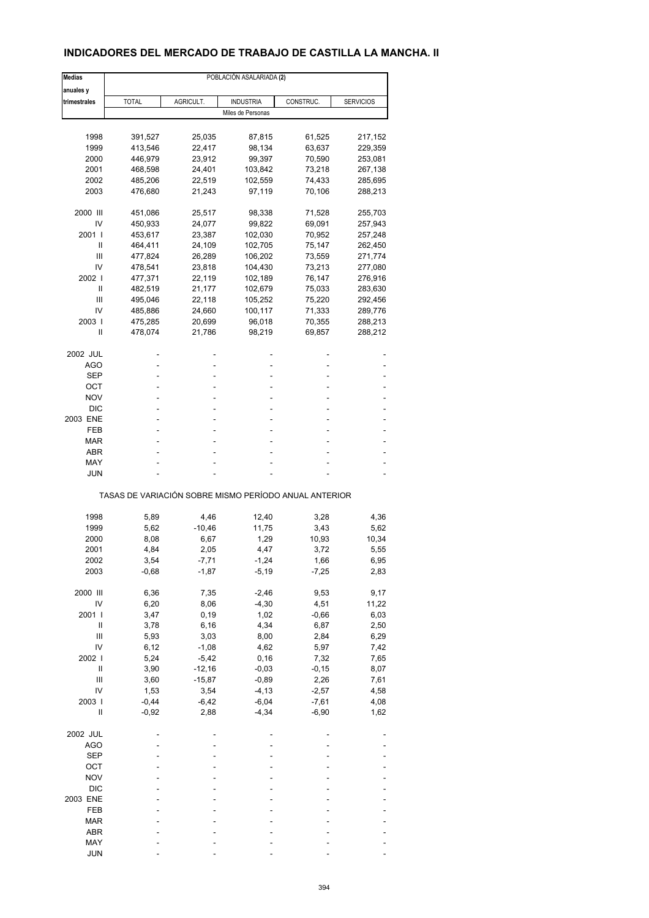## INDICADORES DEL MERCADO DE TRABAJO DE CASTILLA LA MANCHA. II

| Medias anuales y trimestrales | POBLACIÓN ASALARIADA (2) | | | | |
|---|---|---|---|---|---|
| | TOTAL | AGRICULT. | INDUSTRIA | CONSTRUC. | SERVICIOS |
| | Miles de Personas | | | | |
| 1998 | 391,527 | 25,035 | 87,815 | 61,525 | 217,152 |
| 1999 | 413,546 | 22,417 | 98,134 | 63,637 | 229,359 |
| 2000 | 446,979 | 23,912 | 99,397 | 70,590 | 253,081 |
| 2001 | 468,598 | 24,401 | 103,842 | 73,218 | 267,138 |
| 2002 | 485,206 | 22,519 | 102,559 | 74,433 | 285,695 |
| 2003 | 476,680 | 21,243 | 97,119 | 70,106 | 288,213 |
| 2000 III | 451,086 | 25,517 | 98,338 | 71,528 | 255,703 |
| IV | 450,933 | 24,077 | 99,822 | 69,091 | 257,943 |
| 2001 I | 453,617 | 23,387 | 102,030 | 70,952 | 257,248 |
| II | 464,411 | 24,109 | 102,705 | 75,147 | 262,450 |
| III | 477,824 | 26,289 | 106,202 | 73,559 | 271,774 |
| IV | 478,541 | 23,818 | 104,430 | 73,213 | 277,080 |
| 2002 I | 477,371 | 22,119 | 102,189 | 76,147 | 276,916 |
| II | 482,519 | 21,177 | 102,679 | 75,033 | 283,630 |
| III | 495,046 | 22,118 | 105,252 | 75,220 | 292,456 |
| IV | 485,886 | 24,660 | 100,117 | 71,333 | 289,776 |
| 2003 I | 475,285 | 20,699 | 96,018 | 70,355 | 288,213 |
| II | 478,074 | 21,786 | 98,219 | 69,857 | 288,212 |
| 2002 JUL | - | - | - | - | - |
| AGO | - | - | - | - | - |
| SEP | - | - | - | - | - |
| OCT | - | - | - | - | - |
| NOV | - | - | - | - | - |
| DIC | - | - | - | - | - |
| 2003 ENE | - | - | - | - | - |
| FEB | - | - | - | - | - |
| MAR | - | - | - | - | - |
| ABR | - | - | - | - | - |
| MAY | - | - | - | - | - |
| JUN | - | - | - | - | - |
| | TASAS DE VARIACIÓN SOBRE MISMO PERÍODO ANUAL ANTERIOR | | | | |
| 1998 | 5,89 | 4,46 | 12,40 | 3,28 | 4,36 |
| 1999 | 5,62 | -10,46 | 11,75 | 3,43 | 5,62 |
| 2000 | 8,08 | 6,67 | 1,29 | 10,93 | 10,34 |
| 2001 | 4,84 | 2,05 | 4,47 | 3,72 | 5,55 |
| 2002 | 3,54 | -7,71 | -1,24 | 1,66 | 6,95 |
| 2003 | -0,68 | -1,87 | -5,19 | -7,25 | 2,83 |
| 2000 III | 6,36 | 7,35 | -2,46 | 9,53 | 9,17 |
| IV | 6,20 | 8,06 | -4,30 | 4,51 | 11,22 |
| 2001 I | 3,47 | 0,19 | 1,02 | -0,66 | 6,03 |
| II | 3,78 | 6,16 | 4,34 | 6,87 | 2,50 |
| III | 5,93 | 3,03 | 8,00 | 2,84 | 6,29 |
| IV | 6,12 | -1,08 | 4,62 | 5,97 | 7,42 |
| 2002 I | 5,24 | -5,42 | 0,16 | 7,32 | 7,65 |
| II | 3,90 | -12,16 | -0,03 | -0,15 | 8,07 |
| III | 3,60 | -15,87 | -0,89 | 2,26 | 7,61 |
| IV | 1,53 | 3,54 | -4,13 | -2,57 | 4,58 |
| 2003 I | -0,44 | -6,42 | -6,04 | -7,61 | 4,08 |
| II | -0,92 | 2,88 | -4,34 | -6,90 | 1,62 |
| 2002 JUL | - | - | - | - | - |
| AGO | - | - | - | - | - |
| SEP | - | - | - | - | - |
| OCT | - | - | - | - | - |
| NOV | - | - | - | - | - |
| DIC | - | - | - | - | - |
| 2003 ENE | - | - | - | - | - |
| FEB | - | - | - | - | - |
| MAR | - | - | - | - | - |
| ABR | - | - | - | - | - |
| MAY | - | - | - | - | - |
| JUN | - | - | - | - | - |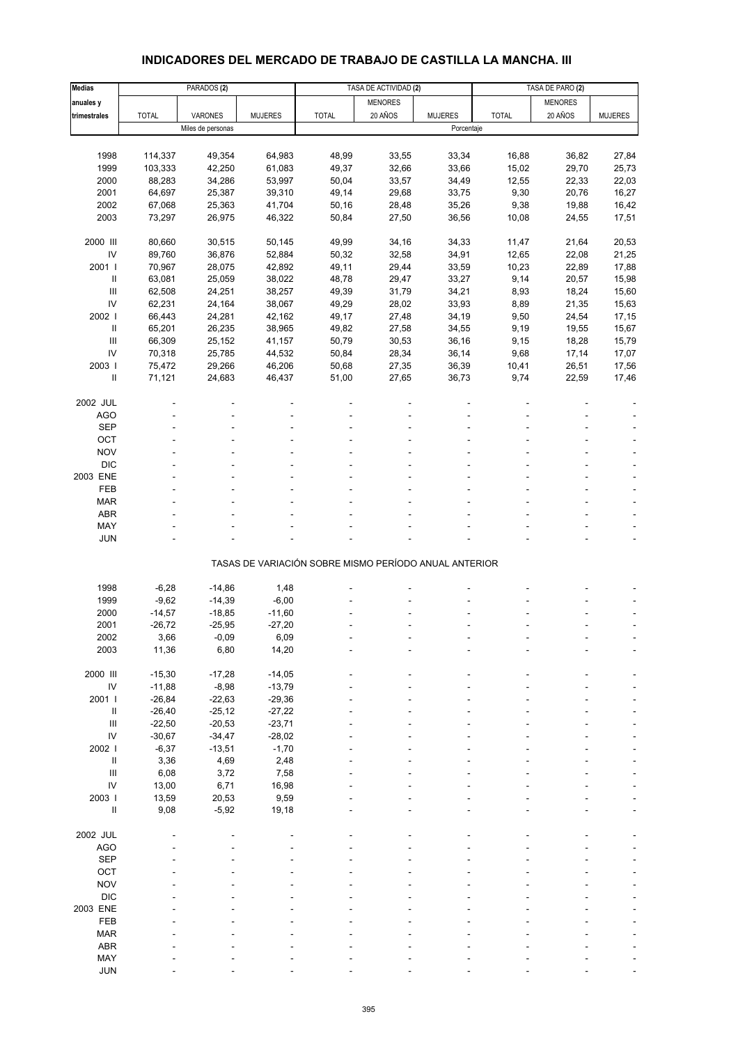# INDICADORES DEL MERCADO DE TRABAJO DE CASTILLA LA MANCHA. III

| Medias anuales y trimestrales | PARADOS (2) | | | TASA DE ACTIVIDAD (2) | | | TASA DE PARO (2) | | |
|---|---|---|---|---|---|---|---|---|---|
| | TOTAL | VARONES | MUJERES | TOTAL | MENORES 20 AÑOS | MUJERES | TOTAL | MENORES 20 AÑOS | MUJERES |
| | Miles de personas | | | Porcentaje | | | | | |
| 1998 | 114,337 | 49,354 | 64,983 | 48,99 | 33,55 | 33,34 | 16,88 | 36,82 | 27,84 |
| 1999 | 103,333 | 42,250 | 61,083 | 49,37 | 32,66 | 33,66 | 15,02 | 29,70 | 25,73 |
| 2000 | 88,283 | 34,286 | 53,997 | 50,04 | 33,57 | 34,49 | 12,55 | 22,33 | 22,03 |
| 2001 | 64,697 | 25,387 | 39,310 | 49,14 | 29,68 | 33,75 | 9,30 | 20,76 | 16,27 |
| 2002 | 67,068 | 25,363 | 41,704 | 50,16 | 28,48 | 35,26 | 9,38 | 19,88 | 16,42 |
| 2003 | 73,297 | 26,975 | 46,322 | 50,84 | 27,50 | 36,56 | 10,08 | 24,55 | 17,51 |
| 2000 III | 80,660 | 30,515 | 50,145 | 49,99 | 34,16 | 34,33 | 11,47 | 21,64 | 20,53 |
| IV | 89,760 | 36,876 | 52,884 | 50,32 | 32,58 | 34,91 | 12,65 | 22,08 | 21,25 |
| 2001 I | 70,967 | 28,075 | 42,892 | 49,11 | 29,44 | 33,59 | 10,23 | 22,89 | 17,88 |
| II | 63,081 | 25,059 | 38,022 | 48,78 | 29,47 | 33,27 | 9,14 | 20,57 | 15,98 |
| III | 62,508 | 24,251 | 38,257 | 49,39 | 31,79 | 34,21 | 8,93 | 18,24 | 15,60 |
| IV | 62,231 | 24,164 | 38,067 | 49,29 | 28,02 | 33,93 | 8,89 | 21,35 | 15,63 |
| 2002 I | 66,443 | 24,281 | 42,162 | 49,17 | 27,48 | 34,19 | 9,50 | 24,54 | 17,15 |
| II | 65,201 | 26,235 | 38,965 | 49,82 | 27,58 | 34,55 | 9,19 | 19,55 | 15,67 |
| III | 66,309 | 25,152 | 41,157 | 50,79 | 30,53 | 36,16 | 9,15 | 18,28 | 15,79 |
| IV | 70,318 | 25,785 | 44,532 | 50,84 | 28,34 | 36,14 | 9,68 | 17,14 | 17,07 |
| 2003 I | 75,472 | 29,266 | 46,206 | 50,68 | 27,35 | 36,39 | 10,41 | 26,51 | 17,56 |
| II | 71,121 | 24,683 | 46,437 | 51,00 | 27,65 | 36,73 | 9,74 | 22,59 | 17,46 |
| 2002 JUL | - | - | - | - | - | - | - | - | - |
| AGO | - | - | - | - | - | - | - | - | - |
| SEP | - | - | - | - | - | - | - | - | - |
| OCT | - | - | - | - | - | - | - | - | - |
| NOV | - | - | - | - | - | - | - | - | - |
| DIC | - | - | - | - | - | - | - | - | - |
| 2003 ENE | - | - | - | - | - | - | - | - | - |
| FEB | - | - | - | - | - | - | - | - | - |
| MAR | - | - | - | - | - | - | - | - | - |
| ABR | - | - | - | - | - | - | - | - | - |
| MAY | - | - | - | - | - | - | - | - | - |
| JUN | - | - | - | - | - | - | - | - | - |
| TASAS DE VARIACIÓN SOBRE MISMO PERÍODO ANUAL ANTERIOR | | | | | | | | | |
| 1998 | -6,28 | -14,86 | 1,48 | - | - | - | - | - | - |
| 1999 | -9,62 | -14,39 | -6,00 | - | - | - | - | - | - |
| 2000 | -14,57 | -18,85 | -11,60 | - | - | - | - | - | - |
| 2001 | -26,72 | -25,95 | -27,20 | - | - | - | - | - | - |
| 2002 | 3,66 | -0,09 | 6,09 | - | - | - | - | - | - |
| 2003 | 11,36 | 6,80 | 14,20 | - | - | - | - | - | - |
| 2000 III | -15,30 | -17,28 | -14,05 | - | - | - | - | - | - |
| IV | -11,88 | -8,98 | -13,79 | - | - | - | - | - | - |
| 2001 I | -26,84 | -22,63 | -29,36 | - | - | - | - | - | - |
| II | -26,40 | -25,12 | -27,22 | - | - | - | - | - | - |
| III | -22,50 | -20,53 | -23,71 | - | - | - | - | - | - |
| IV | -30,67 | -34,47 | -28,02 | - | - | - | - | - | - |
| 2002 I | -6,37 | -13,51 | -1,70 | - | - | - | - | - | - |
| II | 3,36 | 4,69 | 2,48 | - | - | - | - | - | - |
| III | 6,08 | 3,72 | 7,58 | - | - | - | - | - | - |
| IV | 13,00 | 6,71 | 16,98 | - | - | - | - | - | - |
| 2003 I | 13,59 | 20,53 | 9,59 | - | - | - | - | - | - |
| II | 9,08 | -5,92 | 19,18 | - | - | - | - | - | - |
| 2002 JUL | - | - | - | - | - | - | - | - | - |
| AGO | - | - | - | - | - | - | - | - | - |
| SEP | - | - | - | - | - | - | - | - | - |
| OCT | - | - | - | - | - | - | - | - | - |
| NOV | - | - | - | - | - | - | - | - | - |
| DIC | - | - | - | - | - | - | - | - | - |
| 2003 ENE | - | - | - | - | - | - | - | - | - |
| FEB | - | - | - | - | - | - | - | - | - |
| MAR | - | - | - | - | - | - | - | - | - |
| ABR | - | - | - | - | - | - | - | - | - |
| MAY | - | - | - | - | - | - | - | - | - |
| JUN | - | - | - | - | - | - | - | - | - |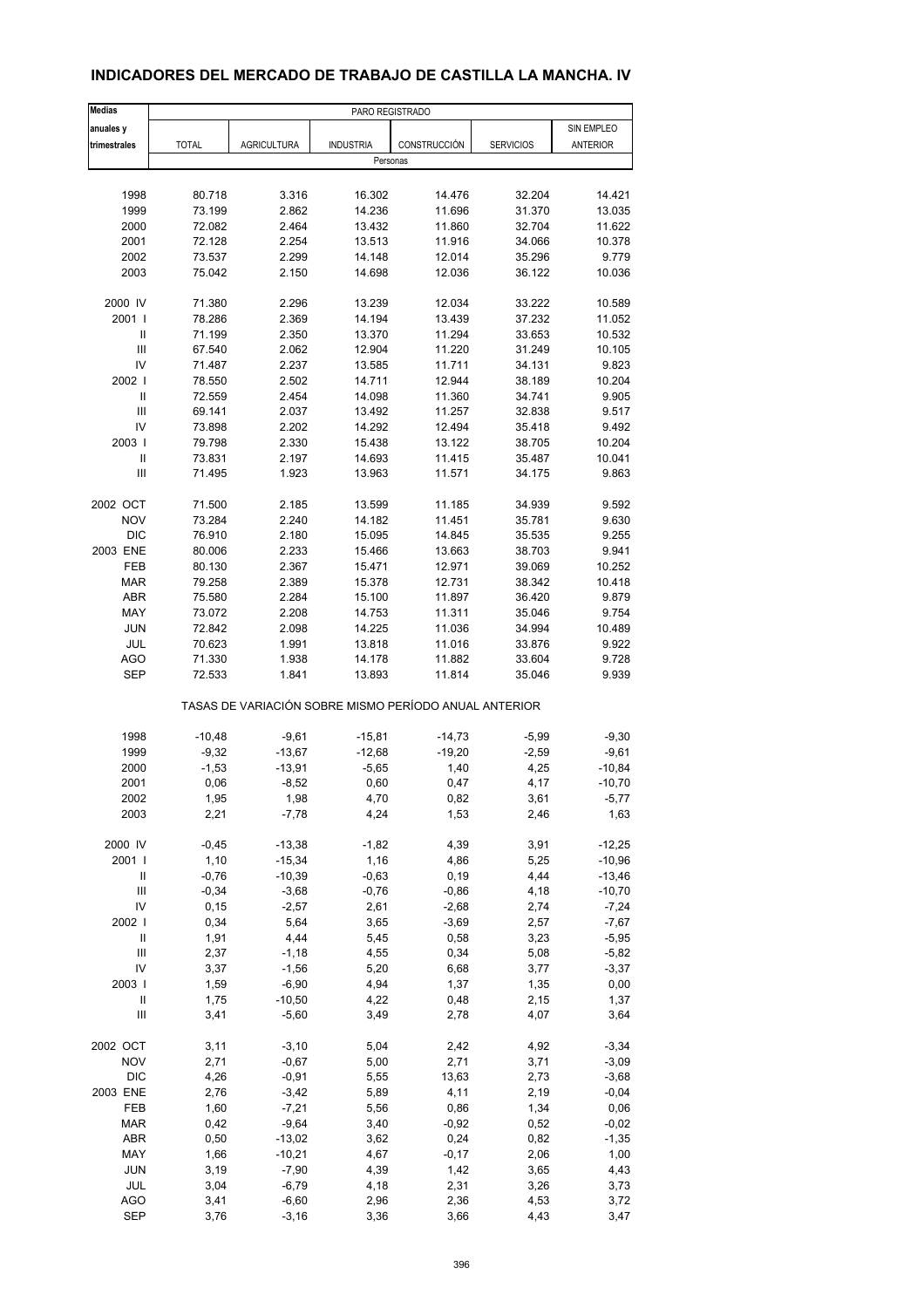# INDICADORES DEL MERCADO DE TRABAJO DE CASTILLA LA MANCHA. IV

| Medias anuales y trimestrales | PARO REGISTRADO | | | | | |
|---|---|---|---|---|---|---|
| | TOTAL | AGRICULTURA | INDUSTRIA | CONSTRUCCIÓN | SERVICIOS | SIN EMPLEO ANTERIOR |
| | Personas | | | | | |
| 1998 | 80.718 | 3.316 | 16.302 | 14.476 | 32.204 | 14.421 |
| 1999 | 73.199 | 2.862 | 14.236 | 11.696 | 31.370 | 13.035 |
| 2000 | 72.082 | 2.464 | 13.432 | 11.860 | 32.704 | 11.622 |
| 2001 | 72.128 | 2.254 | 13.513 | 11.916 | 34.066 | 10.378 |
| 2002 | 73.537 | 2.299 | 14.148 | 12.014 | 35.296 | 9.779 |
| 2003 | 75.042 | 2.150 | 14.698 | 12.036 | 36.122 | 10.036 |
| 2000 IV | 71.380 | 2.296 | 13.239 | 12.034 | 33.222 | 10.589 |
| 2001 I | 78.286 | 2.369 | 14.194 | 13.439 | 37.232 | 11.052 |
| II | 71.199 | 2.350 | 13.370 | 11.294 | 33.653 | 10.532 |
| III | 67.540 | 2.062 | 12.904 | 11.220 | 31.249 | 10.105 |
| IV | 71.487 | 2.237 | 13.585 | 11.711 | 34.131 | 9.823 |
| 2002 I | 78.550 | 2.502 | 14.711 | 12.944 | 38.189 | 10.204 |
| II | 72.559 | 2.454 | 14.098 | 11.360 | 34.741 | 9.905 |
| III | 69.141 | 2.037 | 13.492 | 11.257 | 32.838 | 9.517 |
| IV | 73.898 | 2.202 | 14.292 | 12.494 | 35.418 | 9.492 |
| 2003 I | 79.798 | 2.330 | 15.438 | 13.122 | 38.705 | 10.204 |
| II | 73.831 | 2.197 | 14.693 | 11.415 | 35.487 | 10.041 |
| III | 71.495 | 1.923 | 13.963 | 11.571 | 34.175 | 9.863 |
| 2002 OCT | 71.500 | 2.185 | 13.599 | 11.185 | 34.939 | 9.592 |
| NOV | 73.284 | 2.240 | 14.182 | 11.451 | 35.781 | 9.630 |
| DIC | 76.910 | 2.180 | 15.095 | 14.845 | 35.535 | 9.255 |
| 2003 ENE | 80.006 | 2.233 | 15.466 | 13.663 | 38.703 | 9.941 |
| FEB | 80.130 | 2.367 | 15.471 | 12.971 | 39.069 | 10.252 |
| MAR | 79.258 | 2.389 | 15.378 | 12.731 | 38.342 | 10.418 |
| ABR | 75.580 | 2.284 | 15.100 | 11.897 | 36.420 | 9.879 |
| MAY | 73.072 | 2.208 | 14.753 | 11.311 | 35.046 | 9.754 |
| JUN | 72.842 | 2.098 | 14.225 | 11.036 | 34.994 | 10.489 |
| JUL | 70.623 | 1.991 | 13.818 | 11.016 | 33.876 | 9.922 |
| AGO | 71.330 | 1.938 | 14.178 | 11.882 | 33.604 | 9.728 |
| SEP | 72.533 | 1.841 | 13.893 | 11.814 | 35.046 | 9.939 |
| | TASAS DE VARIACIÓN SOBRE MISMO PERÍODO ANUAL ANTERIOR | | | | | |
| 1998 | -10,48 | -9,61 | -15,81 | -14,73 | -5,99 | -9,30 |
| 1999 | -9,32 | -13,67 | -12,68 | -19,20 | -2,59 | -9,61 |
| 2000 | -1,53 | -13,91 | -5,65 | 1,40 | 4,25 | -10,84 |
| 2001 | 0,06 | -8,52 | 0,60 | 0,47 | 4,17 | -10,70 |
| 2002 | 1,95 | 1,98 | 4,70 | 0,82 | 3,61 | -5,77 |
| 2003 | 2,21 | -7,78 | 4,24 | 1,53 | 2,46 | 1,63 |
| 2000 IV | -0,45 | -13,38 | -1,82 | 4,39 | 3,91 | -12,25 |
| 2001 I | 1,10 | -15,34 | 1,16 | 4,86 | 5,25 | -10,96 |
| II | -0,76 | -10,39 | -0,63 | 0,19 | 4,44 | -13,46 |
| III | -0,34 | -3,68 | -0,76 | -0,86 | 4,18 | -10,70 |
| IV | 0,15 | -2,57 | 2,61 | -2,68 | 2,74 | -7,24 |
| 2002 I | 0,34 | 5,64 | 3,65 | -3,69 | 2,57 | -7,67 |
| II | 1,91 | 4,44 | 5,45 | 0,58 | 3,23 | -5,95 |
| III | 2,37 | -1,18 | 4,55 | 0,34 | 5,08 | -5,82 |
| IV | 3,37 | -1,56 | 5,20 | 6,68 | 3,77 | -3,37 |
| 2003 I | 1,59 | -6,90 | 4,94 | 1,37 | 1,35 | 0,00 |
| II | 1,75 | -10,50 | 4,22 | 0,48 | 2,15 | 1,37 |
| III | 3,41 | -5,60 | 3,49 | 2,78 | 4,07 | 3,64 |
| 2002 OCT | 3,11 | -3,10 | 5,04 | 2,42 | 4,92 | -3,34 |
| NOV | 2,71 | -0,67 | 5,00 | 2,71 | 3,71 | -3,09 |
| DIC | 4,26 | -0,91 | 5,55 | 13,63 | 2,73 | -3,68 |
| 2003 ENE | 2,76 | -3,42 | 5,89 | 4,11 | 2,19 | -0,04 |
| FEB | 1,60 | -7,21 | 5,56 | 0,86 | 1,34 | 0,06 |
| MAR | 0,42 | -9,64 | 3,40 | -0,92 | 0,52 | -0,02 |
| ABR | 0,50 | -13,02 | 3,62 | 0,24 | 0,82 | -1,35 |
| MAY | 1,66 | -10,21 | 4,67 | -0,17 | 2,06 | 1,00 |
| JUN | 3,19 | -7,90 | 4,39 | 1,42 | 3,65 | 4,43 |
| JUL | 3,04 | -6,79 | 4,18 | 2,31 | 3,26 | 3,73 |
| AGO | 3,41 | -6,60 | 2,96 | 2,36 | 4,53 | 3,72 |
| SEP | 3,76 | -3,16 | 3,36 | 3,66 | 4,43 | 3,47 |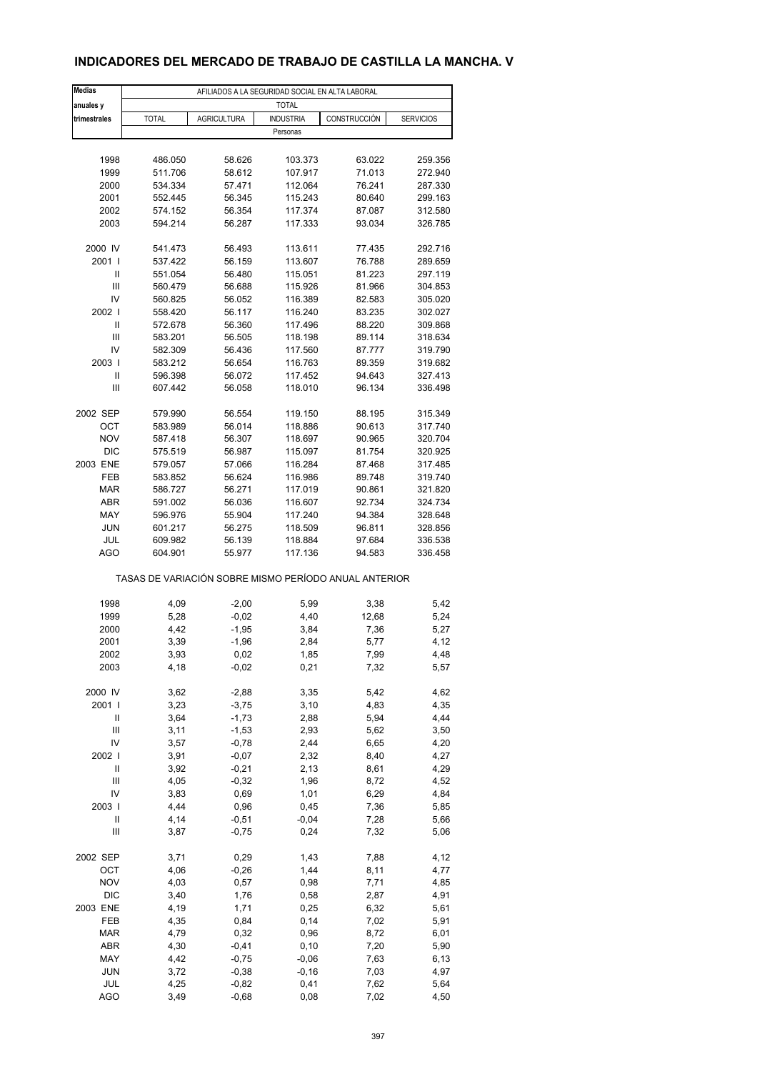# INDICADORES DEL MERCADO DE TRABAJO DE CASTILLA LA MANCHA. V

| Medias anuales y trimestrales | AFILIADOS A LA SEGURIDAD SOCIAL EN ALTA LABORAL | | | | |
|---|---|---|---|---|---|
| | TOTAL | | | | |
| | TOTAL | AGRICULTURA | INDUSTRIA | CONSTRUCCIÓN | SERVICIOS |
| | Personas | | | | |
| 1998 | 486.050 | 58.626 | 103.373 | 63.022 | 259.356 |
| 1999 | 511.706 | 58.612 | 107.917 | 71.013 | 272.940 |
| 2000 | 534.334 | 57.471 | 112.064 | 76.241 | 287.330 |
| 2001 | 552.445 | 56.345 | 115.243 | 80.640 | 299.163 |
| 2002 | 574.152 | 56.354 | 117.374 | 87.087 | 312.580 |
| 2003 | 594.214 | 56.287 | 117.333 | 93.034 | 326.785 |
| 2000 IV | 541.473 | 56.493 | 113.611 | 77.435 | 292.716 |
| 2001 I | 537.422 | 56.159 | 113.607 | 76.788 | 289.659 |
| II | 551.054 | 56.480 | 115.051 | 81.223 | 297.119 |
| III | 560.479 | 56.688 | 115.926 | 81.966 | 304.853 |
| IV | 560.825 | 56.052 | 116.389 | 82.583 | 305.020 |
| 2002 I | 558.420 | 56.117 | 116.240 | 83.235 | 302.027 |
| II | 572.678 | 56.360 | 117.496 | 88.220 | 309.868 |
| III | 583.201 | 56.505 | 118.198 | 89.114 | 318.634 |
| IV | 582.309 | 56.436 | 117.560 | 87.777 | 319.790 |
| 2003 I | 583.212 | 56.654 | 116.763 | 89.359 | 319.682 |
| II | 596.398 | 56.072 | 117.452 | 94.643 | 327.413 |
| III | 607.442 | 56.058 | 118.010 | 96.134 | 336.498 |
| 2002 SEP | 579.990 | 56.554 | 119.150 | 88.195 | 315.349 |
| OCT | 583.989 | 56.014 | 118.886 | 90.613 | 317.740 |
| NOV | 587.418 | 56.307 | 118.697 | 90.965 | 320.704 |
| DIC | 575.519 | 56.987 | 115.097 | 81.754 | 320.925 |
| 2003 ENE | 579.057 | 57.066 | 116.284 | 87.468 | 317.485 |
| FEB | 583.852 | 56.624 | 116.986 | 89.748 | 319.740 |
| MAR | 586.727 | 56.271 | 117.019 | 90.861 | 321.820 |
| ABR | 591.002 | 56.036 | 116.607 | 92.734 | 324.734 |
| MAY | 596.976 | 55.904 | 117.240 | 94.384 | 328.648 |
| JUN | 601.217 | 56.275 | 118.509 | 96.811 | 328.856 |
| JUL | 609.982 | 56.139 | 118.884 | 97.684 | 336.538 |
| AGO | 604.901 | 55.977 | 117.136 | 94.583 | 336.458 |
| | TASAS DE VARIACIÓN SOBRE MISMO PERÍODO ANUAL ANTERIOR | | | | |
| 1998 | 4,09 | -2,00 | 5,99 | 3,38 | 5,42 |
| 1999 | 5,28 | -0,02 | 4,40 | 12,68 | 5,24 |
| 2000 | 4,42 | -1,95 | 3,84 | 7,36 | 5,27 |
| 2001 | 3,39 | -1,96 | 2,84 | 5,77 | 4,12 |
| 2002 | 3,93 | 0,02 | 1,85 | 7,99 | 4,48 |
| 2003 | 4,18 | -0,02 | 0,21 | 7,32 | 5,57 |
| 2000 IV | 3,62 | -2,88 | 3,35 | 5,42 | 4,62 |
| 2001 I | 3,23 | -3,75 | 3,10 | 4,83 | 4,35 |
| II | 3,64 | -1,73 | 2,88 | 5,94 | 4,44 |
| III | 3,11 | -1,53 | 2,93 | 5,62 | 3,50 |
| IV | 3,57 | -0,78 | 2,44 | 6,65 | 4,20 |
| 2002 I | 3,91 | -0,07 | 2,32 | 8,40 | 4,27 |
| II | 3,92 | -0,21 | 2,13 | 8,61 | 4,29 |
| III | 4,05 | -0,32 | 1,96 | 8,72 | 4,52 |
| IV | 3,83 | 0,69 | 1,01 | 6,29 | 4,84 |
| 2003 I | 4,44 | 0,96 | 0,45 | 7,36 | 5,85 |
| II | 4,14 | -0,51 | -0,04 | 7,28 | 5,66 |
| III | 3,87 | -0,75 | 0,24 | 7,32 | 5,06 |
| 2002 SEP | 3,71 | 0,29 | 1,43 | 7,88 | 4,12 |
| OCT | 4,06 | -0,26 | 1,44 | 8,11 | 4,77 |
| NOV | 4,03 | 0,57 | 0,98 | 7,71 | 4,85 |
| DIC | 3,40 | 1,76 | 0,58 | 2,87 | 4,91 |
| 2003 ENE | 4,19 | 1,71 | 0,25 | 6,32 | 5,61 |
| FEB | 4,35 | 0,84 | 0,14 | 7,02 | 5,91 |
| MAR | 4,79 | 0,32 | 0,96 | 8,72 | 6,01 |
| ABR | 4,30 | -0,41 | 0,10 | 7,20 | 5,90 |
| MAY | 4,42 | -0,75 | -0,06 | 7,63 | 6,13 |
| JUN | 3,72 | -0,38 | -0,16 | 7,03 | 4,97 |
| JUL | 4,25 | -0,82 | 0,41 | 7,62 | 5,64 |
| AGO | 3,49 | -0,68 | 0,08 | 7,02 | 4,50 |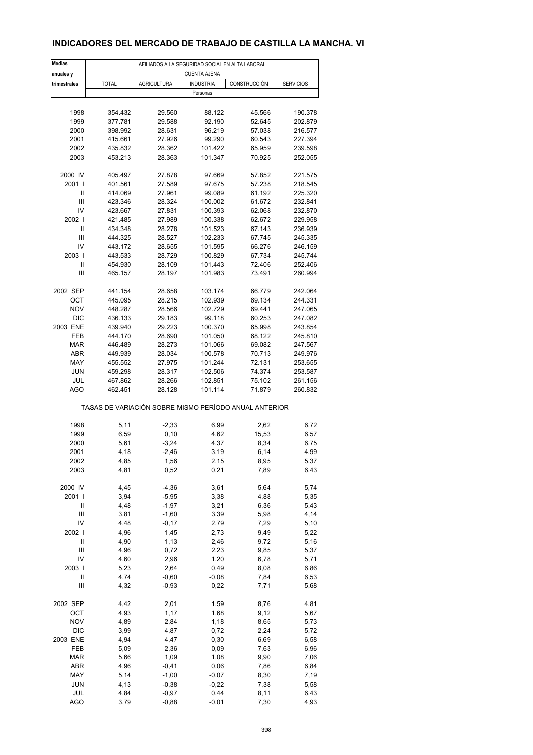## INDICADORES DEL MERCADO DE TRABAJO DE CASTILLA LA MANCHA. VI

| Medias anuales y trimestrales | AFILIADOS A LA SEGURIDAD SOCIAL EN ALTA LABORAL | | | | |
|---|---|---|---|---|---|
| | CUENTA AJENA | | | | |
| | TOTAL | AGRICULTURA | INDUSTRIA | CONSTRUCCIÓN | SERVICIOS |
| | Personas | | | | |
| 1998 | 354.432 | 29.560 | 88.122 | 45.566 | 190.378 |
| 1999 | 377.781 | 29.588 | 92.190 | 52.645 | 202.879 |
| 2000 | 398.992 | 28.631 | 96.219 | 57.038 | 216.577 |
| 2001 | 415.661 | 27.926 | 99.290 | 60.543 | 227.394 |
| 2002 | 435.832 | 28.362 | 101.422 | 65.959 | 239.598 |
| 2003 | 453.213 | 28.363 | 101.347 | 70.925 | 252.055 |
| 2000 IV | 405.497 | 27.878 | 97.669 | 57.852 | 221.575 |
| 2001 I | 401.561 | 27.589 | 97.675 | 57.238 | 218.545 |
| II | 414.069 | 27.961 | 99.089 | 61.192 | 225.320 |
| III | 423.346 | 28.324 | 100.002 | 61.672 | 232.841 |
| IV | 423.667 | 27.831 | 100.393 | 62.068 | 232.870 |
| 2002 I | 421.485 | 27.989 | 100.338 | 62.672 | 229.958 |
| II | 434.348 | 28.278 | 101.523 | 67.143 | 236.939 |
| III | 444.325 | 28.527 | 102.233 | 67.745 | 245.335 |
| IV | 443.172 | 28.655 | 101.595 | 66.276 | 246.159 |
| 2003 I | 443.533 | 28.729 | 100.829 | 67.734 | 245.744 |
| II | 454.930 | 28.109 | 101.443 | 72.406 | 252.406 |
| III | 465.157 | 28.197 | 101.983 | 73.491 | 260.994 |
| 2002 SEP | 441.154 | 28.658 | 103.174 | 66.779 | 242.064 |
| OCT | 445.095 | 28.215 | 102.939 | 69.134 | 244.331 |
| NOV | 448.287 | 28.566 | 102.729 | 69.441 | 247.065 |
| DIC | 436.133 | 29.183 | 99.118 | 60.253 | 247.082 |
| 2003 ENE | 439.940 | 29.223 | 100.370 | 65.998 | 243.854 |
| FEB | 444.170 | 28.690 | 101.050 | 68.122 | 245.810 |
| MAR | 446.489 | 28.273 | 101.066 | 69.082 | 247.567 |
| ABR | 449.939 | 28.034 | 100.578 | 70.713 | 249.976 |
| MAY | 455.552 | 27.975 | 101.244 | 72.131 | 253.655 |
| JUN | 459.298 | 28.317 | 102.506 | 74.374 | 253.587 |
| JUL | 467.862 | 28.266 | 102.851 | 75.102 | 261.156 |
| AGO | 462.451 | 28.128 | 101.114 | 71.879 | 260.832 |
| | TASAS DE VARIACIÓN SOBRE MISMO PERÍODO ANUAL ANTERIOR | | | | |
| 1998 | 5,11 | -2,33 | 6,99 | 2,62 | 6,72 |
| 1999 | 6,59 | 0,10 | 4,62 | 15,53 | 6,57 |
| 2000 | 5,61 | -3,24 | 4,37 | 8,34 | 6,75 |
| 2001 | 4,18 | -2,46 | 3,19 | 6,14 | 4,99 |
| 2002 | 4,85 | 1,56 | 2,15 | 8,95 | 5,37 |
| 2003 | 4,81 | 0,52 | 0,21 | 7,89 | 6,43 |
| 2000 IV | 4,45 | -4,36 | 3,61 | 5,64 | 5,74 |
| 2001 I | 3,94 | -5,95 | 3,38 | 4,88 | 5,35 |
| II | 4,48 | -1,97 | 3,21 | 6,36 | 5,43 |
| III | 3,81 | -1,60 | 3,39 | 5,98 | 4,14 |
| IV | 4,48 | -0,17 | 2,79 | 7,29 | 5,10 |
| 2002 I | 4,96 | 1,45 | 2,73 | 9,49 | 5,22 |
| II | 4,90 | 1,13 | 2,46 | 9,72 | 5,16 |
| III | 4,96 | 0,72 | 2,23 | 9,85 | 5,37 |
| IV | 4,60 | 2,96 | 1,20 | 6,78 | 5,71 |
| 2003 I | 5,23 | 2,64 | 0,49 | 8,08 | 6,86 |
| II | 4,74 | -0,60 | -0,08 | 7,84 | 6,53 |
| III | 4,32 | -0,93 | 0,22 | 7,71 | 5,68 |
| 2002 SEP | 4,42 | 2,01 | 1,59 | 8,76 | 4,81 |
| OCT | 4,93 | 1,17 | 1,68 | 9,12 | 5,67 |
| NOV | 4,89 | 2,84 | 1,18 | 8,65 | 5,73 |
| DIC | 3,99 | 4,87 | 0,72 | 2,24 | 5,72 |
| 2003 ENE | 4,94 | 4,47 | 0,30 | 6,69 | 6,58 |
| FEB | 5,09 | 2,36 | 0,09 | 7,63 | 6,96 |
| MAR | 5,66 | 1,09 | 1,08 | 9,90 | 7,06 |
| ABR | 4,96 | -0,41 | 0,06 | 7,86 | 6,84 |
| MAY | 5,14 | -1,00 | -0,07 | 8,30 | 7,19 |
| JUN | 4,13 | -0,38 | -0,22 | 7,38 | 5,58 |
| JUL | 4,84 | -0,97 | 0,44 | 8,11 | 6,43 |
| AGO | 3,79 | -0,88 | -0,01 | 7,30 | 4,93 |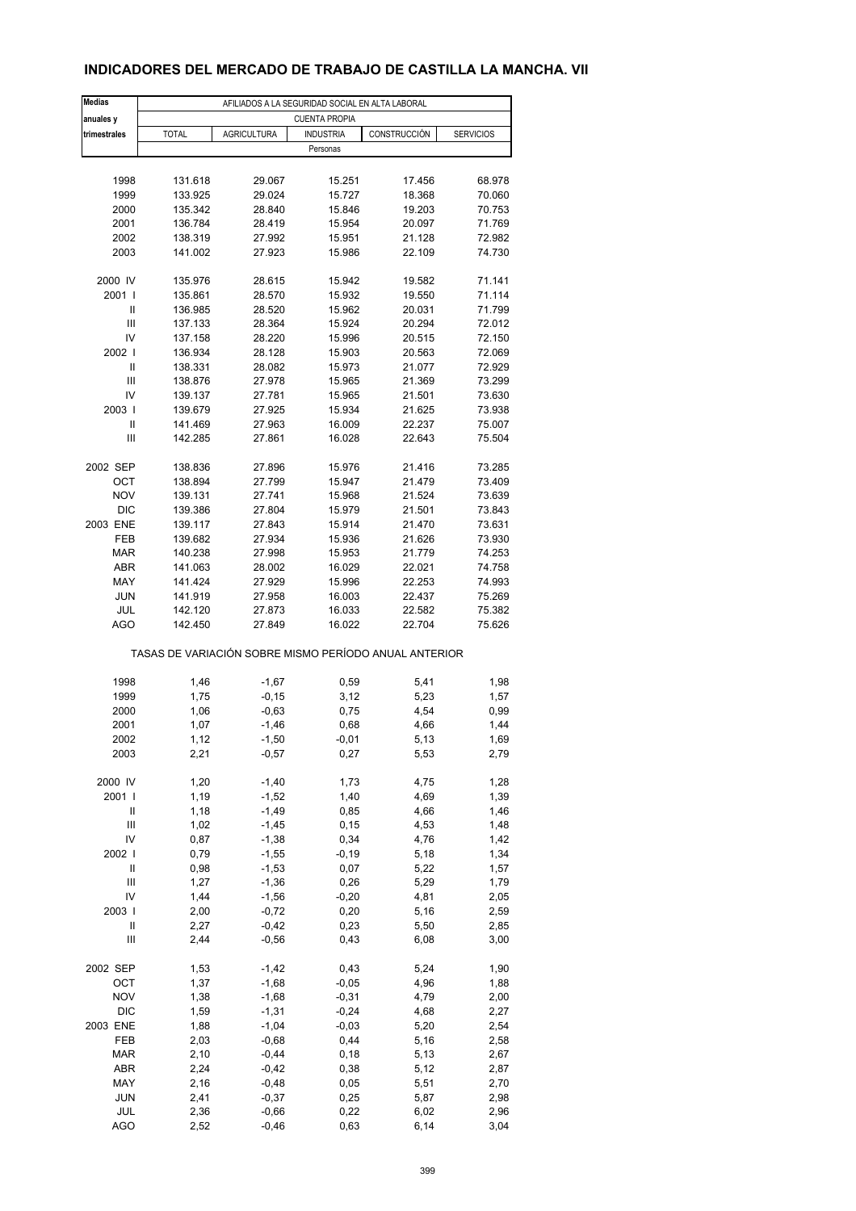## INDICADORES DEL MERCADO DE TRABAJO DE CASTILLA LA MANCHA. VII

| Medias anuales y trimestrales | AFILIADOS A LA SEGURIDAD SOCIAL EN ALTA LABORAL | | | | |
|---|---|---|---|---|---|
| | CUENTA PROPIA | | | | |
| | TOTAL | AGRICULTURA | INDUSTRIA | CONSTRUCCIÓN | SERVICIOS |
| | Personas | | | | |
| 1998 | 131.618 | 29.067 | 15.251 | 17.456 | 68.978 |
| 1999 | 133.925 | 29.024 | 15.727 | 18.368 | 70.060 |
| 2000 | 135.342 | 28.840 | 15.846 | 19.203 | 70.753 |
| 2001 | 136.784 | 28.419 | 15.954 | 20.097 | 71.769 |
| 2002 | 138.319 | 27.992 | 15.951 | 21.128 | 72.982 |
| 2003 | 141.002 | 27.923 | 15.986 | 22.109 | 74.730 |
| 2000 IV | 135.976 | 28.615 | 15.942 | 19.582 | 71.141 |
| 2001 I | 135.861 | 28.570 | 15.932 | 19.550 | 71.114 |
| II | 136.985 | 28.520 | 15.962 | 20.031 | 71.799 |
| III | 137.133 | 28.364 | 15.924 | 20.294 | 72.012 |
| IV | 137.158 | 28.220 | 15.996 | 20.515 | 72.150 |
| 2002 I | 136.934 | 28.128 | 15.903 | 20.563 | 72.069 |
| II | 138.331 | 28.082 | 15.973 | 21.077 | 72.929 |
| III | 138.876 | 27.978 | 15.965 | 21.369 | 73.299 |
| IV | 139.137 | 27.781 | 15.965 | 21.501 | 73.630 |
| 2003 I | 139.679 | 27.925 | 15.934 | 21.625 | 73.938 |
| II | 141.469 | 27.963 | 16.009 | 22.237 | 75.007 |
| III | 142.285 | 27.861 | 16.028 | 22.643 | 75.504 |
| 2002 SEP | 138.836 | 27.896 | 15.976 | 21.416 | 73.285 |
| OCT | 138.894 | 27.799 | 15.947 | 21.479 | 73.409 |
| NOV | 139.131 | 27.741 | 15.968 | 21.524 | 73.639 |
| DIC | 139.386 | 27.804 | 15.979 | 21.501 | 73.843 |
| 2003 ENE | 139.117 | 27.843 | 15.914 | 21.470 | 73.631 |
| FEB | 139.682 | 27.934 | 15.936 | 21.626 | 73.930 |
| MAR | 140.238 | 27.998 | 15.953 | 21.779 | 74.253 |
| ABR | 141.063 | 28.002 | 16.029 | 22.021 | 74.758 |
| MAY | 141.424 | 27.929 | 15.996 | 22.253 | 74.993 |
| JUN | 141.919 | 27.958 | 16.003 | 22.437 | 75.269 |
| JUL | 142.120 | 27.873 | 16.033 | 22.582 | 75.382 |
| AGO | 142.450 | 27.849 | 16.022 | 22.704 | 75.626 |
| | TASAS DE VARIACIÓN SOBRE MISMO PERÍODO ANUAL ANTERIOR | | | | |
| 1998 | 1,46 | -1,67 | 0,59 | 5,41 | 1,98 |
| 1999 | 1,75 | -0,15 | 3,12 | 5,23 | 1,57 |
| 2000 | 1,06 | -0,63 | 0,75 | 4,54 | 0,99 |
| 2001 | 1,07 | -1,46 | 0,68 | 4,66 | 1,44 |
| 2002 | 1,12 | -1,50 | -0,01 | 5,13 | 1,69 |
| 2003 | 2,21 | -0,57 | 0,27 | 5,53 | 2,79 |
| 2000 IV | 1,20 | -1,40 | 1,73 | 4,75 | 1,28 |
| 2001 I | 1,19 | -1,52 | 1,40 | 4,69 | 1,39 |
| II | 1,18 | -1,49 | 0,85 | 4,66 | 1,46 |
| III | 1,02 | -1,45 | 0,15 | 4,53 | 1,48 |
| IV | 0,87 | -1,38 | 0,34 | 4,76 | 1,42 |
| 2002 I | 0,79 | -1,55 | -0,19 | 5,18 | 1,34 |
| II | 0,98 | -1,53 | 0,07 | 5,22 | 1,57 |
| III | 1,27 | -1,36 | 0,26 | 5,29 | 1,79 |
| IV | 1,44 | -1,56 | -0,20 | 4,81 | 2,05 |
| 2003 I | 2,00 | -0,72 | 0,20 | 5,16 | 2,59 |
| II | 2,27 | -0,42 | 0,23 | 5,50 | 2,85 |
| III | 2,44 | -0,56 | 0,43 | 6,08 | 3,00 |
| 2002 SEP | 1,53 | -1,42 | 0,43 | 5,24 | 1,90 |
| OCT | 1,37 | -1,68 | -0,05 | 4,96 | 1,88 |
| NOV | 1,38 | -1,68 | -0,31 | 4,79 | 2,00 |
| DIC | 1,59 | -1,31 | -0,24 | 4,68 | 2,27 |
| 2003 ENE | 1,88 | -1,04 | -0,03 | 5,20 | 2,54 |
| FEB | 2,03 | -0,68 | 0,44 | 5,16 | 2,58 |
| MAR | 2,10 | -0,44 | 0,18 | 5,13 | 2,67 |
| ABR | 2,24 | -0,42 | 0,38 | 5,12 | 2,87 |
| MAY | 2,16 | -0,48 | 0,05 | 5,51 | 2,70 |
| JUN | 2,41 | -0,37 | 0,25 | 5,87 | 2,98 |
| JUL | 2,36 | -0,66 | 0,22 | 6,02 | 2,96 |
| AGO | 2,52 | -0,46 | 0,63 | 6,14 | 3,04 |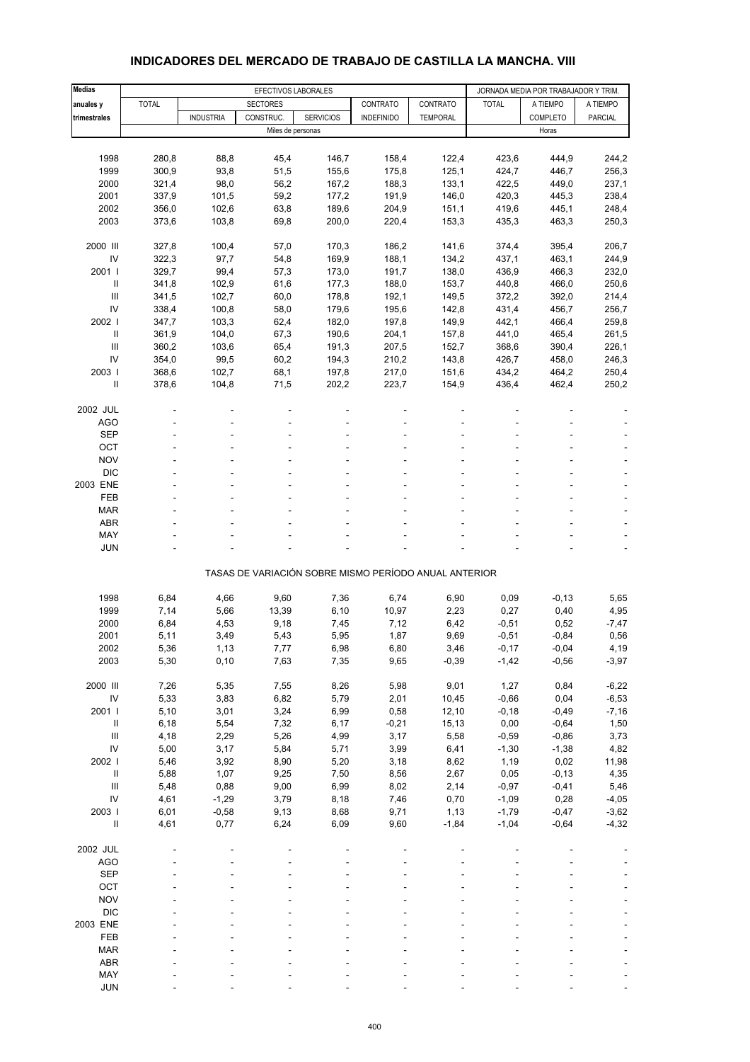## INDICADORES DEL MERCADO DE TRABAJO DE CASTILLA LA MANCHA. VIII

| Medias anuales y trimestrales | EFECTIVOS LABORALES | | | | | | JORNADA MEDIA POR TRABAJADOR Y TRIM. | | |
|---|---|---|---|---|---|---|---|---|---|
| | TOTAL | SECTORES | | | CONTRATO | CONTRATO | TOTAL | A TIEMPO | A TIEMPO |
| | | INDUSTRIA | CONSTRUC. | SERVICIOS | INDEFINIDO | TEMPORAL | | COMPLETO | PARCIAL |
| | Miles de personas | | | | | | Horas | | |
| 1998 | 280,8 | 88,8 | 45,4 | 146,7 | 158,4 | 122,4 | 423,6 | 444,9 | 244,2 |
| 1999 | 300,9 | 93,8 | 51,5 | 155,6 | 175,8 | 125,1 | 424,7 | 446,7 | 256,3 |
| 2000 | 321,4 | 98,0 | 56,2 | 167,2 | 188,3 | 133,1 | 422,5 | 449,0 | 237,1 |
| 2001 | 337,9 | 101,5 | 59,2 | 177,2 | 191,9 | 146,0 | 420,3 | 445,3 | 238,4 |
| 2002 | 356,0 | 102,6 | 63,8 | 189,6 | 204,9 | 151,1 | 419,6 | 445,1 | 248,4 |
| 2003 | 373,6 | 103,8 | 69,8 | 200,0 | 220,4 | 153,3 | 435,3 | 463,3 | 250,3 |
| 2000 III | 327,8 | 100,4 | 57,0 | 170,3 | 186,2 | 141,6 | 374,4 | 395,4 | 206,7 |
| IV | 322,3 | 97,7 | 54,8 | 169,9 | 188,1 | 134,2 | 437,1 | 463,1 | 244,9 |
| 2001 I | 329,7 | 99,4 | 57,3 | 173,0 | 191,7 | 138,0 | 436,9 | 466,3 | 232,0 |
| II | 341,8 | 102,9 | 61,6 | 177,3 | 188,0 | 153,7 | 440,8 | 466,0 | 250,6 |
| III | 341,5 | 102,7 | 60,0 | 178,8 | 192,1 | 149,5 | 372,2 | 392,0 | 214,4 |
| IV | 338,4 | 100,8 | 58,0 | 179,6 | 195,6 | 142,8 | 431,4 | 456,7 | 256,7 |
| 2002 I | 347,7 | 103,3 | 62,4 | 182,0 | 197,8 | 149,9 | 442,1 | 466,4 | 259,8 |
| II | 361,9 | 104,0 | 67,3 | 190,6 | 204,1 | 157,8 | 441,0 | 465,4 | 261,5 |
| III | 360,2 | 103,6 | 65,4 | 191,3 | 207,5 | 152,7 | 368,6 | 390,4 | 226,1 |
| IV | 354,0 | 99,5 | 60,2 | 194,3 | 210,2 | 143,8 | 426,7 | 458,0 | 246,3 |
| 2003 I | 368,6 | 102,7 | 68,1 | 197,8 | 217,0 | 151,6 | 434,2 | 464,2 | 250,4 |
| II | 378,6 | 104,8 | 71,5 | 202,2 | 223,7 | 154,9 | 436,4 | 462,4 | 250,2 |
| 2002 JUL | - | - | - | - | - | - | - | - | - |
| AGO | - | - | - | - | - | - | - | - | - |
| SEP | - | - | - | - | - | - | - | - | - |
| OCT | - | - | - | - | - | - | - | - | - |
| NOV | - | - | - | - | - | - | - | - | - |
| DIC | - | - | - | - | - | - | - | - | - |
| 2003 ENE | - | - | - | - | - | - | - | - | - |
| FEB | - | - | - | - | - | - | - | - | - |
| MAR | - | - | - | - | - | - | - | - | - |
| ABR | - | - | - | - | - | - | - | - | - |
| MAY | - | - | - | - | - | - | - | - | - |
| JUN | - | - | - | - | - | - | - | - | - |
| | TASAS DE VARIACIÓN SOBRE MISMO PERÍODO ANUAL ANTERIOR | | | | | | | | |
| 1998 | 6,84 | 4,66 | 9,60 | 7,36 | 6,74 | 6,90 | 0,09 | -0,13 | 5,65 |
| 1999 | 7,14 | 5,66 | 13,39 | 6,10 | 10,97 | 2,23 | 0,27 | 0,40 | 4,95 |
| 2000 | 6,84 | 4,53 | 9,18 | 7,45 | 7,12 | 6,42 | -0,51 | 0,52 | -7,47 |
| 2001 | 5,11 | 3,49 | 5,43 | 5,95 | 1,87 | 9,69 | -0,51 | -0,84 | 0,56 |
| 2002 | 5,36 | 1,13 | 7,77 | 6,98 | 6,80 | 3,46 | -0,17 | -0,04 | 4,19 |
| 2003 | 5,30 | 0,10 | 7,63 | 7,35 | 9,65 | -0,39 | -1,42 | -0,56 | -3,97 |
| 2000 III | 7,26 | 5,35 | 7,55 | 8,26 | 5,98 | 9,01 | 1,27 | 0,84 | -6,22 |
| IV | 5,33 | 3,83 | 6,82 | 5,79 | 2,01 | 10,45 | -0,66 | 0,04 | -6,53 |
| 2001 I | 5,10 | 3,01 | 3,24 | 6,99 | 0,58 | 12,10 | -0,18 | -0,49 | -7,16 |
| II | 6,18 | 5,54 | 7,32 | 6,17 | -0,21 | 15,13 | 0,00 | -0,64 | 1,50 |
| III | 4,18 | 2,29 | 5,26 | 4,99 | 3,17 | 5,58 | -0,59 | -0,86 | 3,73 |
| IV | 5,00 | 3,17 | 5,84 | 5,71 | 3,99 | 6,41 | -1,30 | -1,38 | 4,82 |
| 2002 I | 5,46 | 3,92 | 8,90 | 5,20 | 3,18 | 8,62 | 1,19 | 0,02 | 11,98 |
| II | 5,88 | 1,07 | 9,25 | 7,50 | 8,56 | 2,67 | 0,05 | -0,13 | 4,35 |
| III | 5,48 | 0,88 | 9,00 | 6,99 | 8,02 | 2,14 | -0,97 | -0,41 | 5,46 |
| IV | 4,61 | -1,29 | 3,79 | 8,18 | 7,46 | 0,70 | -1,09 | 0,28 | -4,05 |
| 2003 I | 6,01 | -0,58 | 9,13 | 8,68 | 9,71 | 1,13 | -1,79 | -0,47 | -3,62 |
| II | 4,61 | 0,77 | 6,24 | 6,09 | 9,60 | -1,84 | -1,04 | -0,64 | -4,32 |
| 2002 JUL | - | - | - | - | - | - | - | - | - |
| AGO | - | - | - | - | - | - | - | - | - |
| SEP | - | - | - | - | - | - | - | - | - |
| OCT | - | - | - | - | - | - | - | - | - |
| NOV | - | - | - | - | - | - | - | - | - |
| DIC | - | - | - | - | - | - | - | - | - |
| 2003 ENE | - | - | - | - | - | - | - | - | - |
| FEB | - | - | - | - | - | - | - | - | - |
| MAR | - | - | - | - | - | - | - | - | - |
| ABR | - | - | - | - | - | - | - | - | - |
| MAY | - | - | - | - | - | - | - | - | - |
| JUN | - | - | - | - | - | - | - | - | - |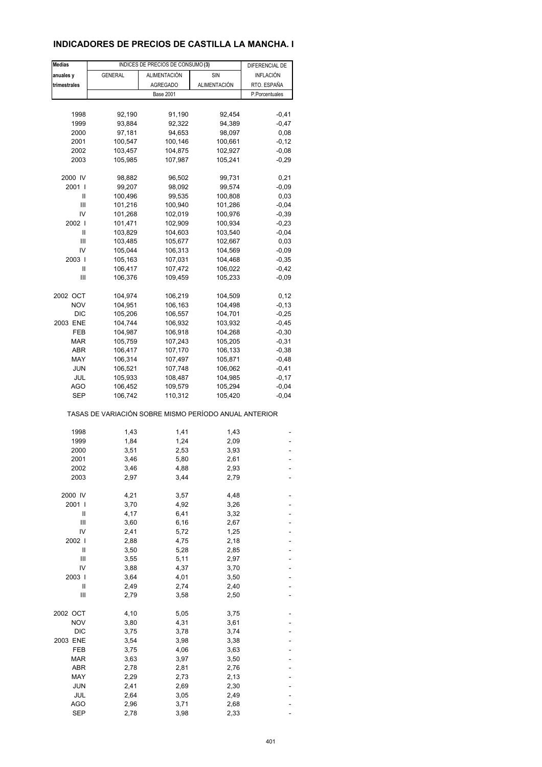# INDICADORES DE PRECIOS DE CASTILLA LA MANCHA. I

| Medias anuales y trimestrales | INDICES DE PRECIOS DE CONSUMO (3) | | | DIFERENCIAL DE INFLACIÓN RTO. ESPAÑA |
|---|---|---|---|---|
| | GENERAL | ALIMENTACIÓN AGREGADO | SIN ALIMENTACIÓN | |
| | Base 2001 | | | P.Porcentuales |
| 1998 | 92,190 | 91,190 | 92,454 | -0,41 |
| 1999 | 93,884 | 92,322 | 94,389 | -0,47 |
| 2000 | 97,181 | 94,653 | 98,097 | 0,08 |
| 2001 | 100,547 | 100,146 | 100,661 | -0,12 |
| 2002 | 103,457 | 104,875 | 102,927 | -0,08 |
| 2003 | 105,985 | 107,987 | 105,241 | -0,29 |
| 2000 IV | 98,882 | 96,502 | 99,731 | 0,21 |
| 2001 I | 99,207 | 98,092 | 99,574 | -0,09 |
| II | 100,496 | 99,535 | 100,808 | 0,03 |
| III | 101,216 | 100,940 | 101,286 | -0,04 |
| IV | 101,268 | 102,019 | 100,976 | -0,39 |
| 2002 I | 101,471 | 102,909 | 100,934 | -0,23 |
| II | 103,829 | 104,603 | 103,540 | -0,04 |
| III | 103,485 | 105,677 | 102,667 | 0,03 |
| IV | 105,044 | 106,313 | 104,569 | -0,09 |
| 2003 I | 105,163 | 107,031 | 104,468 | -0,35 |
| II | 106,417 | 107,472 | 106,022 | -0,42 |
| III | 106,376 | 109,459 | 105,233 | -0,09 |
| 2002 OCT | 104,974 | 106,219 | 104,509 | 0,12 |
| NOV | 104,951 | 106,163 | 104,498 | -0,13 |
| DIC | 105,206 | 106,557 | 104,701 | -0,25 |
| 2003 ENE | 104,744 | 106,932 | 103,932 | -0,45 |
| FEB | 104,987 | 106,918 | 104,268 | -0,30 |
| MAR | 105,759 | 107,243 | 105,205 | -0,31 |
| ABR | 106,417 | 107,170 | 106,133 | -0,38 |
| MAY | 106,314 | 107,497 | 105,871 | -0,48 |
| JUN | 106,521 | 107,748 | 106,062 | -0,41 |
| JUL | 105,933 | 108,487 | 104,985 | -0,17 |
| AGO | 106,452 | 109,579 | 105,294 | -0,04 |
| SEP | 106,742 | 110,312 | 105,420 | -0,04 |
| TASAS DE VARIACIÓN SOBRE MISMO PERÍODO ANUAL ANTERIOR | | | | |
| 1998 | 1,43 | 1,41 | 1,43 | - |
| 1999 | 1,84 | 1,24 | 2,09 | - |
| 2000 | 3,51 | 2,53 | 3,93 | - |
| 2001 | 3,46 | 5,80 | 2,61 | - |
| 2002 | 3,46 | 4,88 | 2,93 | - |
| 2003 | 2,97 | 3,44 | 2,79 | - |
| 2000 IV | 4,21 | 3,57 | 4,48 | - |
| 2001 I | 3,70 | 4,92 | 3,26 | - |
| II | 4,17 | 6,41 | 3,32 | - |
| III | 3,60 | 6,16 | 2,67 | - |
| IV | 2,41 | 5,72 | 1,25 | - |
| 2002 I | 2,88 | 4,75 | 2,18 | - |
| II | 3,50 | 5,28 | 2,85 | - |
| III | 3,55 | 5,11 | 2,97 | - |
| IV | 3,88 | 4,37 | 3,70 | - |
| 2003 I | 3,64 | 4,01 | 3,50 | - |
| II | 2,49 | 2,74 | 2,40 | - |
| III | 2,79 | 3,58 | 2,50 | - |
| 2002 OCT | 4,10 | 5,05 | 3,75 | - |
| NOV | 3,80 | 4,31 | 3,61 | - |
| DIC | 3,75 | 3,78 | 3,74 | - |
| 2003 ENE | 3,54 | 3,98 | 3,38 | - |
| FEB | 3,75 | 4,06 | 3,63 | - |
| MAR | 3,63 | 3,97 | 3,50 | - |
| ABR | 2,78 | 2,81 | 2,76 | - |
| MAY | 2,29 | 2,73 | 2,13 | - |
| JUN | 2,41 | 2,69 | 2,30 | - |
| JUL | 2,64 | 3,05 | 2,49 | - |
| AGO | 2,96 | 3,71 | 2,68 | - |
| SEP | 2,78 | 3,98 | 2,33 | - |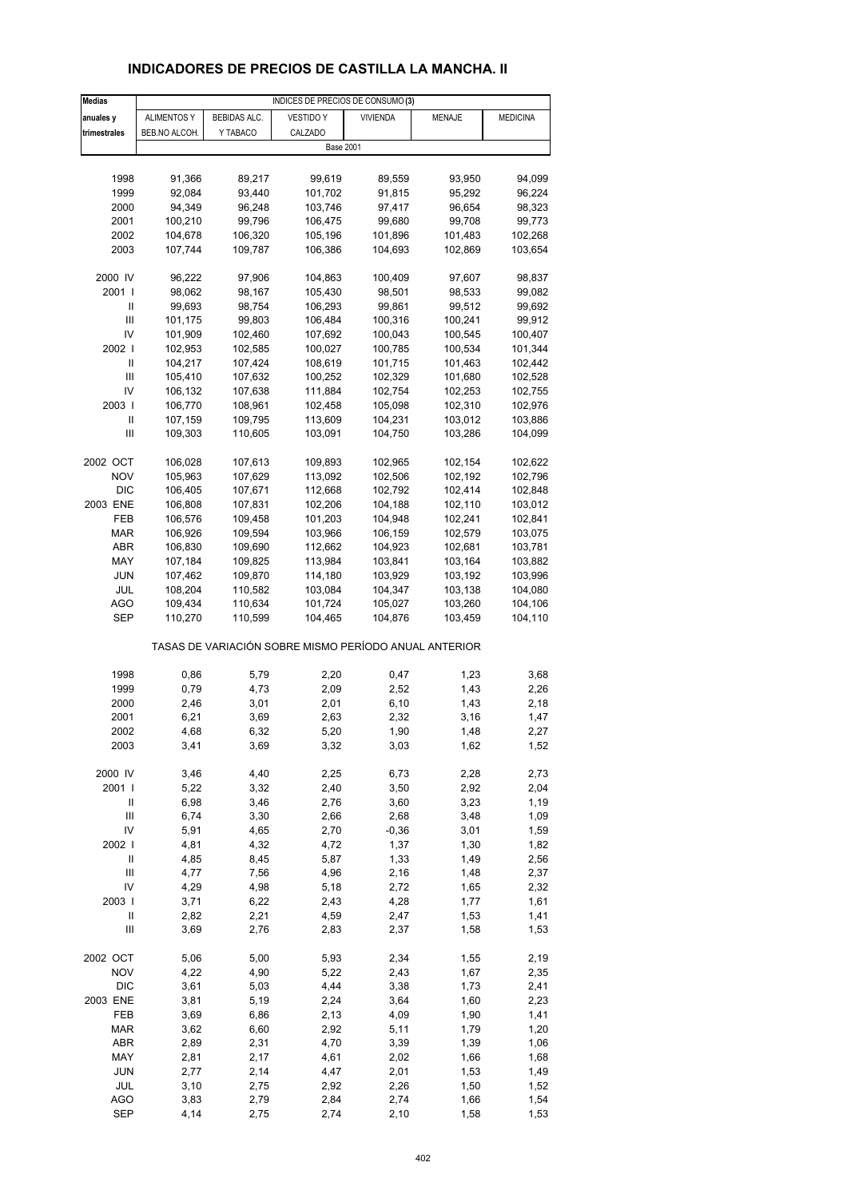# INDICADORES DE PRECIOS DE CASTILLA LA MANCHA. II

| Medias anuales y trimestrales | INDICES DE PRECIOS DE CONSUMO (3) | | | | | |
|---|---|---|---|---|---|---|
| | ALIMENTOS Y BEB.NO ALCOH. | BEBIDAS ALC. Y TABACO | VESTIDO Y CALZADO | VIVIENDA | MENAJE | MEDICINA |
| | Base 2001 | | | | | |
| 1998 | 91,366 | 89,217 | 99,619 | 89,559 | 93,950 | 94,099 |
| 1999 | 92,084 | 93,440 | 101,702 | 91,815 | 95,292 | 96,224 |
| 2000 | 94,349 | 96,248 | 103,746 | 97,417 | 96,654 | 98,323 |
| 2001 | 100,210 | 99,796 | 106,475 | 99,680 | 99,708 | 99,773 |
| 2002 | 104,678 | 106,320 | 105,196 | 101,896 | 101,483 | 102,268 |
| 2003 | 107,744 | 109,787 | 106,386 | 104,693 | 102,869 | 103,654 |
| 2000 IV | 96,222 | 97,906 | 104,863 | 100,409 | 97,607 | 98,837 |
| 2001 I | 98,062 | 98,167 | 105,430 | 98,501 | 98,533 | 99,082 |
| II | 99,693 | 98,754 | 106,293 | 99,861 | 99,512 | 99,692 |
| III | 101,175 | 99,803 | 106,484 | 100,316 | 100,241 | 99,912 |
| IV | 101,909 | 102,460 | 107,692 | 100,043 | 100,545 | 100,407 |
| 2002 I | 102,953 | 102,585 | 100,027 | 100,785 | 100,534 | 101,344 |
| II | 104,217 | 107,424 | 108,619 | 101,715 | 101,463 | 102,442 |
| III | 105,410 | 107,632 | 100,252 | 102,329 | 101,680 | 102,528 |
| IV | 106,132 | 107,638 | 111,884 | 102,754 | 102,253 | 102,755 |
| 2003 I | 106,770 | 108,961 | 102,458 | 105,098 | 102,310 | 102,976 |
| II | 107,159 | 109,795 | 113,609 | 104,231 | 103,012 | 103,886 |
| III | 109,303 | 110,605 | 103,091 | 104,750 | 103,286 | 104,099 |
| 2002 OCT | 106,028 | 107,613 | 109,893 | 102,965 | 102,154 | 102,622 |
| NOV | 105,963 | 107,629 | 113,092 | 102,506 | 102,192 | 102,796 |
| DIC | 106,405 | 107,671 | 112,668 | 102,792 | 102,414 | 102,848 |
| 2003 ENE | 106,808 | 107,831 | 102,206 | 104,188 | 102,110 | 103,012 |
| FEB | 106,576 | 109,458 | 101,203 | 104,948 | 102,241 | 102,841 |
| MAR | 106,926 | 109,594 | 103,966 | 106,159 | 102,579 | 103,075 |
| ABR | 106,830 | 109,690 | 112,662 | 104,923 | 102,681 | 103,781 |
| MAY | 107,184 | 109,825 | 113,984 | 103,841 | 103,164 | 103,882 |
| JUN | 107,462 | 109,870 | 114,180 | 103,929 | 103,192 | 103,996 |
| JUL | 108,204 | 110,582 | 103,084 | 104,347 | 103,138 | 104,080 |
| AGO | 109,434 | 110,634 | 101,724 | 105,027 | 103,260 | 104,106 |
| SEP | 110,270 | 110,599 | 104,465 | 104,876 | 103,459 | 104,110 |
| | TASAS DE VARIACIÓN SOBRE MISMO PERÍODO ANUAL ANTERIOR | | | | | |
| 1998 | 0,86 | 5,79 | 2,20 | 0,47 | 1,23 | 3,68 |
| 1999 | 0,79 | 4,73 | 2,09 | 2,52 | 1,43 | 2,26 |
| 2000 | 2,46 | 3,01 | 2,01 | 6,10 | 1,43 | 2,18 |
| 2001 | 6,21 | 3,69 | 2,63 | 2,32 | 3,16 | 1,47 |
| 2002 | 4,68 | 6,32 | 5,20 | 1,90 | 1,48 | 2,27 |
| 2003 | 3,41 | 3,69 | 3,32 | 3,03 | 1,62 | 1,52 |
| 2000 IV | 3,46 | 4,40 | 2,25 | 6,73 | 2,28 | 2,73 |
| 2001 I | 5,22 | 3,32 | 2,40 | 3,50 | 2,92 | 2,04 |
| II | 6,98 | 3,46 | 2,76 | 3,60 | 3,23 | 1,19 |
| III | 6,74 | 3,30 | 2,66 | 2,68 | 3,48 | 1,09 |
| IV | 5,91 | 4,65 | 2,70 | -0,36 | 3,01 | 1,59 |
| 2002 I | 4,81 | 4,32 | 4,72 | 1,37 | 1,30 | 1,82 |
| II | 4,85 | 8,45 | 5,87 | 1,33 | 1,49 | 2,56 |
| III | 4,77 | 7,56 | 4,96 | 2,16 | 1,48 | 2,37 |
| IV | 4,29 | 4,98 | 5,18 | 2,72 | 1,65 | 2,32 |
| 2003 I | 3,71 | 6,22 | 2,43 | 4,28 | 1,77 | 1,61 |
| II | 2,82 | 2,21 | 4,59 | 2,47 | 1,53 | 1,41 |
| III | 3,69 | 2,76 | 2,83 | 2,37 | 1,58 | 1,53 |
| 2002 OCT | 5,06 | 5,00 | 5,93 | 2,34 | 1,55 | 2,19 |
| NOV | 4,22 | 4,90 | 5,22 | 2,43 | 1,67 | 2,35 |
| DIC | 3,61 | 5,03 | 4,44 | 3,38 | 1,73 | 2,41 |
| 2003 ENE | 3,81 | 5,19 | 2,24 | 3,64 | 1,60 | 2,23 |
| FEB | 3,69 | 6,86 | 2,13 | 4,09 | 1,90 | 1,41 |
| MAR | 3,62 | 6,60 | 2,92 | 5,11 | 1,79 | 1,20 |
| ABR | 2,89 | 2,31 | 4,70 | 3,39 | 1,39 | 1,06 |
| MAY | 2,81 | 2,17 | 4,61 | 2,02 | 1,66 | 1,68 |
| JUN | 2,77 | 2,14 | 4,47 | 2,01 | 1,53 | 1,49 |
| JUL | 3,10 | 2,75 | 2,92 | 2,26 | 1,50 | 1,52 |
| AGO | 3,83 | 2,79 | 2,84 | 2,74 | 1,66 | 1,54 |
| SEP | 4,14 | 2,75 | 2,74 | 2,10 | 1,58 | 1,53 |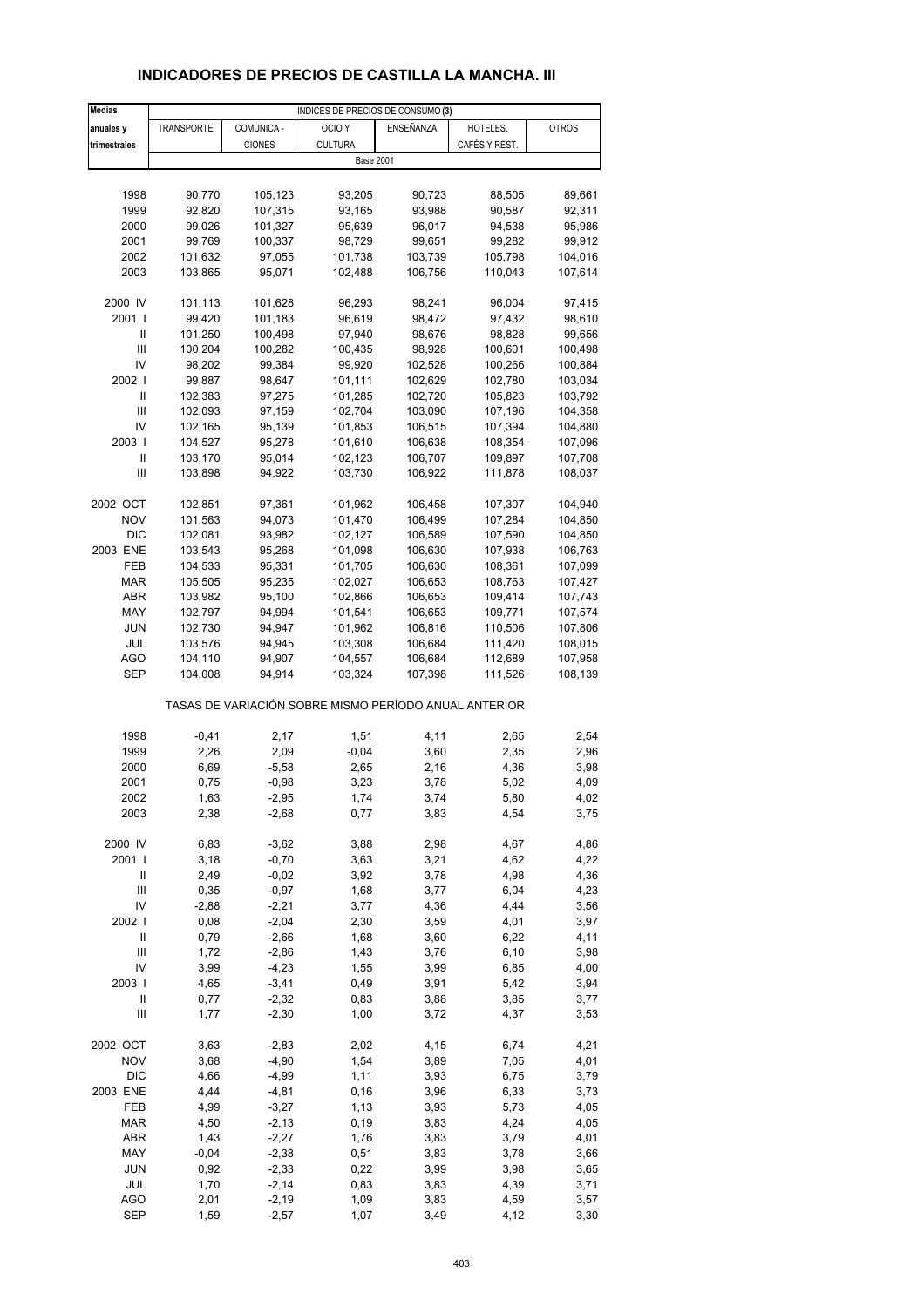# INDICADORES DE PRECIOS DE CASTILLA LA MANCHA. III

| Medias anuales y trimestrales | INDICES DE PRECIOS DE CONSUMO (3) | | | | | |
|---|---|---|---|---|---|---|
| | TRANSPORTE | COMUNICA - CIONES | OCIO Y CULTURA | ENSEÑANZA | HOTELES, CAFÉS Y REST. | OTROS |
| | Base 2001 | | | | | |
| 1998 | 90,770 | 105,123 | 93,205 | 90,723 | 88,505 | 89,661 |
| 1999 | 92,820 | 107,315 | 93,165 | 93,988 | 90,587 | 92,311 |
| 2000 | 99,026 | 101,327 | 95,639 | 96,017 | 94,538 | 95,986 |
| 2001 | 99,769 | 100,337 | 98,729 | 99,651 | 99,282 | 99,912 |
| 2002 | 101,632 | 97,055 | 101,738 | 103,739 | 105,798 | 104,016 |
| 2003 | 103,865 | 95,071 | 102,488 | 106,756 | 110,043 | 107,614 |
| 2000 IV | 101,113 | 101,628 | 96,293 | 98,241 | 96,004 | 97,415 |
| 2001 I | 99,420 | 101,183 | 96,619 | 98,472 | 97,432 | 98,610 |
| II | 101,250 | 100,498 | 97,940 | 98,676 | 98,828 | 99,656 |
| III | 100,204 | 100,282 | 100,435 | 98,928 | 100,601 | 100,498 |
| IV | 98,202 | 99,384 | 99,920 | 102,528 | 100,266 | 100,884 |
| 2002 I | 99,887 | 98,647 | 101,111 | 102,629 | 102,780 | 103,034 |
| II | 102,383 | 97,275 | 101,285 | 102,720 | 105,823 | 103,792 |
| III | 102,093 | 97,159 | 102,704 | 103,090 | 107,196 | 104,358 |
| IV | 102,165 | 95,139 | 101,853 | 106,515 | 107,394 | 104,880 |
| 2003 I | 104,527 | 95,278 | 101,610 | 106,638 | 108,354 | 107,096 |
| II | 103,170 | 95,014 | 102,123 | 106,707 | 109,897 | 107,708 |
| III | 103,898 | 94,922 | 103,730 | 106,922 | 111,878 | 108,037 |
| 2002 OCT | 102,851 | 97,361 | 101,962 | 106,458 | 107,307 | 104,940 |
| NOV | 101,563 | 94,073 | 101,470 | 106,499 | 107,284 | 104,850 |
| DIC | 102,081 | 93,982 | 102,127 | 106,589 | 107,590 | 104,850 |
| 2003 ENE | 103,543 | 95,268 | 101,098 | 106,630 | 107,938 | 106,763 |
| FEB | 104,533 | 95,331 | 101,705 | 106,630 | 108,361 | 107,099 |
| MAR | 105,505 | 95,235 | 102,027 | 106,653 | 108,763 | 107,427 |
| ABR | 103,982 | 95,100 | 102,866 | 106,653 | 109,414 | 107,743 |
| MAY | 102,797 | 94,994 | 101,541 | 106,653 | 109,771 | 107,574 |
| JUN | 102,730 | 94,947 | 101,962 | 106,816 | 110,506 | 107,806 |
| JUL | 103,576 | 94,945 | 103,308 | 106,684 | 111,420 | 108,015 |
| AGO | 104,110 | 94,907 | 104,557 | 106,684 | 112,689 | 107,958 |
| SEP | 104,008 | 94,914 | 103,324 | 107,398 | 111,526 | 108,139 |
| | TASAS DE VARIACIÓN SOBRE MISMO PERÍODO ANUAL ANTERIOR | | | | | |
| 1998 | -0,41 | 2,17 | 1,51 | 4,11 | 2,65 | 2,54 |
| 1999 | 2,26 | 2,09 | -0,04 | 3,60 | 2,35 | 2,96 |
| 2000 | 6,69 | -5,58 | 2,65 | 2,16 | 4,36 | 3,98 |
| 2001 | 0,75 | -0,98 | 3,23 | 3,78 | 5,02 | 4,09 |
| 2002 | 1,63 | -2,95 | 1,74 | 3,74 | 5,80 | 4,02 |
| 2003 | 2,38 | -2,68 | 0,77 | 3,83 | 4,54 | 3,75 |
| 2000 IV | 6,83 | -3,62 | 3,88 | 2,98 | 4,67 | 4,86 |
| 2001 I | 3,18 | -0,70 | 3,63 | 3,21 | 4,62 | 4,22 |
| II | 2,49 | -0,02 | 3,92 | 3,78 | 4,98 | 4,36 |
| III | 0,35 | -0,97 | 1,68 | 3,77 | 6,04 | 4,23 |
| IV | -2,88 | -2,21 | 3,77 | 4,36 | 4,44 | 3,56 |
| 2002 I | 0,08 | -2,04 | 2,30 | 3,59 | 4,01 | 3,97 |
| II | 0,79 | -2,66 | 1,68 | 3,60 | 6,22 | 4,11 |
| III | 1,72 | -2,86 | 1,43 | 3,76 | 6,10 | 3,98 |
| IV | 3,99 | -4,23 | 1,55 | 3,99 | 6,85 | 4,00 |
| 2003 I | 4,65 | -3,41 | 0,49 | 3,91 | 5,42 | 3,94 |
| II | 0,77 | -2,32 | 0,83 | 3,88 | 3,85 | 3,77 |
| III | 1,77 | -2,30 | 1,00 | 3,72 | 4,37 | 3,53 |
| 2002 OCT | 3,63 | -2,83 | 2,02 | 4,15 | 6,74 | 4,21 |
| NOV | 3,68 | -4,90 | 1,54 | 3,89 | 7,05 | 4,01 |
| DIC | 4,66 | -4,99 | 1,11 | 3,93 | 6,75 | 3,79 |
| 2003 ENE | 4,44 | -4,81 | 0,16 | 3,96 | 6,33 | 3,73 |
| FEB | 4,99 | -3,27 | 1,13 | 3,93 | 5,73 | 4,05 |
| MAR | 4,50 | -2,13 | 0,19 | 3,83 | 4,24 | 4,05 |
| ABR | 1,43 | -2,27 | 1,76 | 3,83 | 3,79 | 4,01 |
| MAY | -0,04 | -2,38 | 0,51 | 3,83 | 3,78 | 3,66 |
| JUN | 0,92 | -2,33 | 0,22 | 3,99 | 3,98 | 3,65 |
| JUL | 1,70 | -2,14 | 0,83 | 3,83 | 4,39 | 3,71 |
| AGO | 2,01 | -2,19 | 1,09 | 3,83 | 4,59 | 3,57 |
| SEP | 1,59 | -2,57 | 1,07 | 3,49 | 4,12 | 3,30 |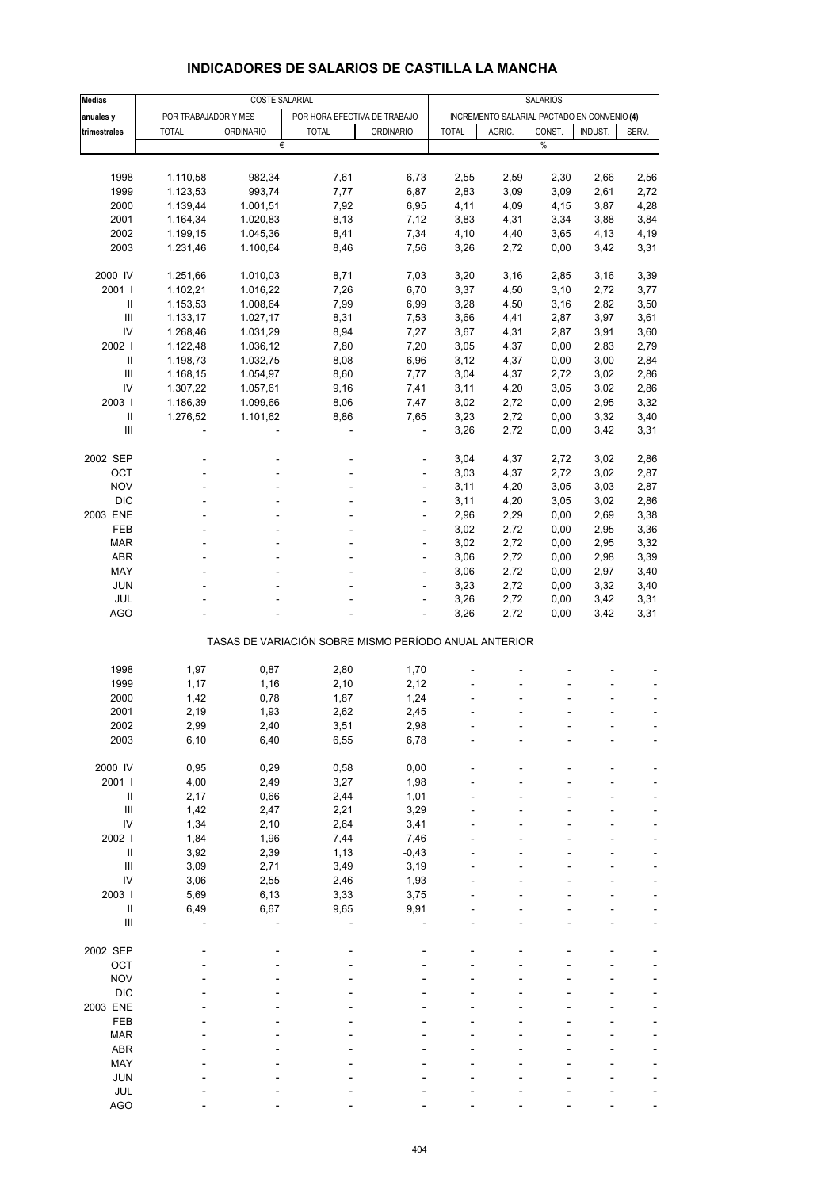## INDICADORES DE SALARIOS DE CASTILLA LA MANCHA

| Medias anuales y trimestrales | COSTE SALARIAL | | | | SALARIOS | | | | |
|---|---|---|---|---|---|---|---|---|---|
| | POR TRABAJADOR Y MES | | POR HORA EFECTIVA DE TRABAJO | | INCREMENTO SALARIAL PACTADO EN CONVENIO (4) | | | | |
| | TOTAL | ORDINARIO | TOTAL | ORDINARIO | TOTAL | AGRIC. | CONST. | INDUST. | SERV. |
| | € | | | | % | | | | |
| 1998 | 1.110,58 | 982,34 | 7,61 | 6,73 | 2,55 | 2,59 | 2,30 | 2,66 | 2,56 |
| 1999 | 1.123,53 | 993,74 | 7,77 | 6,87 | 2,83 | 3,09 | 3,09 | 2,61 | 2,72 |
| 2000 | 1.139,44 | 1.001,51 | 7,92 | 6,95 | 4,11 | 4,09 | 4,15 | 3,87 | 4,28 |
| 2001 | 1.164,34 | 1.020,83 | 8,13 | 7,12 | 3,83 | 4,31 | 3,34 | 3,88 | 3,84 |
| 2002 | 1.199,15 | 1.045,36 | 8,41 | 7,34 | 4,10 | 4,40 | 3,65 | 4,13 | 4,19 |
| 2003 | 1.231,46 | 1.100,64 | 8,46 | 7,56 | 3,26 | 2,72 | 0,00 | 3,42 | 3,31 |
| 2000 IV | 1.251,66 | 1.010,03 | 8,71 | 7,03 | 3,20 | 3,16 | 2,85 | 3,16 | 3,39 |
| 2001 I | 1.102,21 | 1.016,22 | 7,26 | 6,70 | 3,37 | 4,50 | 3,10 | 2,72 | 3,77 |
| II | 1.153,53 | 1.008,64 | 7,99 | 6,99 | 3,28 | 4,50 | 3,16 | 2,82 | 3,50 |
| III | 1.133,17 | 1.027,17 | 8,31 | 7,53 | 3,66 | 4,41 | 2,87 | 3,97 | 3,61 |
| IV | 1.268,46 | 1.031,29 | 8,94 | 7,27 | 3,67 | 4,31 | 2,87 | 3,91 | 3,60 |
| 2002 I | 1.122,48 | 1.036,12 | 7,80 | 7,20 | 3,05 | 4,37 | 0,00 | 2,83 | 2,79 |
| II | 1.198,73 | 1.032,75 | 8,08 | 6,96 | 3,12 | 4,37 | 0,00 | 3,00 | 2,84 |
| III | 1.168,15 | 1.054,97 | 8,60 | 7,77 | 3,04 | 4,37 | 2,72 | 3,02 | 2,86 |
| IV | 1.307,22 | 1.057,61 | 9,16 | 7,41 | 3,11 | 4,20 | 3,05 | 3,02 | 2,86 |
| 2003 I | 1.186,39 | 1.099,66 | 8,06 | 7,47 | 3,02 | 2,72 | 0,00 | 2,95 | 3,32 |
| II | 1.276,52 | 1.101,62 | 8,86 | 7,65 | 3,23 | 2,72 | 0,00 | 3,32 | 3,40 |
| III | - | - | - | - | 3,26 | 2,72 | 0,00 | 3,42 | 3,31 |
| 2002 SEP | - | - | - | - | 3,04 | 4,37 | 2,72 | 3,02 | 2,86 |
| OCT | - | - | - | - | 3,03 | 4,37 | 2,72 | 3,02 | 2,87 |
| NOV | - | - | - | - | 3,11 | 4,20 | 3,05 | 3,03 | 2,87 |
| DIC | - | - | - | - | 3,11 | 4,20 | 3,05 | 3,02 | 2,86 |
| 2003 ENE | - | - | - | - | 2,96 | 2,29 | 0,00 | 2,69 | 3,38 |
| FEB | - | - | - | - | 3,02 | 2,72 | 0,00 | 2,95 | 3,36 |
| MAR | - | - | - | - | 3,02 | 2,72 | 0,00 | 2,95 | 3,32 |
| ABR | - | - | - | - | 3,06 | 2,72 | 0,00 | 2,98 | 3,39 |
| MAY | - | - | - | - | 3,06 | 2,72 | 0,00 | 2,97 | 3,40 |
| JUN | - | - | - | - | 3,23 | 2,72 | 0,00 | 3,32 | 3,40 |
| JUL | - | - | - | - | 3,26 | 2,72 | 0,00 | 3,42 | 3,31 |
| AGO | - | - | - | - | 3,26 | 2,72 | 0,00 | 3,42 | 3,31 |
| | TASAS DE VARIACIÓN SOBRE MISMO PERÍODO ANUAL ANTERIOR | | | | | | | | |
| 1998 | 1,97 | 0,87 | 2,80 | 1,70 | - | - | - | - | - |
| 1999 | 1,17 | 1,16 | 2,10 | 2,12 | - | - | - | - | - |
| 2000 | 1,42 | 0,78 | 1,87 | 1,24 | - | - | - | - | - |
| 2001 | 2,19 | 1,93 | 2,62 | 2,45 | - | - | - | - | - |
| 2002 | 2,99 | 2,40 | 3,51 | 2,98 | - | - | - | - | - |
| 2003 | 6,10 | 6,40 | 6,55 | 6,78 | - | - | - | - | - |
| 2000 IV | 0,95 | 0,29 | 0,58 | 0,00 | - | - | - | - | - |
| 2001 I | 4,00 | 2,49 | 3,27 | 1,98 | - | - | - | - | - |
| II | 2,17 | 0,66 | 2,44 | 1,01 | - | - | - | - | - |
| III | 1,42 | 2,47 | 2,21 | 3,29 | - | - | - | - | - |
| IV | 1,34 | 2,10 | 2,64 | 3,41 | - | - | - | - | - |
| 2002 I | 1,84 | 1,96 | 7,44 | 7,46 | - | - | - | - | - |
| II | 3,92 | 2,39 | 1,13 | -0,43 | - | - | - | - | - |
| III | 3,09 | 2,71 | 3,49 | 3,19 | - | - | - | - | - |
| IV | 3,06 | 2,55 | 2,46 | 1,93 | - | - | - | - | - |
| 2003 I | 5,69 | 6,13 | 3,33 | 3,75 | - | - | - | - | - |
| II | 6,49 | 6,67 | 9,65 | 9,91 | - | - | - | - | - |
| III | - | - | - | - | - | - | - | - | - |
| 2002 SEP | - | - | - | - | - | - | - | - | - |
| OCT | - | - | - | - | - | - | - | - | - |
| NOV | - | - | - | - | - | - | - | - | - |
| DIC | - | - | - | - | - | - | - | - | - |
| 2003 ENE | - | - | - | - | - | - | - | - | - |
| FEB | - | - | - | - | - | - | - | - | - |
| MAR | - | - | - | - | - | - | - | - | - |
| ABR | - | - | - | - | - | - | - | - | - |
| MAY | - | - | - | - | - | - | - | - | - |
| JUN | - | - | - | - | - | - | - | - | - |
| JUL | - | - | - | - | - | - | - | - | - |
| AGO | - | - | - | - | - | - | - | - | - |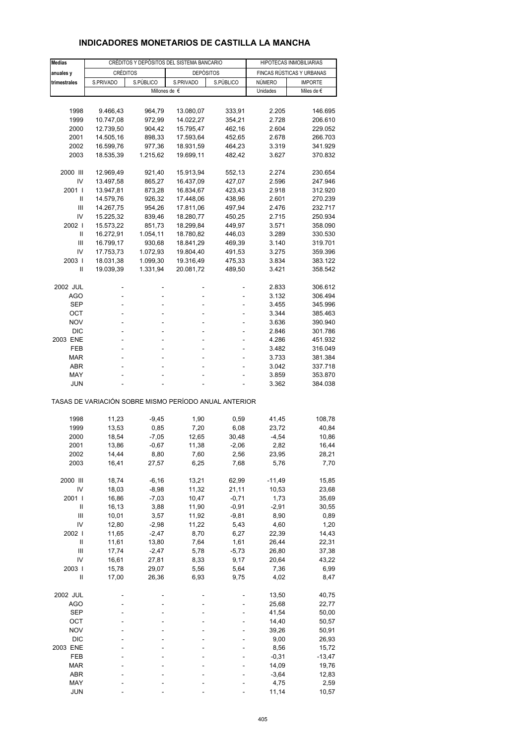# INDICADORES MONETARIOS DE CASTILLA LA MANCHA

| Medias anuales y trimestrales | CRÉDITOS Y DEPÓSITOS DEL SISTEMA BANCARIO | | | | HIPOTECAS INMOBILIARIAS | |
|---|---|---|---|---|---|---|
| | CRÉDITOS | | DEPÓSITOS | | FINCAS RÚSTICAS Y URBANAS | |
| | S.PRIVADO | S.PÚBLICO | S.PRIVADO | S.PÚBLICO | NÚMERO | IMPORTE |
| | Millones de € | | | | Unidades | Miles de € |
| 1998 | 9.466,43 | 964,79 | 13.080,07 | 333,91 | 2.205 | 146.695 |
| 1999 | 10.747,08 | 972,99 | 14.022,27 | 354,21 | 2.728 | 206.610 |
| 2000 | 12.739,50 | 904,42 | 15.795,47 | 462,16 | 2.604 | 229.052 |
| 2001 | 14.505,16 | 898,33 | 17.593,64 | 452,65 | 2.678 | 266.703 |
| 2002 | 16.599,76 | 977,36 | 18.931,59 | 464,23 | 3.319 | 341.929 |
| 2003 | 18.535,39 | 1.215,62 | 19.699,11 | 482,42 | 3.627 | 370.832 |
| 2000 III | 12.969,49 | 921,40 | 15.913,94 | 552,13 | 2.274 | 230.654 |
| IV | 13.497,58 | 865,27 | 16.437,09 | 427,07 | 2.596 | 247.946 |
| 2001 I | 13.947,81 | 873,28 | 16.834,67 | 423,43 | 2.918 | 312.920 |
| II | 14.579,76 | 926,32 | 17.448,06 | 438,96 | 2.601 | 270.239 |
| III | 14.267,75 | 954,26 | 17.811,06 | 497,94 | 2.476 | 232.717 |
| IV | 15.225,32 | 839,46 | 18.280,77 | 450,25 | 2.715 | 250.934 |
| 2002 I | 15.573,22 | 851,73 | 18.299,84 | 449,97 | 3.571 | 358.090 |
| II | 16.272,91 | 1.054,11 | 18.780,82 | 446,03 | 3.289 | 330.530 |
| III | 16.799,17 | 930,68 | 18.841,29 | 469,39 | 3.140 | 319.701 |
| IV | 17.753,73 | 1.072,93 | 19.804,40 | 491,53 | 3.275 | 359.396 |
| 2003 I | 18.031,38 | 1.099,30 | 19.316,49 | 475,33 | 3.834 | 383.122 |
| II | 19.039,39 | 1.331,94 | 20.081,72 | 489,50 | 3.421 | 358.542 |
| 2002 JUL | - | - | - | - | 2.833 | 306.612 |
| AGO | - | - | - | - | 3.132 | 306.494 |
| SEP | - | - | - | - | 3.455 | 345.996 |
| OCT | - | - | - | - | 3.344 | 385.463 |
| NOV | - | - | - | - | 3.636 | 390.940 |
| DIC | - | - | - | - | 2.846 | 301.786 |
| 2003 ENE | - | - | - | - | 4.286 | 451.932 |
| FEB | - | - | - | - | 3.482 | 316.049 |
| MAR | - | - | - | - | 3.733 | 381.384 |
| ABR | - | - | - | - | 3.042 | 337.718 |
| MAY | - | - | - | - | 3.859 | 353.870 |
| JUN | - | - | - | - | 3.362 | 384.038 |
| **TASAS DE VARIACIÓN SOBRE MISMO PERÍODO ANUAL ANTERIOR** | | | | | | |
| 1998 | 11,23 | -9,45 | 1,90 | 0,59 | 41,45 | 108,78 |
| 1999 | 13,53 | 0,85 | 7,20 | 6,08 | 23,72 | 40,84 |
| 2000 | 18,54 | -7,05 | 12,65 | 30,48 | -4,54 | 10,86 |
| 2001 | 13,86 | -0,67 | 11,38 | -2,06 | 2,82 | 16,44 |
| 2002 | 14,44 | 8,80 | 7,60 | 2,56 | 23,95 | 28,21 |
| 2003 | 16,41 | 27,57 | 6,25 | 7,68 | 5,76 | 7,70 |
| 2000 III | 18,74 | -6,16 | 13,21 | 62,99 | -11,49 | 15,85 |
| IV | 18,03 | -8,98 | 11,32 | 21,11 | 10,53 | 23,68 |
| 2001 I | 16,86 | -7,03 | 10,47 | -0,71 | 1,73 | 35,69 |
| II | 16,13 | 3,88 | 11,90 | -0,91 | -2,91 | 30,55 |
| III | 10,01 | 3,57 | 11,92 | -9,81 | 8,90 | 0,89 |
| IV | 12,80 | -2,98 | 11,22 | 5,43 | 4,60 | 1,20 |
| 2002 I | 11,65 | -2,47 | 8,70 | 6,27 | 22,39 | 14,43 |
| II | 11,61 | 13,80 | 7,64 | 1,61 | 26,44 | 22,31 |
| III | 17,74 | -2,47 | 5,78 | -5,73 | 26,80 | 37,38 |
| IV | 16,61 | 27,81 | 8,33 | 9,17 | 20,64 | 43,22 |
| 2003 I | 15,78 | 29,07 | 5,56 | 5,64 | 7,36 | 6,99 |
| II | 17,00 | 26,36 | 6,93 | 9,75 | 4,02 | 8,47 |
| 2002 JUL | - | - | - | - | 13,50 | 40,75 |
| AGO | - | - | - | - | 25,68 | 22,77 |
| SEP | - | - | - | - | 41,54 | 50,00 |
| OCT | - | - | - | - | 14,40 | 50,57 |
| NOV | - | - | - | - | 39,26 | 50,91 |
| DIC | - | - | - | - | 9,00 | 26,93 |
| 2003 ENE | - | - | - | - | 8,56 | 15,72 |
| FEB | - | - | - | - | -0,31 | -13,47 |
| MAR | - | - | - | - | 14,09 | 19,76 |
| ABR | - | - | - | - | -3,64 | 12,83 |
| MAY | - | - | - | - | 4,75 | 2,59 |
| JUN | - | - | - | - | 11,14 | 10,57 |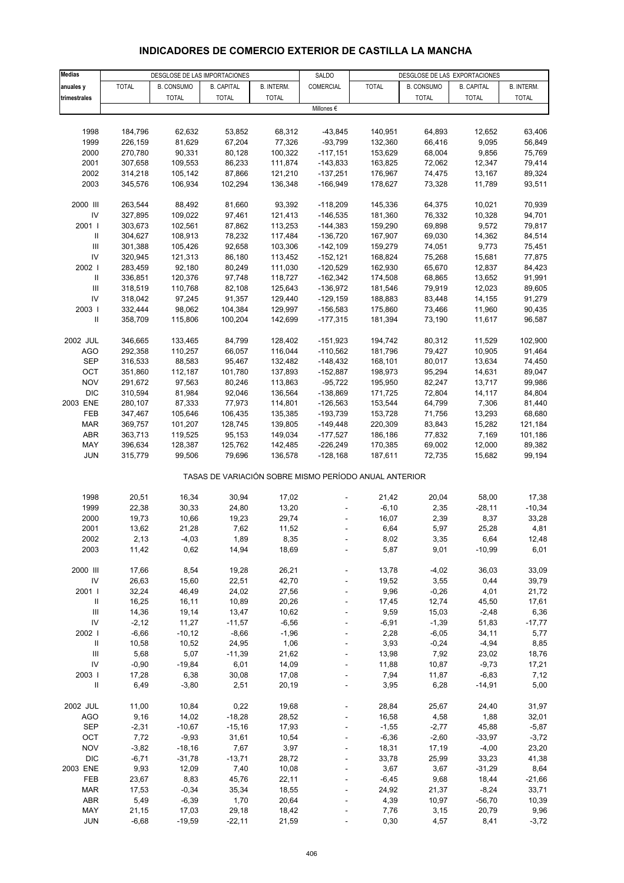# INDICADORES DE COMERCIO EXTERIOR DE CASTILLA LA MANCHA

| Medias anuales y trimestrales | DESGLOSE DE LAS IMPORTACIONES TOTAL | B. CONSUMO TOTAL | B. CAPITAL TOTAL | B. INTERM. TOTAL | SALDO COMERCIAL | DESGLOSE DE LAS EXPORTACIONES TOTAL | B. CONSUMO TOTAL | B. CAPITAL TOTAL | B. INTERM. TOTAL |
|---|---|---|---|---|---|---|---|---|---|
| | | | | | Millones € | | | | |
| 1998 | 184,796 | 62,632 | 53,852 | 68,312 | -43,845 | 140,951 | 64,893 | 12,652 | 63,406 |
| 1999 | 226,159 | 81,629 | 67,204 | 77,326 | -93,799 | 132,360 | 66,416 | 9,095 | 56,849 |
| 2000 | 270,780 | 90,331 | 80,128 | 100,322 | -117,151 | 153,629 | 68,004 | 9,856 | 75,769 |
| 2001 | 307,658 | 109,553 | 86,233 | 111,874 | -143,833 | 163,825 | 72,062 | 12,347 | 79,414 |
| 2002 | 314,218 | 105,142 | 87,866 | 121,210 | -137,251 | 176,967 | 74,475 | 13,167 | 89,324 |
| 2003 | 345,576 | 106,934 | 102,294 | 136,348 | -166,949 | 178,627 | 73,328 | 11,789 | 93,511 |
| 2000 III | 263,544 | 88,492 | 81,660 | 93,392 | -118,209 | 145,336 | 64,375 | 10,021 | 70,939 |
| IV | 327,895 | 109,022 | 97,461 | 121,413 | -146,535 | 181,360 | 76,332 | 10,328 | 94,701 |
| 2001 I | 303,673 | 102,561 | 87,862 | 113,253 | -144,383 | 159,290 | 69,898 | 9,572 | 79,817 |
| II | 304,627 | 108,913 | 78,232 | 117,484 | -136,720 | 167,907 | 69,030 | 14,362 | 84,514 |
| III | 301,388 | 105,426 | 92,658 | 103,306 | -142,109 | 159,279 | 74,051 | 9,773 | 75,451 |
| IV | 320,945 | 121,313 | 86,180 | 113,452 | -152,121 | 168,824 | 75,268 | 15,681 | 77,875 |
| 2002 I | 283,459 | 92,180 | 80,249 | 111,030 | -120,529 | 162,930 | 65,670 | 12,837 | 84,423 |
| II | 336,851 | 120,376 | 97,748 | 118,727 | -162,342 | 174,508 | 68,865 | 13,652 | 91,991 |
| III | 318,519 | 110,768 | 82,108 | 125,643 | -136,972 | 181,546 | 79,919 | 12,023 | 89,605 |
| IV | 318,042 | 97,245 | 91,357 | 129,440 | -129,159 | 188,883 | 83,448 | 14,155 | 91,279 |
| 2003 I | 332,444 | 98,062 | 104,384 | 129,997 | -156,583 | 175,860 | 73,466 | 11,960 | 90,435 |
| II | 358,709 | 115,806 | 100,204 | 142,699 | -177,315 | 181,394 | 73,190 | 11,617 | 96,587 |
| 2002 JUL | 346,665 | 133,465 | 84,799 | 128,402 | -151,923 | 194,742 | 80,312 | 11,529 | 102,900 |
| AGO | 292,358 | 110,257 | 66,057 | 116,044 | -110,562 | 181,796 | 79,427 | 10,905 | 91,464 |
| SEP | 316,533 | 88,583 | 95,467 | 132,482 | -148,432 | 168,101 | 80,017 | 13,634 | 74,450 |
| OCT | 351,860 | 112,187 | 101,780 | 137,893 | -152,887 | 198,973 | 95,294 | 14,631 | 89,047 |
| NOV | 291,672 | 97,563 | 80,246 | 113,863 | -95,722 | 195,950 | 82,247 | 13,717 | 99,986 |
| DIC | 310,594 | 81,984 | 92,046 | 136,564 | -138,869 | 171,725 | 72,804 | 14,117 | 84,804 |
| 2003 ENE | 280,107 | 87,333 | 77,973 | 114,801 | -126,563 | 153,544 | 64,799 | 7,306 | 81,440 |
| FEB | 347,467 | 105,646 | 106,435 | 135,385 | -193,739 | 153,728 | 71,756 | 13,293 | 68,680 |
| MAR | 369,757 | 101,207 | 128,745 | 139,805 | -149,448 | 220,309 | 83,843 | 15,282 | 121,184 |
| ABR | 363,713 | 119,525 | 95,153 | 149,034 | -177,527 | 186,186 | 77,832 | 7,169 | 101,186 |
| MAY | 396,634 | 128,387 | 125,762 | 142,485 | -226,249 | 170,385 | 69,002 | 12,000 | 89,382 |
| JUN | 315,779 | 99,506 | 79,696 | 136,578 | -128,168 | 187,611 | 72,735 | 15,682 | 99,194 |
| | | | | | TASAS DE VARIACIÓN SOBRE MISMO PERÍODO ANUAL ANTERIOR | | | | |
| 1998 | 20,51 | 16,34 | 30,94 | 17,02 | - | 21,42 | 20,04 | 58,00 | 17,38 |
| 1999 | 22,38 | 30,33 | 24,80 | 13,20 | - | -6,10 | 2,35 | -28,11 | -10,34 |
| 2000 | 19,73 | 10,66 | 19,23 | 29,74 | - | 16,07 | 2,39 | 8,37 | 33,28 |
| 2001 | 13,62 | 21,28 | 7,62 | 11,52 | - | 6,64 | 5,97 | 25,28 | 4,81 |
| 2002 | 2,13 | -4,03 | 1,89 | 8,35 | - | 8,02 | 3,35 | 6,64 | 12,48 |
| 2003 | 11,42 | 0,62 | 14,94 | 18,69 | - | 5,87 | 9,01 | -10,99 | 6,01 |
| 2000 III | 17,66 | 8,54 | 19,28 | 26,21 | - | 13,78 | -4,02 | 36,03 | 33,09 |
| IV | 26,63 | 15,60 | 22,51 | 42,70 | - | 19,52 | 3,55 | 0,44 | 39,79 |
| 2001 I | 32,24 | 46,49 | 24,02 | 27,56 | - | 9,96 | -0,26 | 4,01 | 21,72 |
| II | 16,25 | 16,11 | 10,89 | 20,26 | - | 17,45 | 12,74 | 45,50 | 17,61 |
| III | 14,36 | 19,14 | 13,47 | 10,62 | - | 9,59 | 15,03 | -2,48 | 6,36 |
| IV | -2,12 | 11,27 | -11,57 | -6,56 | - | -6,91 | -1,39 | 51,83 | -17,77 |
| 2002 I | -6,66 | -10,12 | -8,66 | -1,96 | - | 2,28 | -6,05 | 34,11 | 5,77 |
| II | 10,58 | 10,52 | 24,95 | 1,06 | - | 3,93 | -0,24 | -4,94 | 8,85 |
| III | 5,68 | 5,07 | -11,39 | 21,62 | - | 13,98 | 7,92 | 23,02 | 18,76 |
| IV | -0,90 | -19,84 | 6,01 | 14,09 | - | 11,88 | 10,87 | -9,73 | 17,21 |
| 2003 I | 17,28 | 6,38 | 30,08 | 17,08 | - | 7,94 | 11,87 | -6,83 | 7,12 |
| II | 6,49 | -3,80 | 2,51 | 20,19 | - | 3,95 | 6,28 | -14,91 | 5,00 |
| 2002 JUL | 11,00 | 10,84 | 0,22 | 19,68 | - | 28,84 | 25,67 | 24,40 | 31,97 |
| AGO | 9,16 | 14,02 | -18,28 | 28,52 | - | 16,58 | 4,58 | 1,88 | 32,01 |
| SEP | -2,31 | -10,67 | -15,16 | 17,93 | - | -1,55 | -2,77 | 45,88 | -5,87 |
| OCT | 7,72 | -9,93 | 31,61 | 10,54 | - | -6,36 | -2,60 | -33,97 | -3,72 |
| NOV | -3,82 | -18,16 | 7,67 | 3,97 | - | 18,31 | 17,19 | -4,00 | 23,20 |
| DIC | -6,71 | -31,78 | -13,71 | 28,72 | - | 33,78 | 25,99 | 33,23 | 41,38 |
| 2003 ENE | 9,93 | 12,09 | 7,40 | 10,08 | - | 3,67 | 3,67 | -31,29 | 8,64 |
| FEB | 23,67 | 8,83 | 45,76 | 22,11 | - | -6,45 | 9,68 | 18,44 | -21,66 |
| MAR | 17,53 | -0,34 | 35,34 | 18,55 | - | 24,92 | 21,37 | -8,24 | 33,71 |
| ABR | 5,49 | -6,39 | 1,70 | 20,64 | - | 4,39 | 10,97 | -56,70 | 10,39 |
| MAY | 21,15 | 17,03 | 29,18 | 18,42 | - | 7,76 | 3,15 | 20,79 | 9,96 |
| JUN | -6,68 | -19,59 | -22,11 | 21,59 | - | 0,30 | 4,57 | 8,41 | -3,72 |